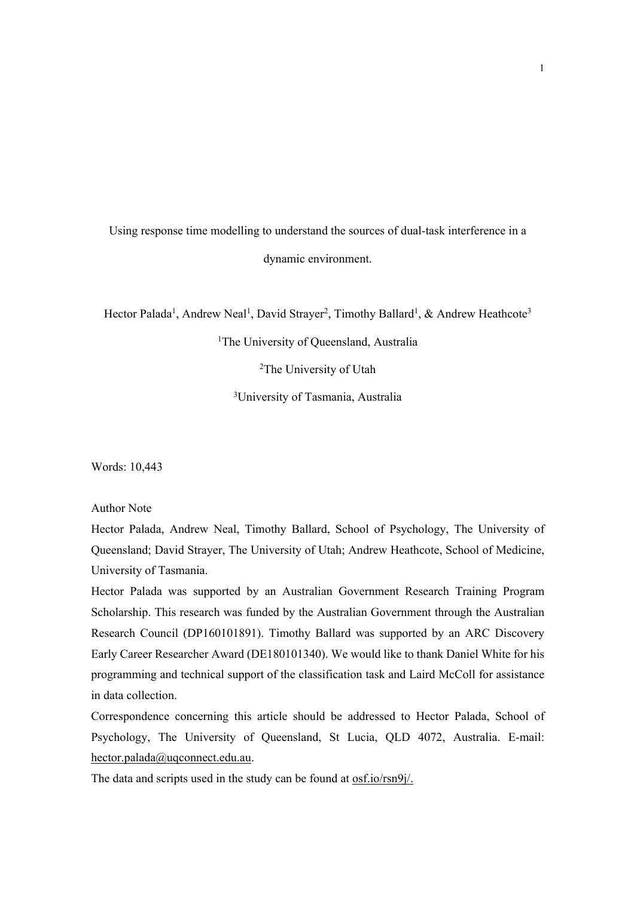# Using response time modelling to understand the sources of dual-task interference in a dynamic environment.

Hector Palada[1], Andrew Neal[1], David Strayer[2], Timothy Ballard[1], & Andrew Heathcote[3]

[1]The University of Queensland, Australia

[2]The University of Utah

[3]University of Tasmania, Australia

Words: 10,443

Author Note

Hector Palada, Andrew Neal, Timothy Ballard, School of Psychology, The University of Queensland; David Strayer, The University of Utah; Andrew Heathcote, School of Medicine, University of Tasmania.

Hector Palada was supported by an Australian Government Research Training Program Scholarship. This research was funded by the Australian Government through the Australian Research Council (DP160101891). Timothy Ballard was supported by an ARC Discovery Early Career Researcher Award (DE180101340). We would like to thank Daniel White for his programming and technical support of the classification task and Laird McColl for assistance in data collection.

Correspondence concerning this article should be addressed to Hector Palada, School of Psychology, The University of Queensland, St Lucia, QLD 4072, Australia. E-mail: hector.palada@uqconnect.edu.au.

The data and scripts used in the study can be found at osf.io/rsn9j/.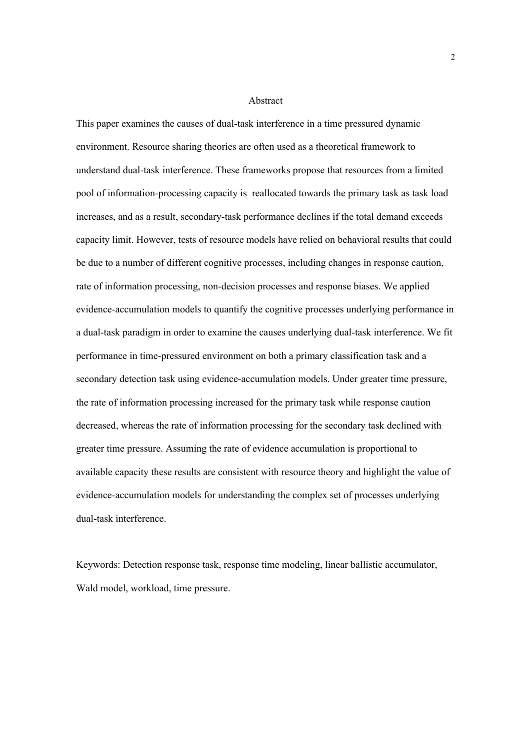## Abstract

This paper examines the causes of dual-task interference in a time pressured dynamic environment. Resource sharing theories are often used as a theoretical framework to understand dual-task interference. These frameworks propose that resources from a limited pool of information-processing capacity is reallocated towards the primary task as task load increases, and as a result, secondary-task performance declines if the total demand exceeds capacity limit. However, tests of resource models have relied on behavioral results that could be due to a number of different cognitive processes, including changes in response caution, rate of information processing, non-decision processes and response biases. We applied evidence-accumulation models to quantify the cognitive processes underlying performance in a dual-task paradigm in order to examine the causes underlying dual-task interference. We fit performance in time-pressured environment on both a primary classification task and a secondary detection task using evidence-accumulation models. Under greater time pressure, the rate of information processing increased for the primary task while response caution decreased, whereas the rate of information processing for the secondary task declined with greater time pressure. Assuming the rate of evidence accumulation is proportional to available capacity these results are consistent with resource theory and highlight the value of evidence-accumulation models for understanding the complex set of processes underlying dual-task interference.

Keywords: Detection response task, response time modeling, linear ballistic accumulator, Wald model, workload, time pressure.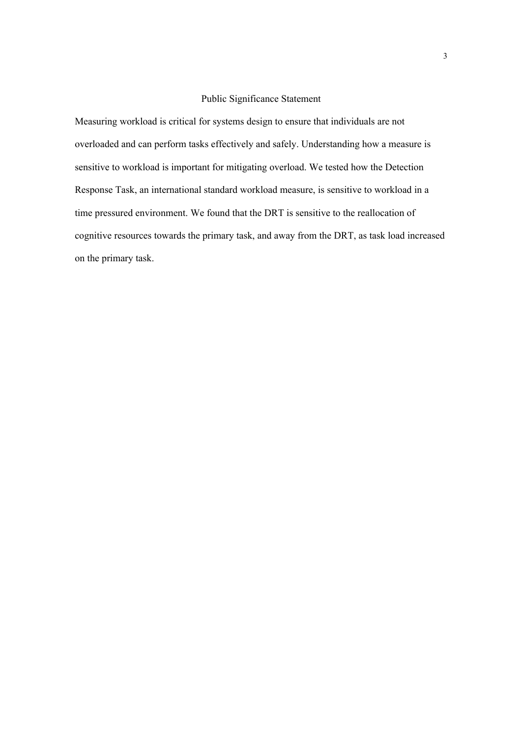# Public Significance Statement

Measuring workload is critical for systems design to ensure that individuals are not overloaded and can perform tasks effectively and safely. Understanding how a measure is sensitive to workload is important for mitigating overload. We tested how the Detection Response Task, an international standard workload measure, is sensitive to workload in a time pressured environment. We found that the DRT is sensitive to the reallocation of cognitive resources towards the primary task, and away from the DRT, as task load increased on the primary task.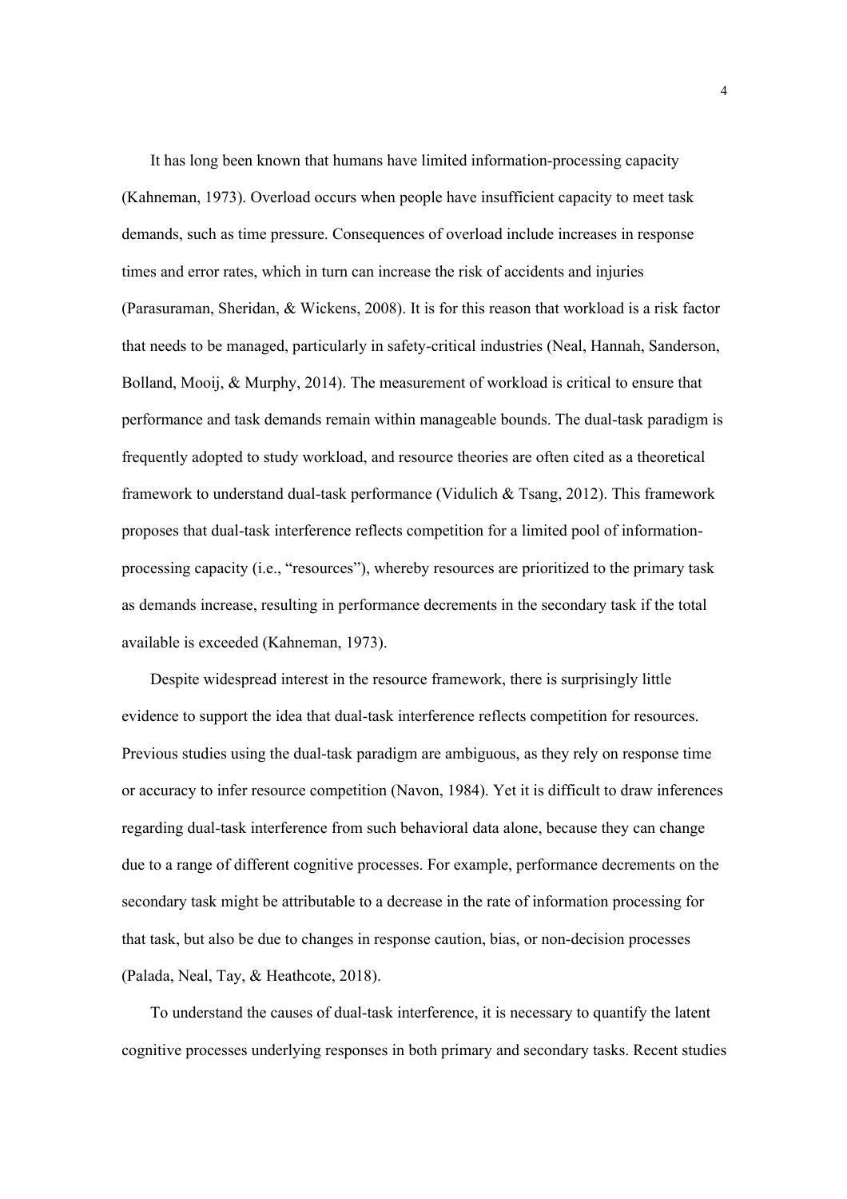It has long been known that humans have limited information-processing capacity (Kahneman, 1973). Overload occurs when people have insufficient capacity to meet task demands, such as time pressure. Consequences of overload include increases in response times and error rates, which in turn can increase the risk of accidents and injuries (Parasuraman, Sheridan, & Wickens, 2008). It is for this reason that workload is a risk factor that needs to be managed, particularly in safety-critical industries (Neal, Hannah, Sanderson, Bolland, Mooij, & Murphy, 2014). The measurement of workload is critical to ensure that performance and task demands remain within manageable bounds. The dual-task paradigm is frequently adopted to study workload, and resource theories are often cited as a theoretical framework to understand dual-task performance (Vidulich & Tsang, 2012). This framework proposes that dual-task interference reflects competition for a limited pool of information-processing capacity (i.e., "resources"), whereby resources are prioritized to the primary task as demands increase, resulting in performance decrements in the secondary task if the total available is exceeded (Kahneman, 1973).

Despite widespread interest in the resource framework, there is surprisingly little evidence to support the idea that dual-task interference reflects competition for resources. Previous studies using the dual-task paradigm are ambiguous, as they rely on response time or accuracy to infer resource competition (Navon, 1984). Yet it is difficult to draw inferences regarding dual-task interference from such behavioral data alone, because they can change due to a range of different cognitive processes. For example, performance decrements on the secondary task might be attributable to a decrease in the rate of information processing for that task, but also be due to changes in response caution, bias, or non-decision processes (Palada, Neal, Tay, & Heathcote, 2018).

To understand the causes of dual-task interference, it is necessary to quantify the latent cognitive processes underlying responses in both primary and secondary tasks. Recent studies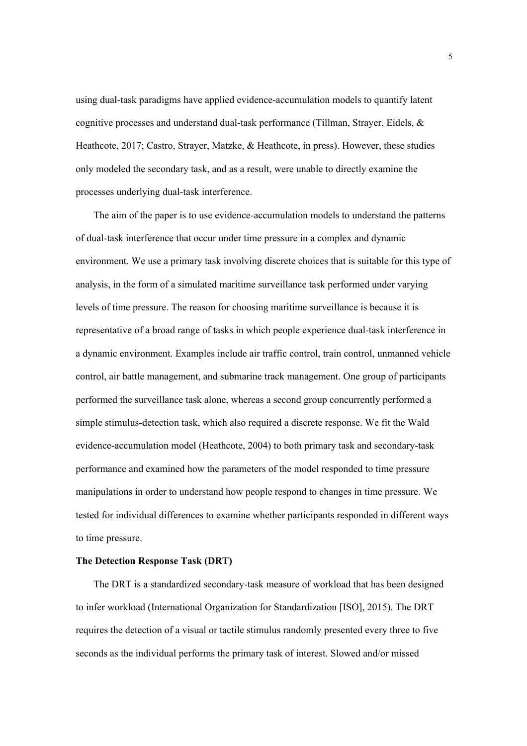using dual-task paradigms have applied evidence-accumulation models to quantify latent cognitive processes and understand dual-task performance (Tillman, Strayer, Eidels, & Heathcote, 2017; Castro, Strayer, Matzke, & Heathcote, in press). However, these studies only modeled the secondary task, and as a result, were unable to directly examine the processes underlying dual-task interference.

The aim of the paper is to use evidence-accumulation models to understand the patterns of dual-task interference that occur under time pressure in a complex and dynamic environment. We use a primary task involving discrete choices that is suitable for this type of analysis, in the form of a simulated maritime surveillance task performed under varying levels of time pressure. The reason for choosing maritime surveillance is because it is representative of a broad range of tasks in which people experience dual-task interference in a dynamic environment. Examples include air traffic control, train control, unmanned vehicle control, air battle management, and submarine track management. One group of participants performed the surveillance task alone, whereas a second group concurrently performed a simple stimulus-detection task, which also required a discrete response. We fit the Wald evidence-accumulation model (Heathcote, 2004) to both primary task and secondary-task performance and examined how the parameters of the model responded to time pressure manipulations in order to understand how people respond to changes in time pressure. We tested for individual differences to examine whether participants responded in different ways to time pressure.

**The Detection Response Task (DRT)**

The DRT is a standardized secondary-task measure of workload that has been designed to infer workload (International Organization for Standardization [ISO], 2015). The DRT requires the detection of a visual or tactile stimulus randomly presented every three to five seconds as the individual performs the primary task of interest. Slowed and/or missed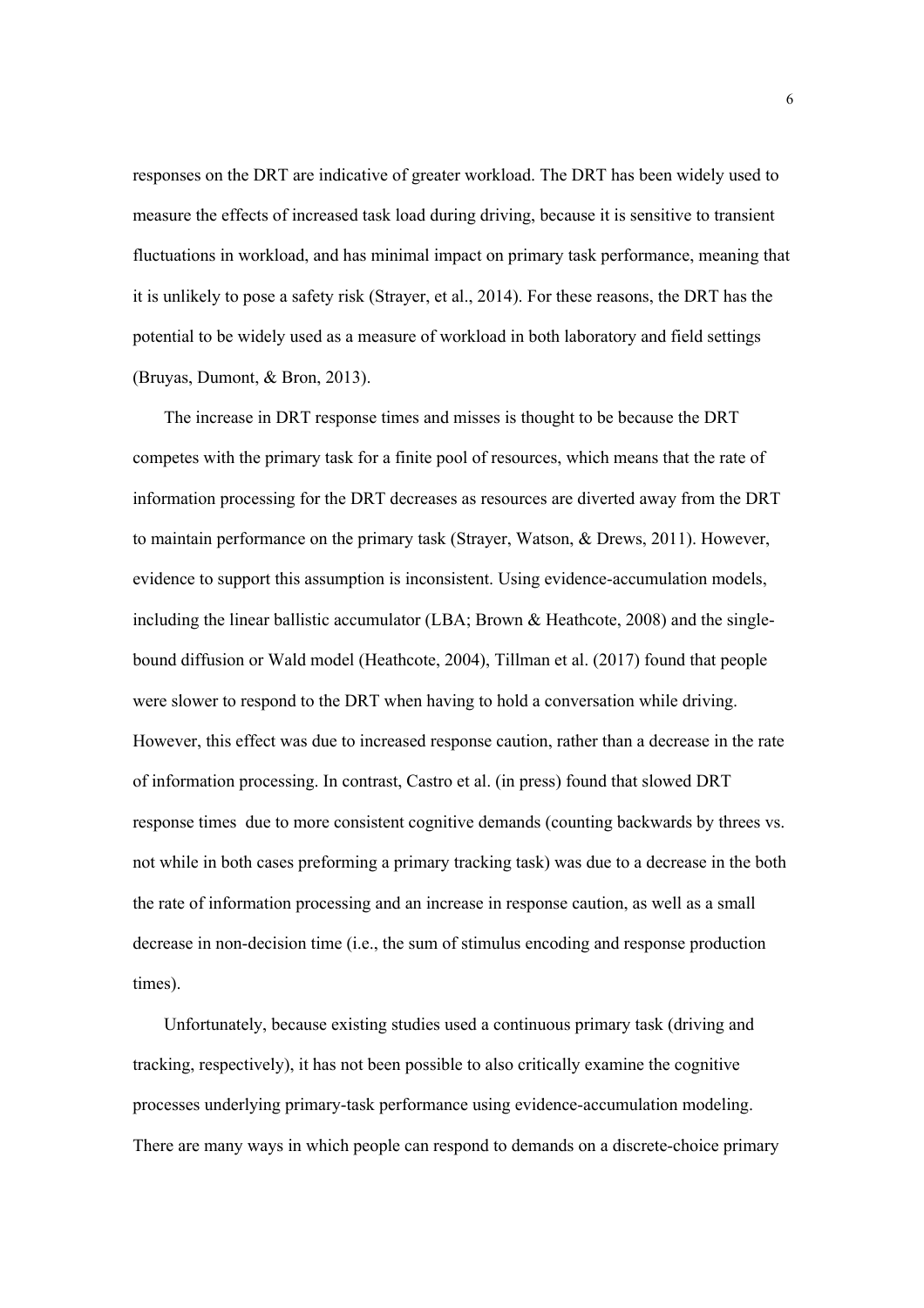responses on the DRT are indicative of greater workload. The DRT has been widely used to measure the effects of increased task load during driving, because it is sensitive to transient fluctuations in workload, and has minimal impact on primary task performance, meaning that it is unlikely to pose a safety risk (Strayer, et al., 2014). For these reasons, the DRT has the potential to be widely used as a measure of workload in both laboratory and field settings (Bruyas, Dumont, & Bron, 2013).

The increase in DRT response times and misses is thought to be because the DRT competes with the primary task for a finite pool of resources, which means that the rate of information processing for the DRT decreases as resources are diverted away from the DRT to maintain performance on the primary task (Strayer, Watson, & Drews, 2011). However, evidence to support this assumption is inconsistent. Using evidence-accumulation models, including the linear ballistic accumulator (LBA; Brown & Heathcote, 2008) and the single-bound diffusion or Wald model (Heathcote, 2004), Tillman et al. (2017) found that people were slower to respond to the DRT when having to hold a conversation while driving. However, this effect was due to increased response caution, rather than a decrease in the rate of information processing. In contrast, Castro et al. (in press) found that slowed DRT response times due to more consistent cognitive demands (counting backwards by threes vs. not while in both cases preforming a primary tracking task) was due to a decrease in the both the rate of information processing and an increase in response caution, as well as a small decrease in non-decision time (i.e., the sum of stimulus encoding and response production times).

Unfortunately, because existing studies used a continuous primary task (driving and tracking, respectively), it has not been possible to also critically examine the cognitive processes underlying primary-task performance using evidence-accumulation modeling. There are many ways in which people can respond to demands on a discrete-choice primary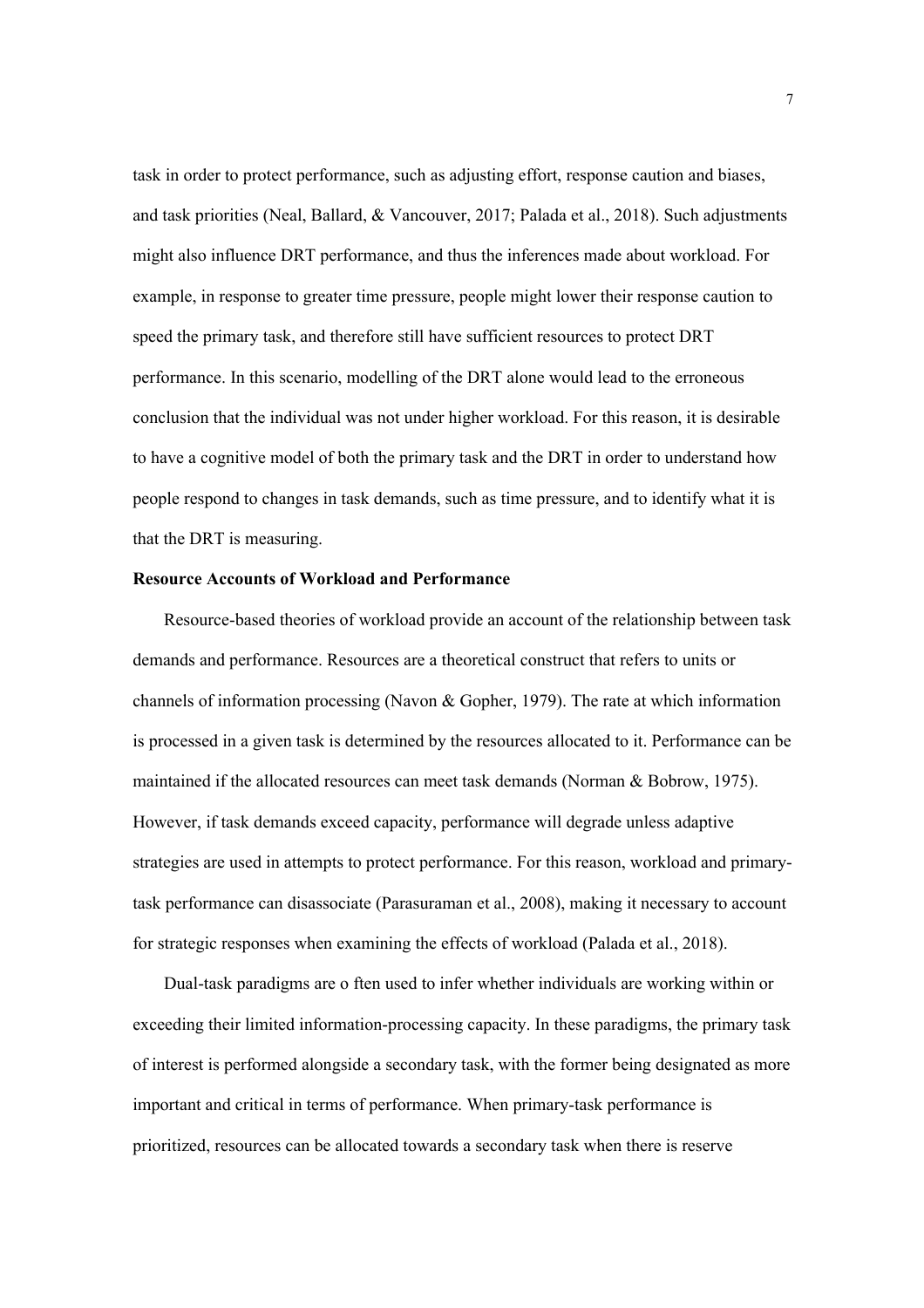task in order to protect performance, such as adjusting effort, response caution and biases, and task priorities (Neal, Ballard, & Vancouver, 2017; Palada et al., 2018). Such adjustments might also influence DRT performance, and thus the inferences made about workload. For example, in response to greater time pressure, people might lower their response caution to speed the primary task, and therefore still have sufficient resources to protect DRT performance. In this scenario, modelling of the DRT alone would lead to the erroneous conclusion that the individual was not under higher workload. For this reason, it is desirable to have a cognitive model of both the primary task and the DRT in order to understand how people respond to changes in task demands, such as time pressure, and to identify what it is that the DRT is measuring.

**Resource Accounts of Workload and Performance**

Resource-based theories of workload provide an account of the relationship between task demands and performance. Resources are a theoretical construct that refers to units or channels of information processing (Navon & Gopher, 1979). The rate at which information is processed in a given task is determined by the resources allocated to it. Performance can be maintained if the allocated resources can meet task demands (Norman & Bobrow, 1975). However, if task demands exceed capacity, performance will degrade unless adaptive strategies are used in attempts to protect performance. For this reason, workload and primary-task performance can disassociate (Parasuraman et al., 2008), making it necessary to account for strategic responses when examining the effects of workload (Palada et al., 2018).

Dual-task paradigms are o ften used to infer whether individuals are working within or exceeding their limited information-processing capacity. In these paradigms, the primary task of interest is performed alongside a secondary task, with the former being designated as more important and critical in terms of performance. When primary-task performance is prioritized, resources can be allocated towards a secondary task when there is reserve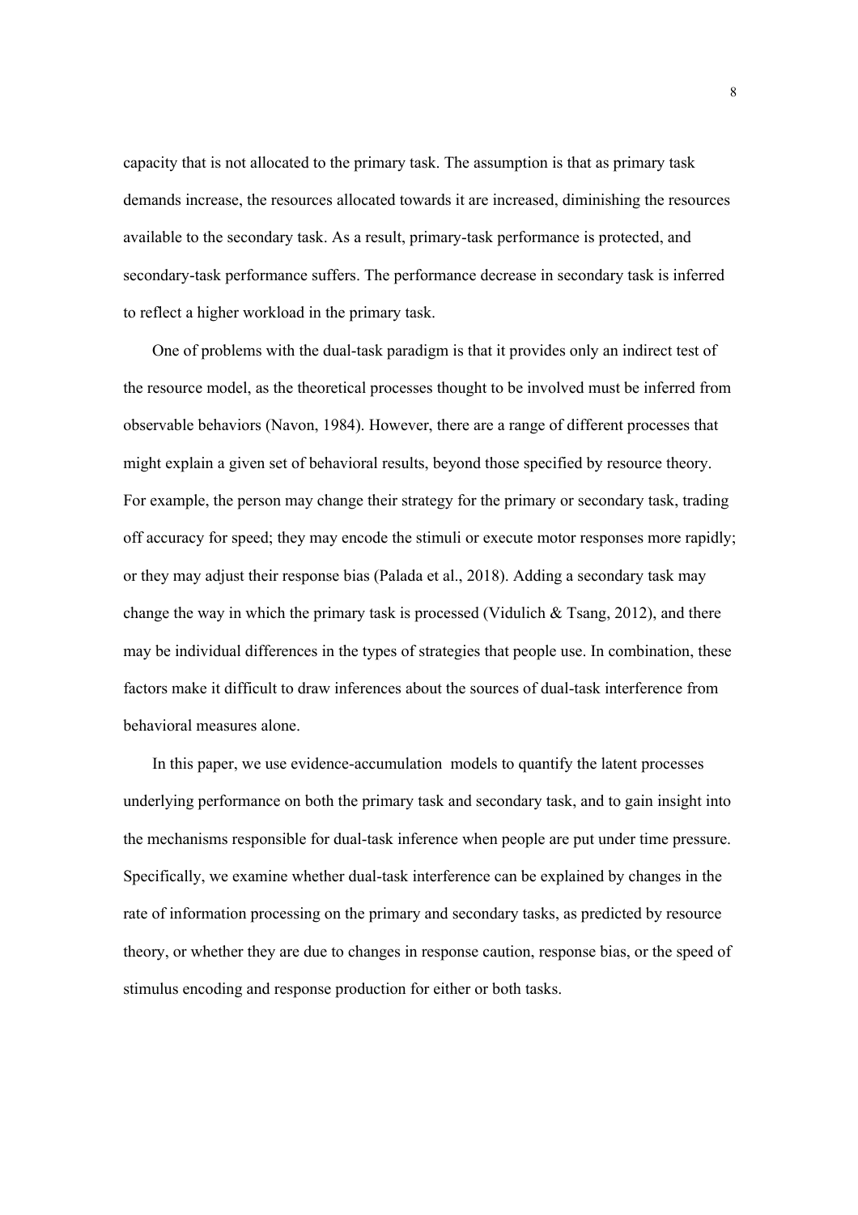capacity that is not allocated to the primary task. The assumption is that as primary task demands increase, the resources allocated towards it are increased, diminishing the resources available to the secondary task. As a result, primary-task performance is protected, and secondary-task performance suffers. The performance decrease in secondary task is inferred to reflect a higher workload in the primary task.

One of problems with the dual-task paradigm is that it provides only an indirect test of the resource model, as the theoretical processes thought to be involved must be inferred from observable behaviors (Navon, 1984). However, there are a range of different processes that might explain a given set of behavioral results, beyond those specified by resource theory. For example, the person may change their strategy for the primary or secondary task, trading off accuracy for speed; they may encode the stimuli or execute motor responses more rapidly; or they may adjust their response bias (Palada et al., 2018). Adding a secondary task may change the way in which the primary task is processed (Vidulich & Tsang, 2012), and there may be individual differences in the types of strategies that people use. In combination, these factors make it difficult to draw inferences about the sources of dual-task interference from behavioral measures alone.

In this paper, we use evidence-accumulation models to quantify the latent processes underlying performance on both the primary task and secondary task, and to gain insight into the mechanisms responsible for dual-task inference when people are put under time pressure. Specifically, we examine whether dual-task interference can be explained by changes in the rate of information processing on the primary and secondary tasks, as predicted by resource theory, or whether they are due to changes in response caution, response bias, or the speed of stimulus encoding and response production for either or both tasks.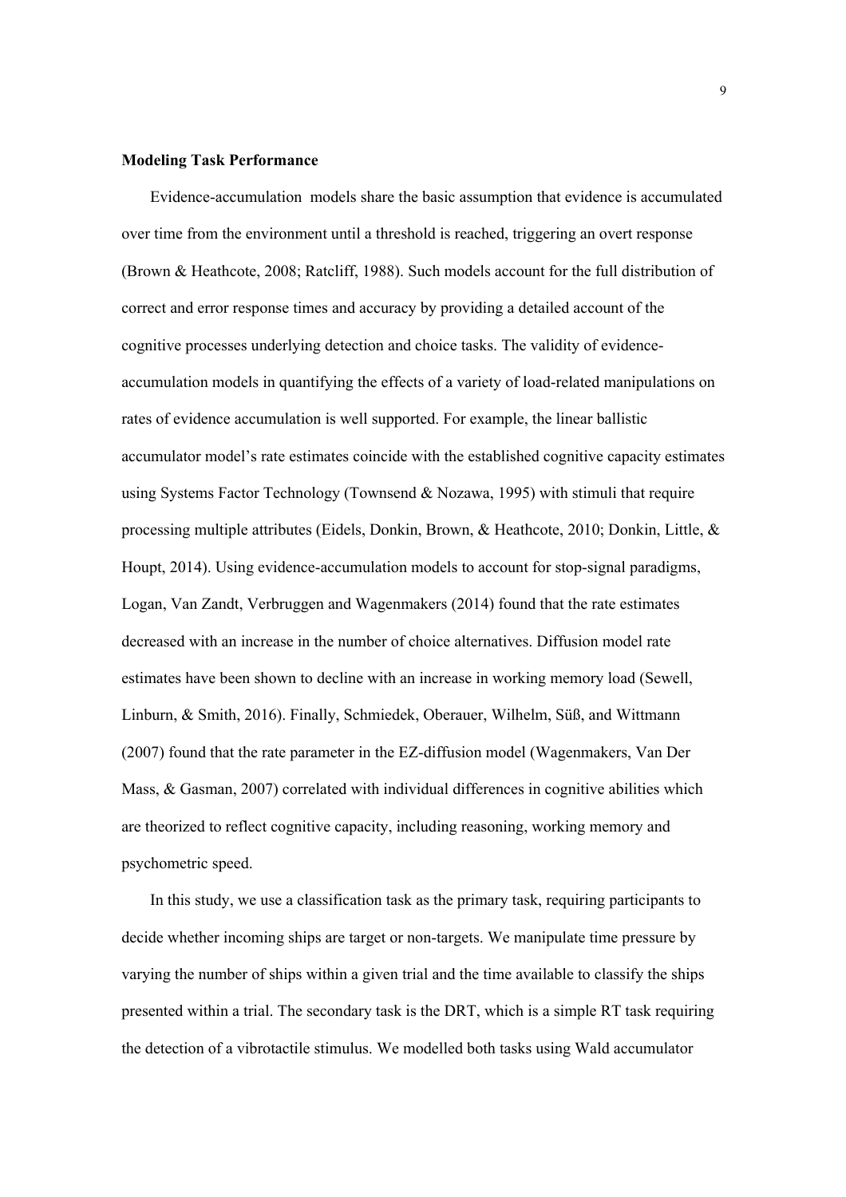**Modeling Task Performance**

Evidence-accumulation models share the basic assumption that evidence is accumulated over time from the environment until a threshold is reached, triggering an overt response (Brown & Heathcote, 2008; Ratcliff, 1988). Such models account for the full distribution of correct and error response times and accuracy by providing a detailed account of the cognitive processes underlying detection and choice tasks. The validity of evidence-accumulation models in quantifying the effects of a variety of load-related manipulations on rates of evidence accumulation is well supported. For example, the linear ballistic accumulator model's rate estimates coincide with the established cognitive capacity estimates using Systems Factor Technology (Townsend & Nozawa, 1995) with stimuli that require processing multiple attributes (Eidels, Donkin, Brown, & Heathcote, 2010; Donkin, Little, & Houpt, 2014). Using evidence-accumulation models to account for stop-signal paradigms, Logan, Van Zandt, Verbruggen and Wagenmakers (2014) found that the rate estimates decreased with an increase in the number of choice alternatives. Diffusion model rate estimates have been shown to decline with an increase in working memory load (Sewell, Linburn, & Smith, 2016). Finally, Schmiedek, Oberauer, Wilhelm, Süß, and Wittmann (2007) found that the rate parameter in the EZ-diffusion model (Wagenmakers, Van Der Mass, & Gasman, 2007) correlated with individual differences in cognitive abilities which are theorized to reflect cognitive capacity, including reasoning, working memory and psychometric speed.

In this study, we use a classification task as the primary task, requiring participants to decide whether incoming ships are target or non-targets. We manipulate time pressure by varying the number of ships within a given trial and the time available to classify the ships presented within a trial. The secondary task is the DRT, which is a simple RT task requiring the detection of a vibrotactile stimulus. We modelled both tasks using Wald accumulator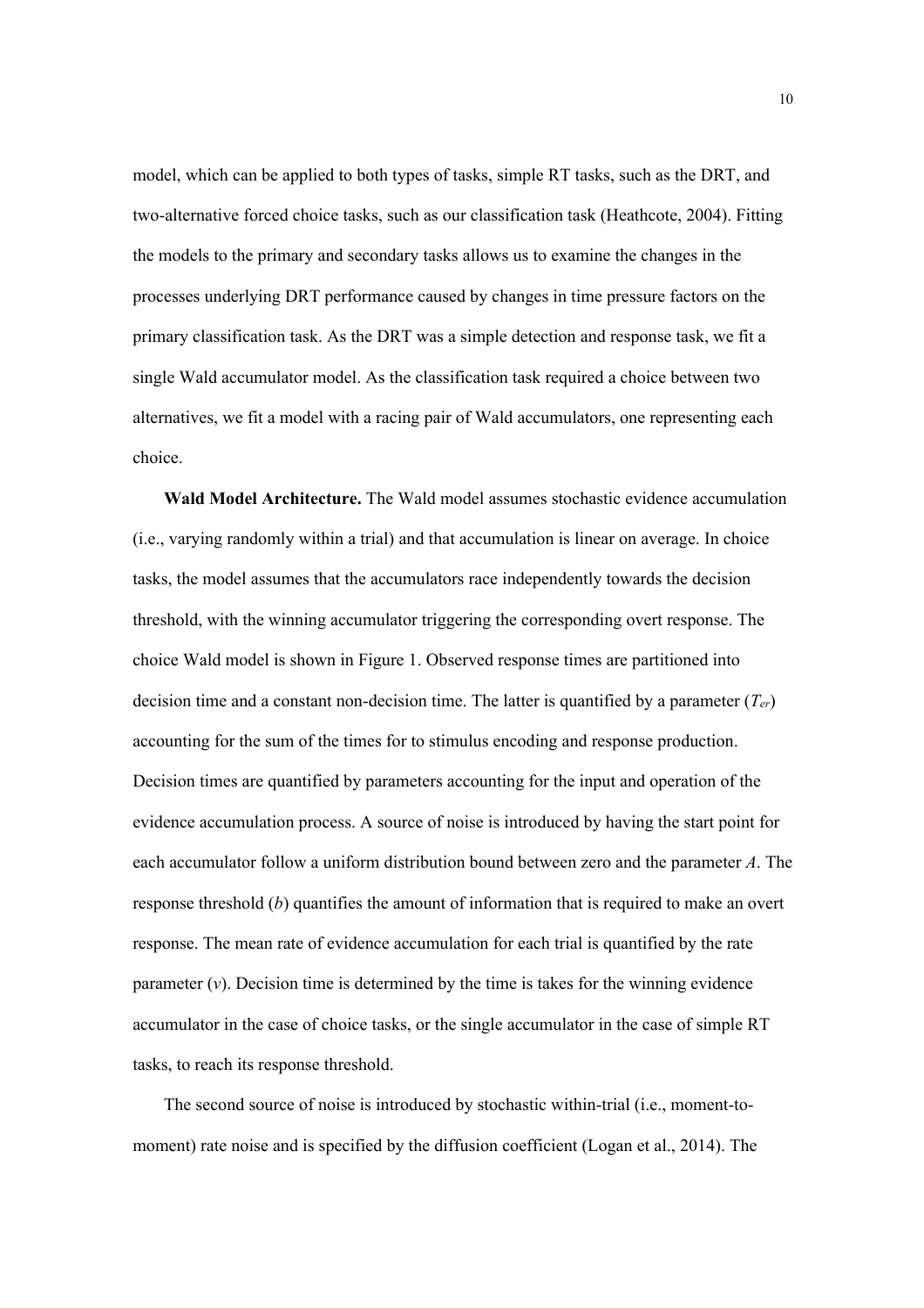model, which can be applied to both types of tasks, simple RT tasks, such as the DRT, and two-alternative forced choice tasks, such as our classification task (Heathcote, 2004). Fitting the models to the primary and secondary tasks allows us to examine the changes in the processes underlying DRT performance caused by changes in time pressure factors on the primary classification task. As the DRT was a simple detection and response task, we fit a single Wald accumulator model. As the classification task required a choice between two alternatives, we fit a model with a racing pair of Wald accumulators, one representing each choice.

**Wald Model Architecture.** The Wald model assumes stochastic evidence accumulation (i.e., varying randomly within a trial) and that accumulation is linear on average. In choice tasks, the model assumes that the accumulators race independently towards the decision threshold, with the winning accumulator triggering the corresponding overt response. The choice Wald model is shown in Figure 1. Observed response times are partitioned into decision time and a constant non-decision time. The latter is quantified by a parameter ($T_{er}$) accounting for the sum of the times for to stimulus encoding and response production. Decision times are quantified by parameters accounting for the input and operation of the evidence accumulation process. A source of noise is introduced by having the start point for each accumulator follow a uniform distribution bound between zero and the parameter $A$. The response threshold ($b$) quantifies the amount of information that is required to make an overt response. The mean rate of evidence accumulation for each trial is quantified by the rate parameter ($v$). Decision time is determined by the time is takes for the winning evidence accumulator in the case of choice tasks, or the single accumulator in the case of simple RT tasks, to reach its response threshold.

The second source of noise is introduced by stochastic within-trial (i.e., moment-to-moment) rate noise and is specified by the diffusion coefficient (Logan et al., 2014). The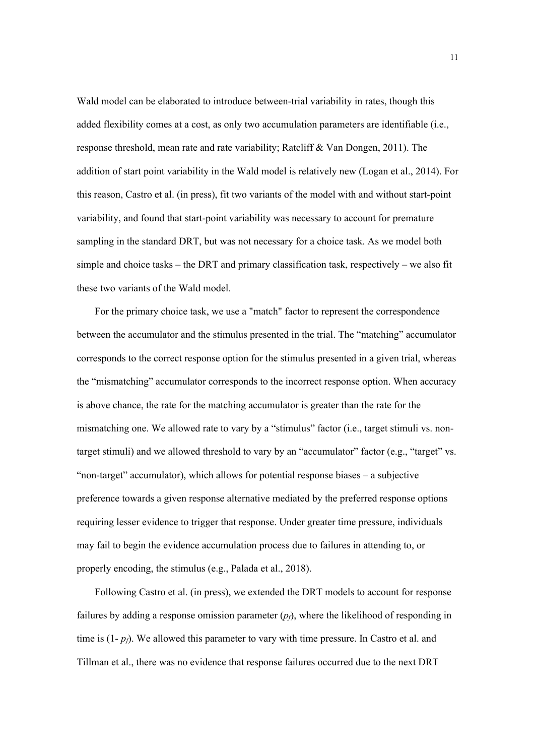Wald model can be elaborated to introduce between-trial variability in rates, though this added flexibility comes at a cost, as only two accumulation parameters are identifiable (i.e., response threshold, mean rate and rate variability; Ratcliff & Van Dongen, 2011). The addition of start point variability in the Wald model is relatively new (Logan et al., 2014). For this reason, Castro et al. (in press), fit two variants of the model with and without start-point variability, and found that start-point variability was necessary to account for premature sampling in the standard DRT, but was not necessary for a choice task. As we model both simple and choice tasks – the DRT and primary classification task, respectively – we also fit these two variants of the Wald model.

For the primary choice task, we use a "match" factor to represent the correspondence between the accumulator and the stimulus presented in the trial. The "matching" accumulator corresponds to the correct response option for the stimulus presented in a given trial, whereas the "mismatching" accumulator corresponds to the incorrect response option. When accuracy is above chance, the rate for the matching accumulator is greater than the rate for the mismatching one. We allowed rate to vary by a "stimulus" factor (i.e., target stimuli vs. non-target stimuli) and we allowed threshold to vary by an "accumulator" factor (e.g., "target" vs. "non-target" accumulator), which allows for potential response biases – a subjective preference towards a given response alternative mediated by the preferred response options requiring lesser evidence to trigger that response. Under greater time pressure, individuals may fail to begin the evidence accumulation process due to failures in attending to, or properly encoding, the stimulus (e.g., Palada et al., 2018).

Following Castro et al. (in press), we extended the DRT models to account for response failures by adding a response omission parameter ($p_f$), where the likelihood of responding in time is ($1 - p_f$). We allowed this parameter to vary with time pressure. In Castro et al. and Tillman et al., there was no evidence that response failures occurred due to the next DRT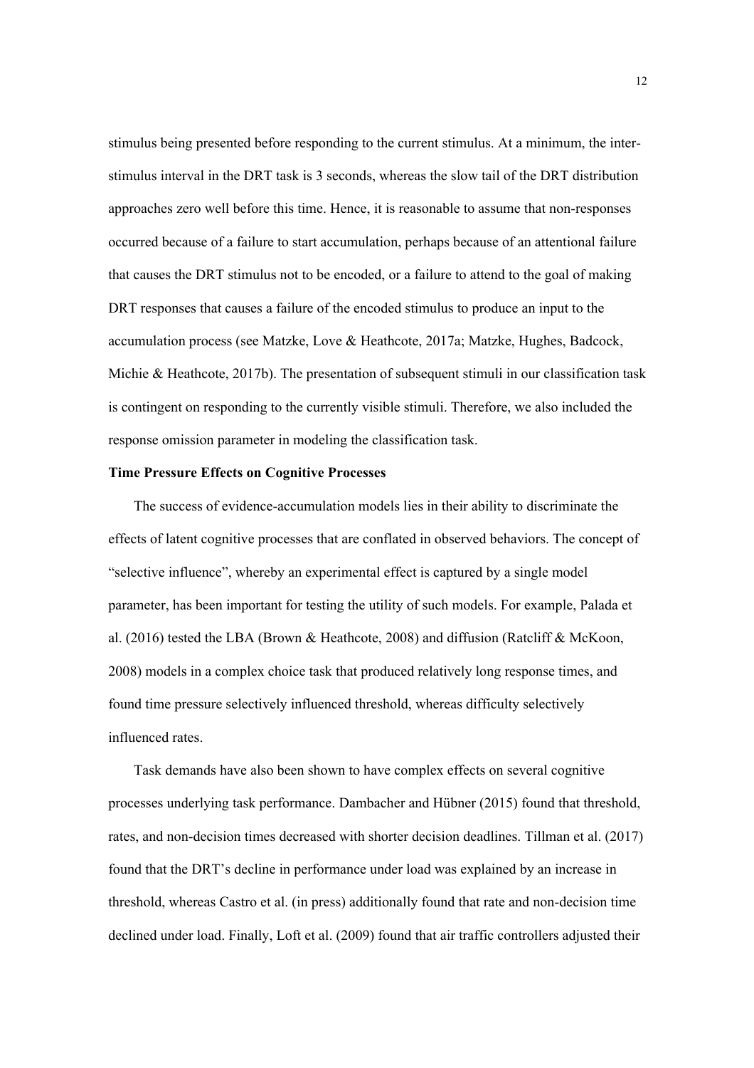stimulus being presented before responding to the current stimulus. At a minimum, the inter-stimulus interval in the DRT task is 3 seconds, whereas the slow tail of the DRT distribution approaches zero well before this time. Hence, it is reasonable to assume that non-responses occurred because of a failure to start accumulation, perhaps because of an attentional failure that causes the DRT stimulus not to be encoded, or a failure to attend to the goal of making DRT responses that causes a failure of the encoded stimulus to produce an input to the accumulation process (see Matzke, Love & Heathcote, 2017a; Matzke, Hughes, Badcock, Michie & Heathcote, 2017b). The presentation of subsequent stimuli in our classification task is contingent on responding to the currently visible stimuli. Therefore, we also included the response omission parameter in modeling the classification task.

**Time Pressure Effects on Cognitive Processes**

The success of evidence-accumulation models lies in their ability to discriminate the effects of latent cognitive processes that are conflated in observed behaviors. The concept of "selective influence", whereby an experimental effect is captured by a single model parameter, has been important for testing the utility of such models. For example, Palada et al. (2016) tested the LBA (Brown & Heathcote, 2008) and diffusion (Ratcliff & McKoon, 2008) models in a complex choice task that produced relatively long response times, and found time pressure selectively influenced threshold, whereas difficulty selectively influenced rates.

Task demands have also been shown to have complex effects on several cognitive processes underlying task performance. Dambacher and Hübner (2015) found that threshold, rates, and non-decision times decreased with shorter decision deadlines. Tillman et al. (2017) found that the DRT's decline in performance under load was explained by an increase in threshold, whereas Castro et al. (in press) additionally found that rate and non-decision time declined under load. Finally, Loft et al. (2009) found that air traffic controllers adjusted their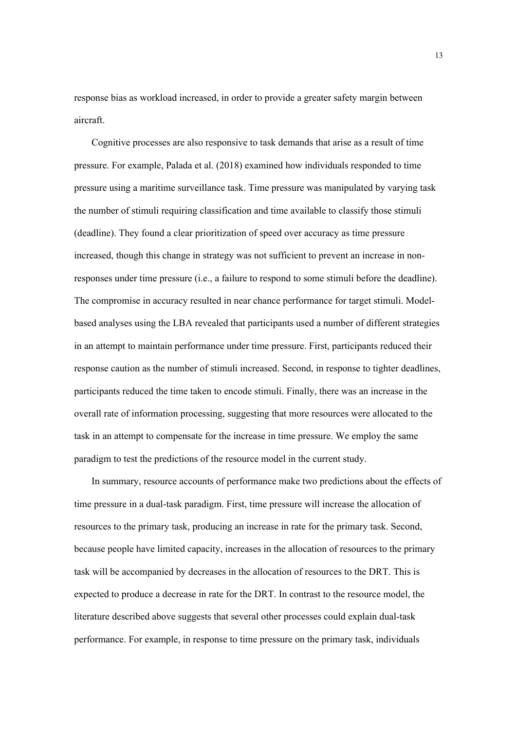response bias as workload increased, in order to provide a greater safety margin between aircraft.

Cognitive processes are also responsive to task demands that arise as a result of time pressure. For example, Palada et al. (2018) examined how individuals responded to time pressure using a maritime surveillance task. Time pressure was manipulated by varying task the number of stimuli requiring classification and time available to classify those stimuli (deadline). They found a clear prioritization of speed over accuracy as time pressure increased, though this change in strategy was not sufficient to prevent an increase in non-responses under time pressure (i.e., a failure to respond to some stimuli before the deadline). The compromise in accuracy resulted in near chance performance for target stimuli. Model-based analyses using the LBA revealed that participants used a number of different strategies in an attempt to maintain performance under time pressure. First, participants reduced their response caution as the number of stimuli increased. Second, in response to tighter deadlines, participants reduced the time taken to encode stimuli. Finally, there was an increase in the overall rate of information processing, suggesting that more resources were allocated to the task in an attempt to compensate for the increase in time pressure. We employ the same paradigm to test the predictions of the resource model in the current study.

In summary, resource accounts of performance make two predictions about the effects of time pressure in a dual-task paradigm. First, time pressure will increase the allocation of resources to the primary task, producing an increase in rate for the primary task. Second, because people have limited capacity, increases in the allocation of resources to the primary task will be accompanied by decreases in the allocation of resources to the DRT. This is expected to produce a decrease in rate for the DRT. In contrast to the resource model, the literature described above suggests that several other processes could explain dual-task performance. For example, in response to time pressure on the primary task, individuals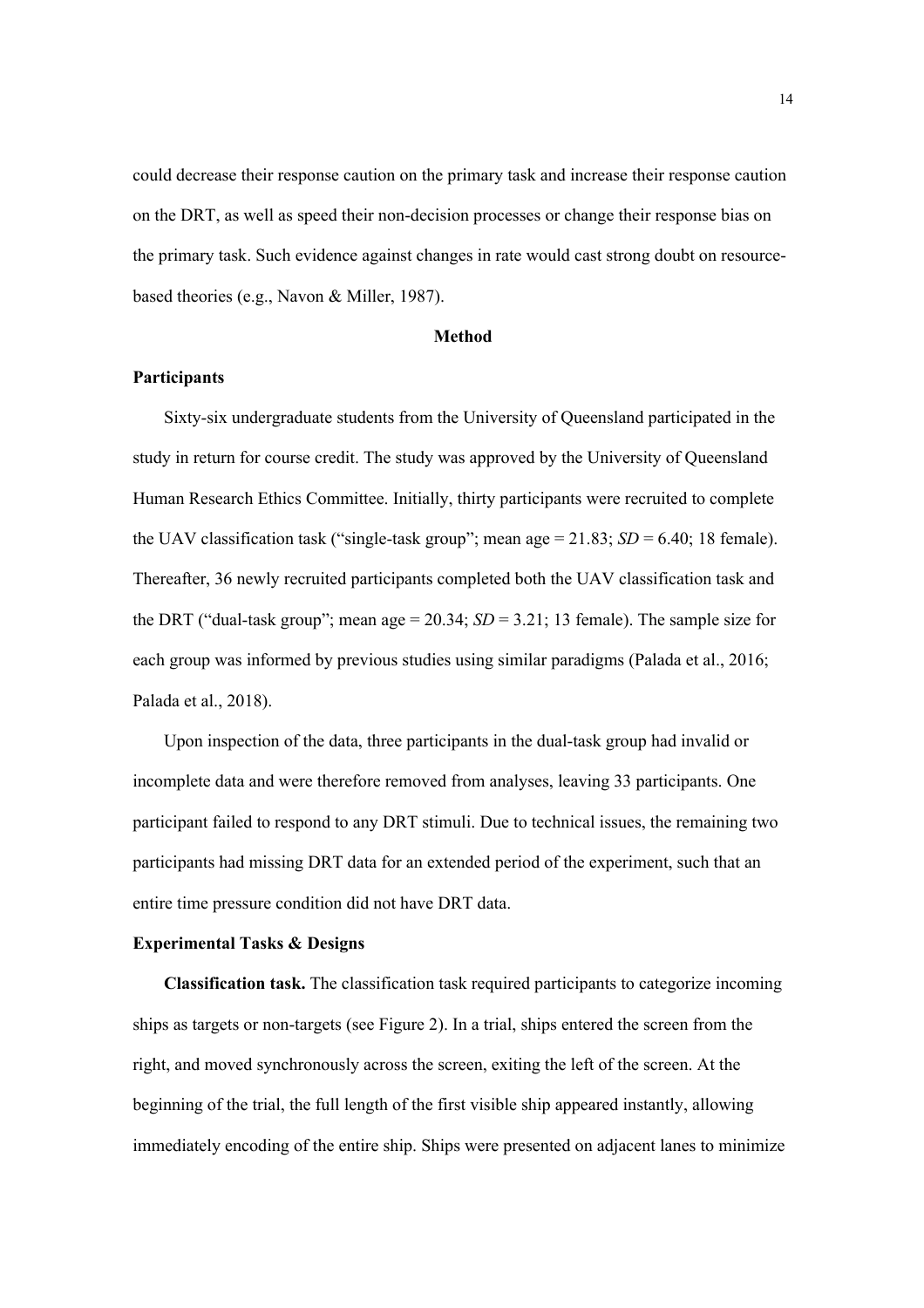could decrease their response caution on the primary task and increase their response caution on the DRT, as well as speed their non-decision processes or change their response bias on the primary task. Such evidence against changes in rate would cast strong doubt on resource-based theories (e.g., Navon & Miller, 1987).

## Method

### Participants

Sixty-six undergraduate students from the University of Queensland participated in the study in return for course credit. The study was approved by the University of Queensland Human Research Ethics Committee. Initially, thirty participants were recruited to complete the UAV classification task ("single-task group"; mean age = 21.83; *SD* = 6.40; 18 female). Thereafter, 36 newly recruited participants completed both the UAV classification task and the DRT ("dual-task group"; mean age = 20.34; *SD* = 3.21; 13 female). The sample size for each group was informed by previous studies using similar paradigms (Palada et al., 2016; Palada et al., 2018).

Upon inspection of the data, three participants in the dual-task group had invalid or incomplete data and were therefore removed from analyses, leaving 33 participants. One participant failed to respond to any DRT stimuli. Due to technical issues, the remaining two participants had missing DRT data for an extended period of the experiment, such that an entire time pressure condition did not have DRT data.

### Experimental Tasks & Designs

**Classification task.** The classification task required participants to categorize incoming ships as targets or non-targets (see Figure 2). In a trial, ships entered the screen from the right, and moved synchronously across the screen, exiting the left of the screen. At the beginning of the trial, the full length of the first visible ship appeared instantly, allowing immediately encoding of the entire ship. Ships were presented on adjacent lanes to minimize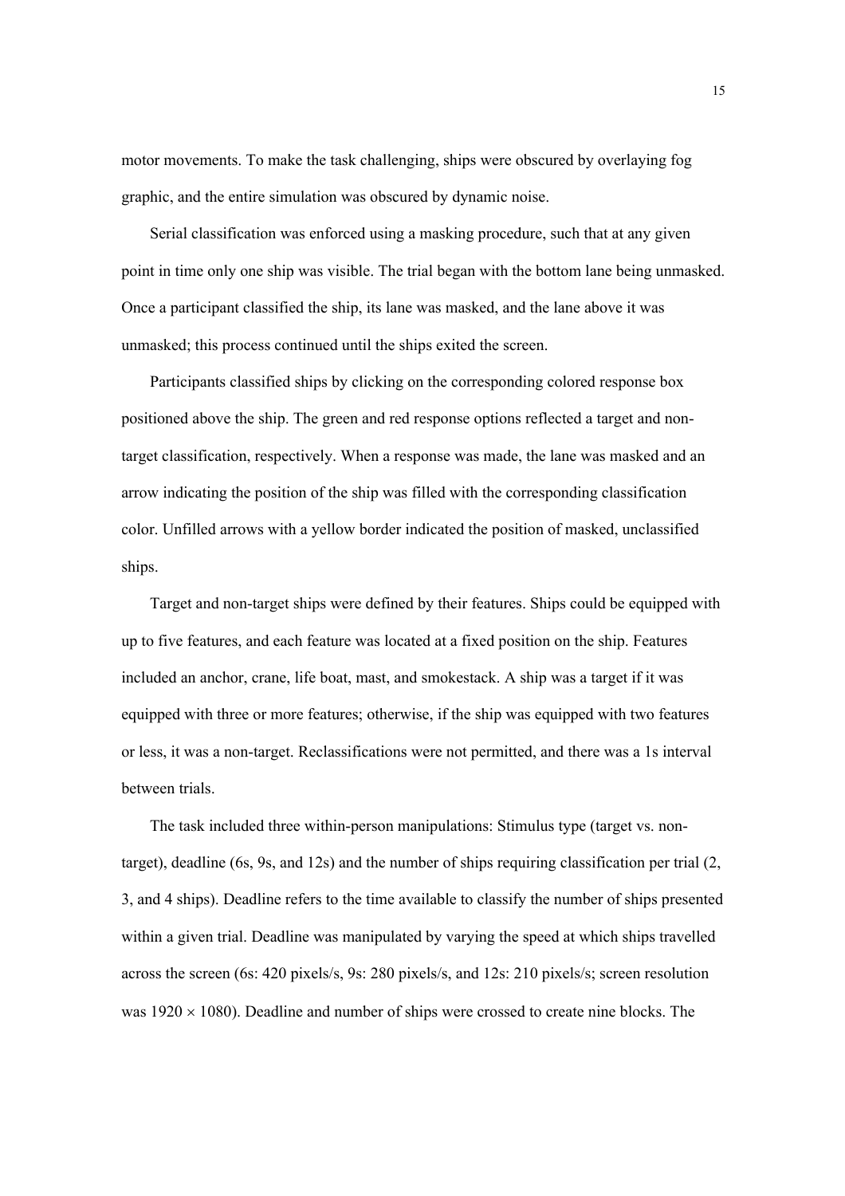motor movements. To make the task challenging, ships were obscured by overlaying fog graphic, and the entire simulation was obscured by dynamic noise.

Serial classification was enforced using a masking procedure, such that at any given point in time only one ship was visible. The trial began with the bottom lane being unmasked. Once a participant classified the ship, its lane was masked, and the lane above it was unmasked; this process continued until the ships exited the screen.

Participants classified ships by clicking on the corresponding colored response box positioned above the ship. The green and red response options reflected a target and non-target classification, respectively. When a response was made, the lane was masked and an arrow indicating the position of the ship was filled with the corresponding classification color. Unfilled arrows with a yellow border indicated the position of masked, unclassified ships.

Target and non-target ships were defined by their features. Ships could be equipped with up to five features, and each feature was located at a fixed position on the ship. Features included an anchor, crane, life boat, mast, and smokestack. A ship was a target if it was equipped with three or more features; otherwise, if the ship was equipped with two features or less, it was a non-target. Reclassifications were not permitted, and there was a 1s interval between trials.

The task included three within-person manipulations: Stimulus type (target vs. non-target), deadline (6s, 9s, and 12s) and the number of ships requiring classification per trial (2, 3, and 4 ships). Deadline refers to the time available to classify the number of ships presented within a given trial. Deadline was manipulated by varying the speed at which ships travelled across the screen (6s: 420 pixels/s, 9s: 280 pixels/s, and 12s: 210 pixels/s; screen resolution was $1920 \times 1080$). Deadline and number of ships were crossed to create nine blocks. The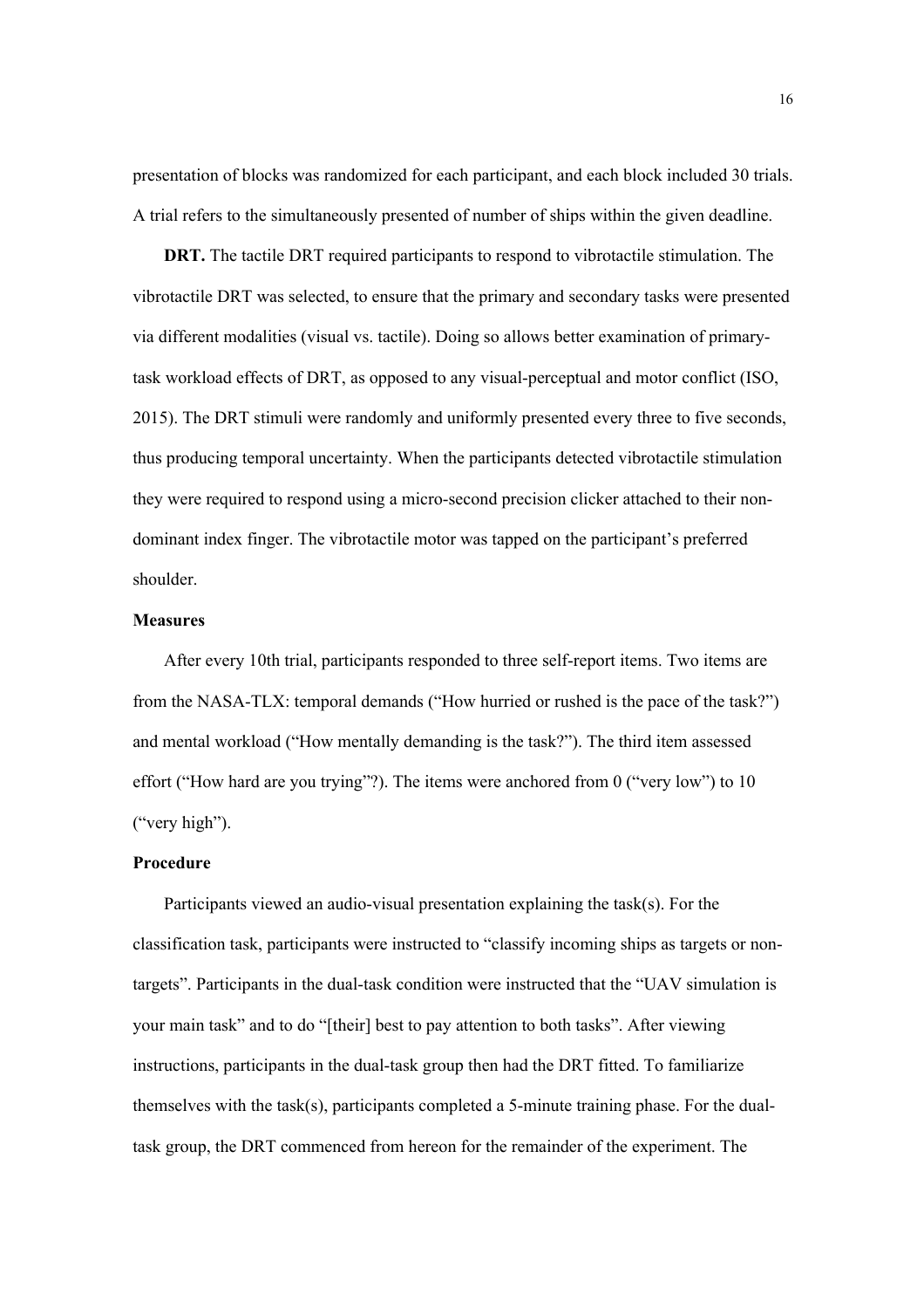presentation of blocks was randomized for each participant, and each block included 30 trials. A trial refers to the simultaneously presented of number of ships within the given deadline.

**DRT.** The tactile DRT required participants to respond to vibrotactile stimulation. The vibrotactile DRT was selected, to ensure that the primary and secondary tasks were presented via different modalities (visual vs. tactile). Doing so allows better examination of primary-task workload effects of DRT, as opposed to any visual-perceptual and motor conflict (ISO, 2015). The DRT stimuli were randomly and uniformly presented every three to five seconds, thus producing temporal uncertainty. When the participants detected vibrotactile stimulation they were required to respond using a micro-second precision clicker attached to their non-dominant index finger. The vibrotactile motor was tapped on the participant's preferred shoulder.

## Measures

After every 10th trial, participants responded to three self-report items. Two items are from the NASA-TLX: temporal demands ("How hurried or rushed is the pace of the task?") and mental workload ("How mentally demanding is the task?"). The third item assessed effort ("How hard are you trying"?). The items were anchored from 0 ("very low") to 10 ("very high").

## Procedure

Participants viewed an audio-visual presentation explaining the task(s). For the classification task, participants were instructed to "classify incoming ships as targets or non-targets". Participants in the dual-task condition were instructed that the "UAV simulation is your main task" and to do "[their] best to pay attention to both tasks". After viewing instructions, participants in the dual-task group then had the DRT fitted. To familiarize themselves with the task(s), participants completed a 5-minute training phase. For the dual-task group, the DRT commenced from hereon for the remainder of the experiment. The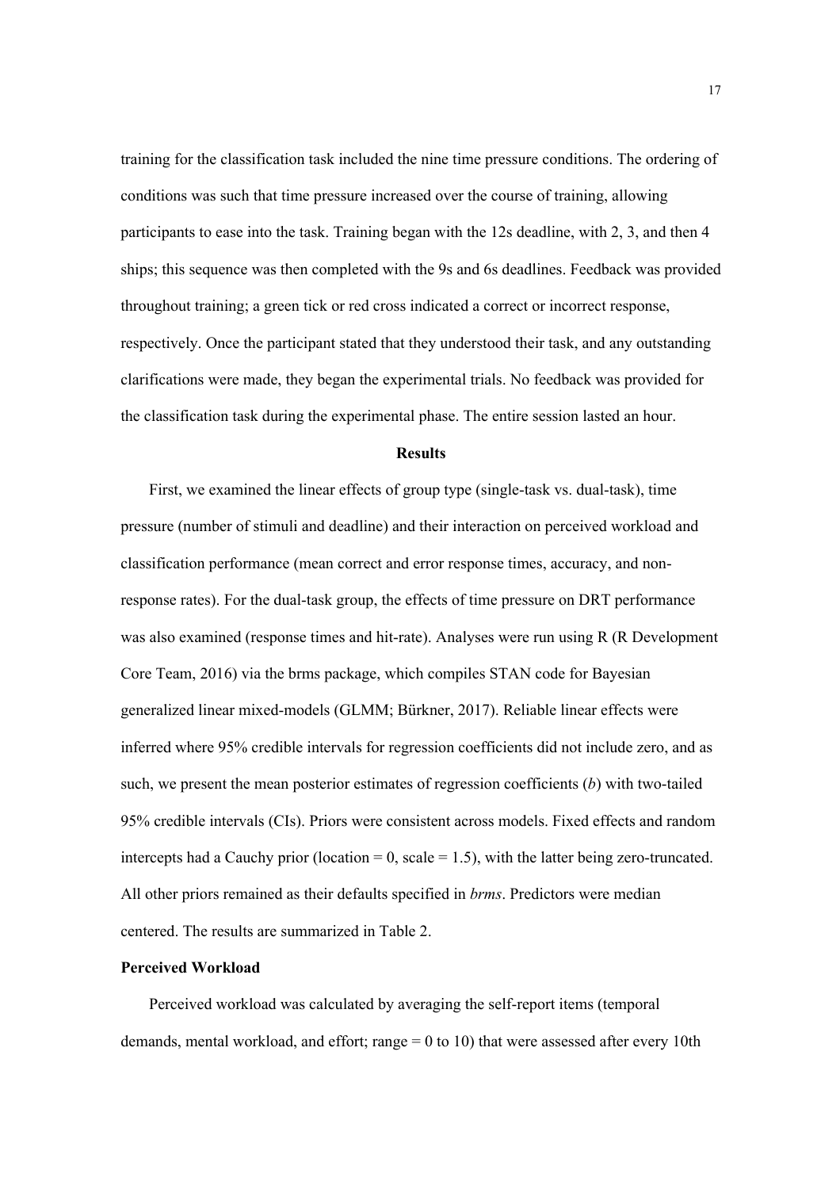training for the classification task included the nine time pressure conditions. The ordering of conditions was such that time pressure increased over the course of training, allowing participants to ease into the task. Training began with the 12s deadline, with 2, 3, and then 4 ships; this sequence was then completed with the 9s and 6s deadlines. Feedback was provided throughout training; a green tick or red cross indicated a correct or incorrect response, respectively. Once the participant stated that they understood their task, and any outstanding clarifications were made, they began the experimental trials. No feedback was provided for the classification task during the experimental phase. The entire session lasted an hour.

## Results

First, we examined the linear effects of group type (single-task vs. dual-task), time pressure (number of stimuli and deadline) and their interaction on perceived workload and classification performance (mean correct and error response times, accuracy, and non-response rates). For the dual-task group, the effects of time pressure on DRT performance was also examined (response times and hit-rate). Analyses were run using R (R Development Core Team, 2016) via the brms package, which compiles STAN code for Bayesian generalized linear mixed-models (GLMM; Bürkner, 2017). Reliable linear effects were inferred where 95% credible intervals for regression coefficients did not include zero, and as such, we present the mean posterior estimates of regression coefficients (*b*) with two-tailed 95% credible intervals (CIs). Priors were consistent across models. Fixed effects and random intercepts had a Cauchy prior (location = 0, scale = 1.5), with the latter being zero-truncated. All other priors remained as their defaults specified in *brms*. Predictors were median centered. The results are summarized in Table 2.

### Perceived Workload

Perceived workload was calculated by averaging the self-report items (temporal demands, mental workload, and effort; range = 0 to 10) that were assessed after every 10th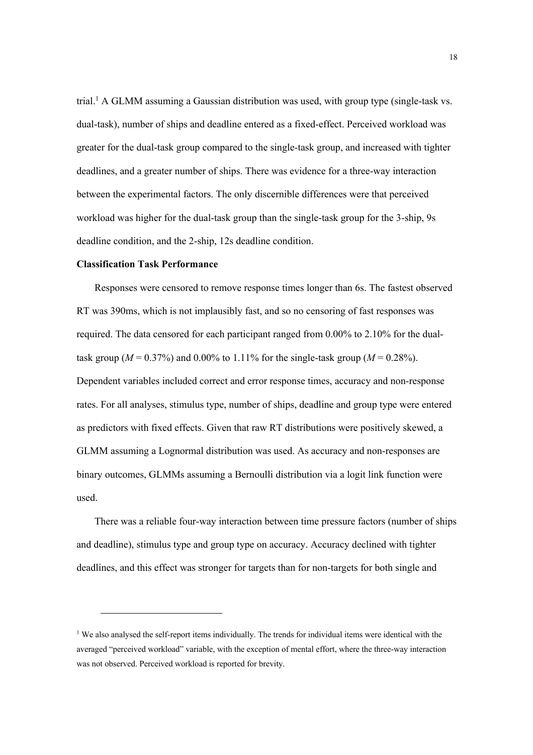trial.[1] A GLMM assuming a Gaussian distribution was used, with group type (single-task vs. dual-task), number of ships and deadline entered as a fixed-effect. Perceived workload was greater for the dual-task group compared to the single-task group, and increased with tighter deadlines, and a greater number of ships. There was evidence for a three-way interaction between the experimental factors. The only discernible differences were that perceived workload was higher for the dual-task group than the single-task group for the 3-ship, 9s deadline condition, and the 2-ship, 12s deadline condition.

**Classification Task Performance**

Responses were censored to remove response times longer than 6s. The fastest observed RT was 390ms, which is not implausibly fast, and so no censoring of fast responses was required. The data censored for each participant ranged from 0.00% to 2.10% for the dual-task group ($M$ = 0.37%) and 0.00% to 1.11% for the single-task group ($M$ = 0.28%). Dependent variables included correct and error response times, accuracy and non-response rates. For all analyses, stimulus type, number of ships, deadline and group type were entered as predictors with fixed effects. Given that raw RT distributions were positively skewed, a GLMM assuming a Lognormal distribution was used. As accuracy and non-responses are binary outcomes, GLMMs assuming a Bernoulli distribution via a logit link function were used.

There was a reliable four-way interaction between time pressure factors (number of ships and deadline), stimulus type and group type on accuracy. Accuracy declined with tighter deadlines, and this effect was stronger for targets than for non-targets for both single and

[1] We also analysed the self-report items individually. The trends for individual items were identical with the averaged "perceived workload" variable, with the exception of mental effort, where the three-way interaction was not observed. Perceived workload is reported for brevity.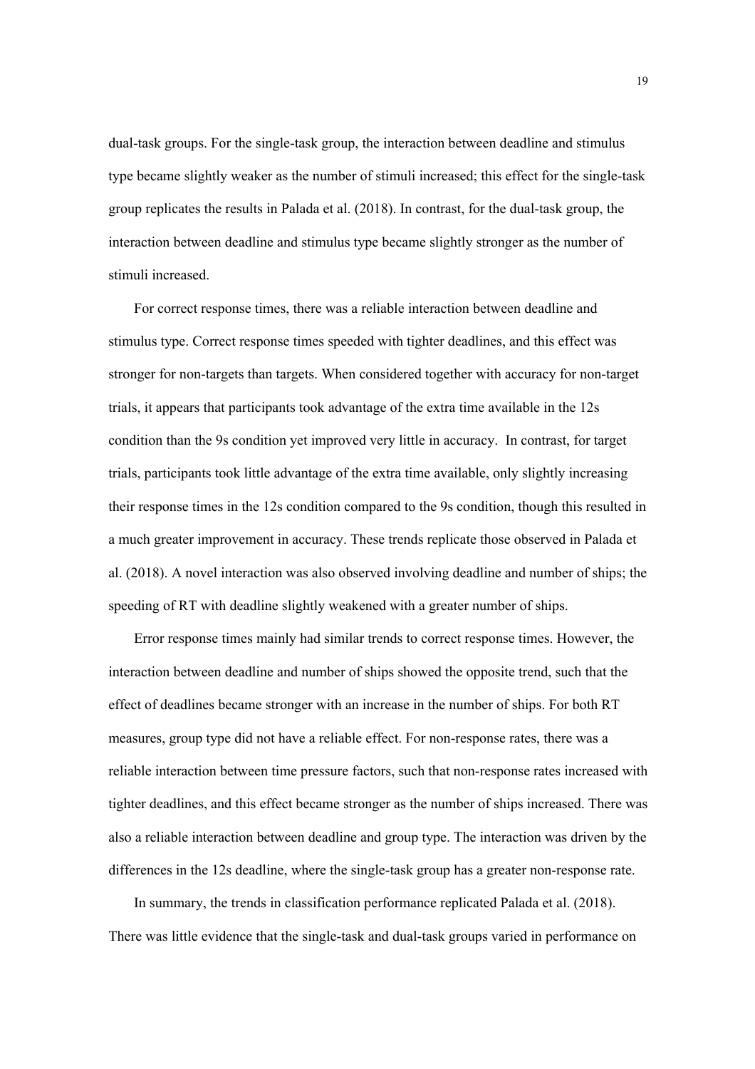dual-task groups. For the single-task group, the interaction between deadline and stimulus type became slightly weaker as the number of stimuli increased; this effect for the single-task group replicates the results in Palada et al. (2018). In contrast, for the dual-task group, the interaction between deadline and stimulus type became slightly stronger as the number of stimuli increased.

For correct response times, there was a reliable interaction between deadline and stimulus type. Correct response times speeded with tighter deadlines, and this effect was stronger for non-targets than targets. When considered together with accuracy for non-target trials, it appears that participants took advantage of the extra time available in the 12s condition than the 9s condition yet improved very little in accuracy. In contrast, for target trials, participants took little advantage of the extra time available, only slightly increasing their response times in the 12s condition compared to the 9s condition, though this resulted in a much greater improvement in accuracy. These trends replicate those observed in Palada et al. (2018). A novel interaction was also observed involving deadline and number of ships; the speeding of RT with deadline slightly weakened with a greater number of ships.

Error response times mainly had similar trends to correct response times. However, the interaction between deadline and number of ships showed the opposite trend, such that the effect of deadlines became stronger with an increase in the number of ships. For both RT measures, group type did not have a reliable effect. For non-response rates, there was a reliable interaction between time pressure factors, such that non-response rates increased with tighter deadlines, and this effect became stronger as the number of ships increased. There was also a reliable interaction between deadline and group type. The interaction was driven by the differences in the 12s deadline, where the single-task group has a greater non-response rate.

In summary, the trends in classification performance replicated Palada et al. (2018). There was little evidence that the single-task and dual-task groups varied in performance on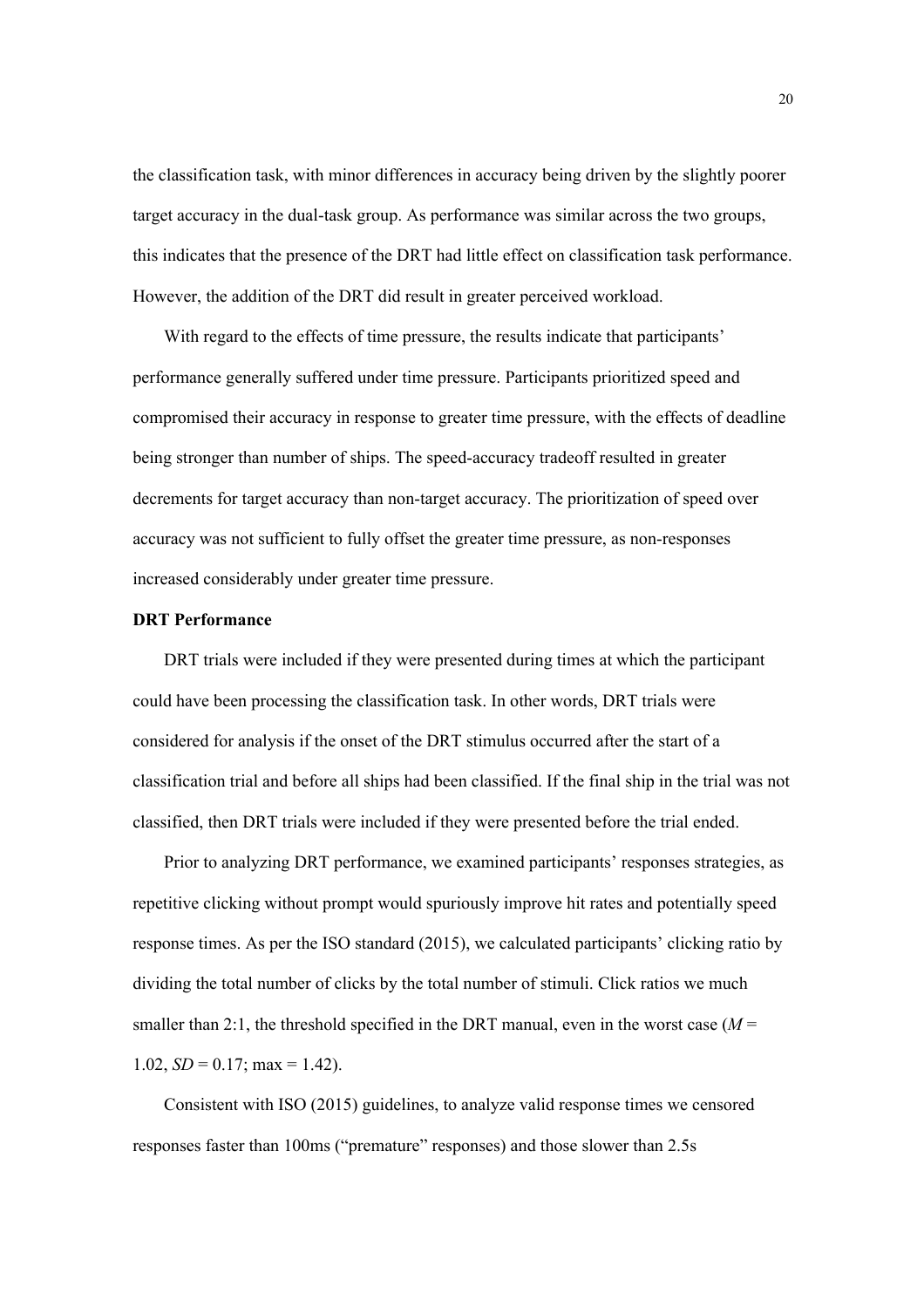the classification task, with minor differences in accuracy being driven by the slightly poorer target accuracy in the dual-task group. As performance was similar across the two groups, this indicates that the presence of the DRT had little effect on classification task performance. However, the addition of the DRT did result in greater perceived workload.

With regard to the effects of time pressure, the results indicate that participants' performance generally suffered under time pressure. Participants prioritized speed and compromised their accuracy in response to greater time pressure, with the effects of deadline being stronger than number of ships. The speed-accuracy tradeoff resulted in greater decrements for target accuracy than non-target accuracy. The prioritization of speed over accuracy was not sufficient to fully offset the greater time pressure, as non-responses increased considerably under greater time pressure.

### DRT Performance

DRT trials were included if they were presented during times at which the participant could have been processing the classification task. In other words, DRT trials were considered for analysis if the onset of the DRT stimulus occurred after the start of a classification trial and before all ships had been classified. If the final ship in the trial was not classified, then DRT trials were included if they were presented before the trial ended.

Prior to analyzing DRT performance, we examined participants' responses strategies, as repetitive clicking without prompt would spuriously improve hit rates and potentially speed response times. As per the ISO standard (2015), we calculated participants' clicking ratio by dividing the total number of clicks by the total number of stimuli. Click ratios we much smaller than 2:1, the threshold specified in the DRT manual, even in the worst case ($M$ = 1.02, $SD$ = 0.17; max = 1.42).

Consistent with ISO (2015) guidelines, to analyze valid response times we censored responses faster than 100ms ("premature" responses) and those slower than 2.5s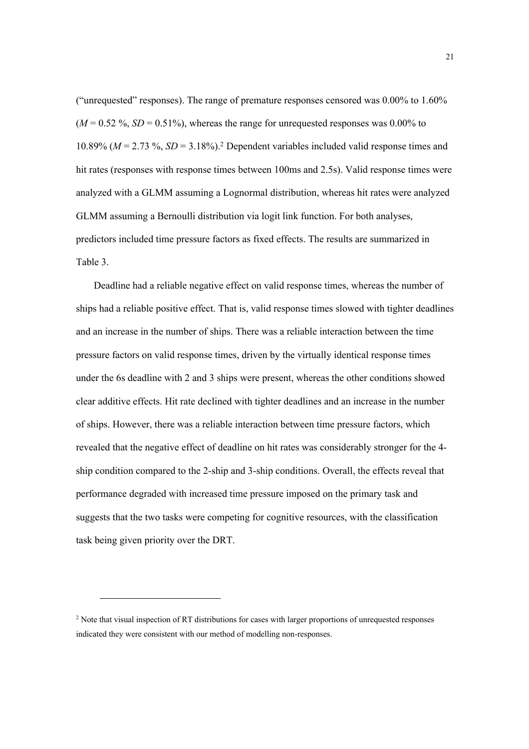("unrequested" responses). The range of premature responses censored was 0.00% to 1.60% (*M* = 0.52 %, *SD* = 0.51%), whereas the range for unrequested responses was 0.00% to 10.89% (*M* = 2.73 %, *SD* = 3.18%).[2] Dependent variables included valid response times and hit rates (responses with response times between 100ms and 2.5s). Valid response times were analyzed with a GLMM assuming a Lognormal distribution, whereas hit rates were analyzed GLMM assuming a Bernoulli distribution via logit link function. For both analyses, predictors included time pressure factors as fixed effects. The results are summarized in Table 3.

Deadline had a reliable negative effect on valid response times, whereas the number of ships had a reliable positive effect. That is, valid response times slowed with tighter deadlines and an increase in the number of ships. There was a reliable interaction between the time pressure factors on valid response times, driven by the virtually identical response times under the 6s deadline with 2 and 3 ships were present, whereas the other conditions showed clear additive effects. Hit rate declined with tighter deadlines and an increase in the number of ships. However, there was a reliable interaction between time pressure factors, which revealed that the negative effect of deadline on hit rates was considerably stronger for the 4-ship condition compared to the 2-ship and 3-ship conditions. Overall, the effects reveal that performance degraded with increased time pressure imposed on the primary task and suggests that the two tasks were competing for cognitive resources, with the classification task being given priority over the DRT.

[2] Note that visual inspection of RT distributions for cases with larger proportions of unrequested responses indicated they were consistent with our method of modelling non-responses.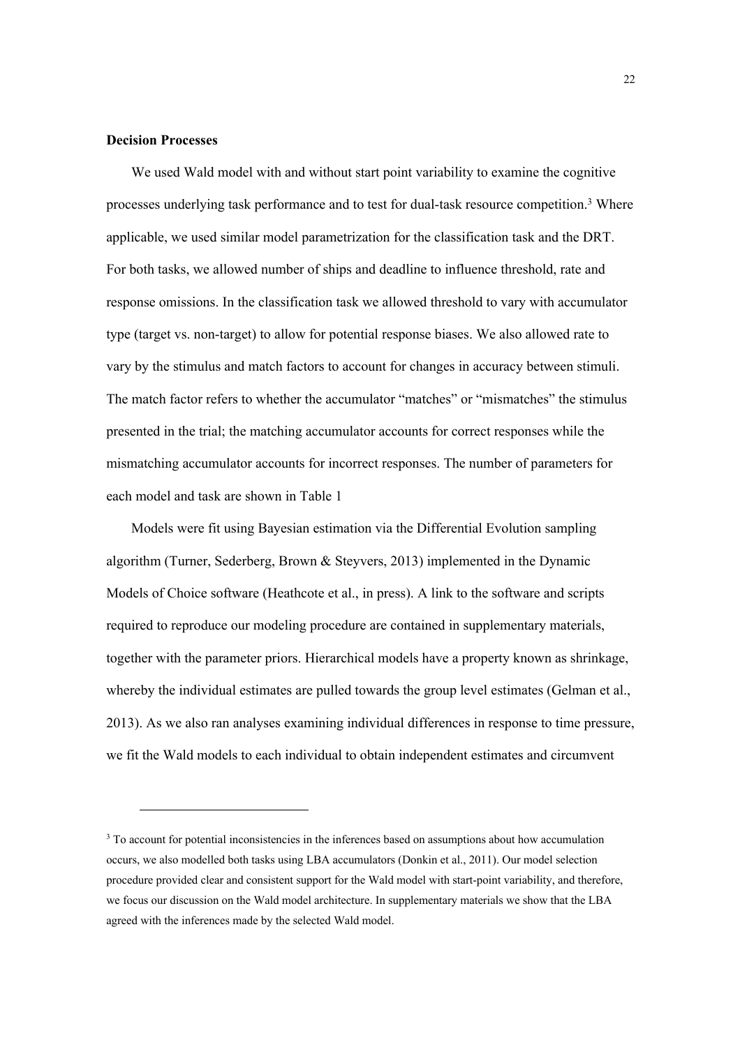**Decision Processes**

We used Wald model with and without start point variability to examine the cognitive processes underlying task performance and to test for dual-task resource competition.[3] Where applicable, we used similar model parametrization for the classification task and the DRT. For both tasks, we allowed number of ships and deadline to influence threshold, rate and response omissions. In the classification task we allowed threshold to vary with accumulator type (target vs. non-target) to allow for potential response biases. We also allowed rate to vary by the stimulus and match factors to account for changes in accuracy between stimuli. The match factor refers to whether the accumulator "matches" or "mismatches" the stimulus presented in the trial; the matching accumulator accounts for correct responses while the mismatching accumulator accounts for incorrect responses. The number of parameters for each model and task are shown in Table 1

Models were fit using Bayesian estimation via the Differential Evolution sampling algorithm (Turner, Sederberg, Brown & Steyvers, 2013) implemented in the Dynamic Models of Choice software (Heathcote et al., in press). A link to the software and scripts required to reproduce our modeling procedure are contained in supplementary materials, together with the parameter priors. Hierarchical models have a property known as shrinkage, whereby the individual estimates are pulled towards the group level estimates (Gelman et al., 2013). As we also ran analyses examining individual differences in response to time pressure, we fit the Wald models to each individual to obtain independent estimates and circumvent

[3] To account for potential inconsistencies in the inferences based on assumptions about how accumulation occurs, we also modelled both tasks using LBA accumulators (Donkin et al., 2011). Our model selection procedure provided clear and consistent support for the Wald model with start-point variability, and therefore, we focus our discussion on the Wald model architecture. In supplementary materials we show that the LBA agreed with the inferences made by the selected Wald model.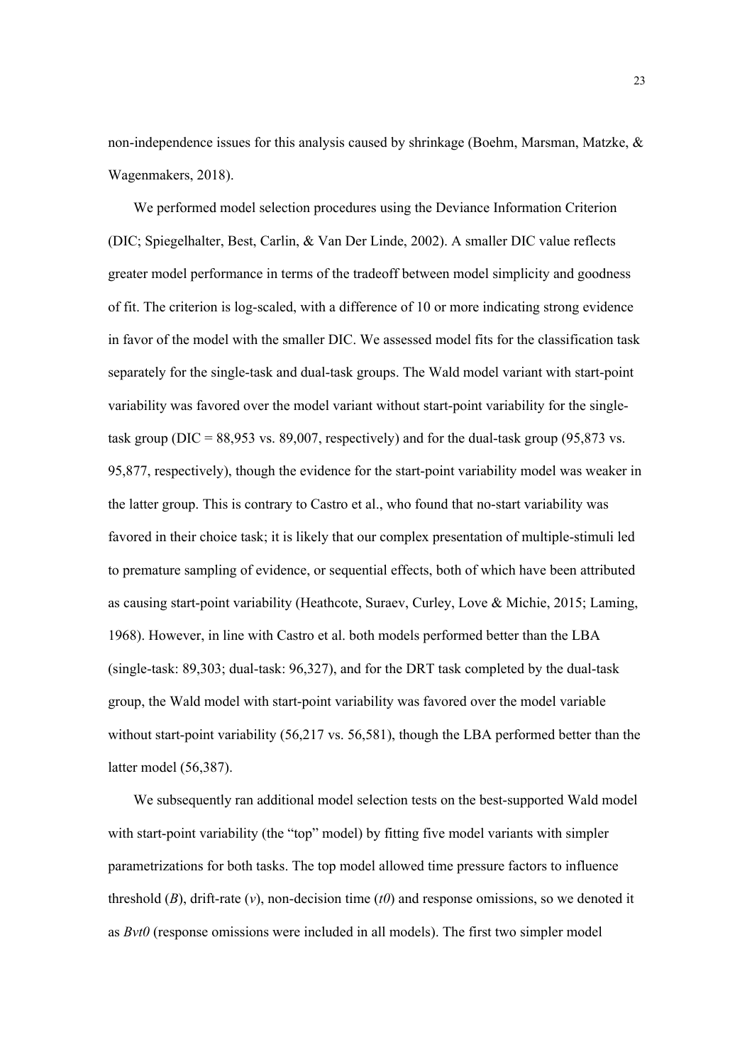non-independence issues for this analysis caused by shrinkage (Boehm, Marsman, Matzke, & Wagenmakers, 2018).

We performed model selection procedures using the Deviance Information Criterion (DIC; Spiegelhalter, Best, Carlin, & Van Der Linde, 2002). A smaller DIC value reflects greater model performance in terms of the tradeoff between model simplicity and goodness of fit. The criterion is log-scaled, with a difference of 10 or more indicating strong evidence in favor of the model with the smaller DIC. We assessed model fits for the classification task separately for the single-task and dual-task groups. The Wald model variant with start-point variability was favored over the model variant without start-point variability for the single-task group (DIC = 88,953 vs. 89,007, respectively) and for the dual-task group (95,873 vs. 95,877, respectively), though the evidence for the start-point variability model was weaker in the latter group. This is contrary to Castro et al., who found that no-start variability was favored in their choice task; it is likely that our complex presentation of multiple-stimuli led to premature sampling of evidence, or sequential effects, both of which have been attributed as causing start-point variability (Heathcote, Suraev, Curley, Love & Michie, 2015; Laming, 1968). However, in line with Castro et al. both models performed better than the LBA (single-task: 89,303; dual-task: 96,327), and for the DRT task completed by the dual-task group, the Wald model with start-point variability was favored over the model variable without start-point variability (56,217 vs. 56,581), though the LBA performed better than the latter model (56,387).

We subsequently ran additional model selection tests on the best-supported Wald model with start-point variability (the "top" model) by fitting five model variants with simpler parametrizations for both tasks. The top model allowed time pressure factors to influence threshold (*B*), drift-rate (*v*), non-decision time (*t0*) and response omissions, so we denoted it as *Bvt0* (response omissions were included in all models). The first two simpler model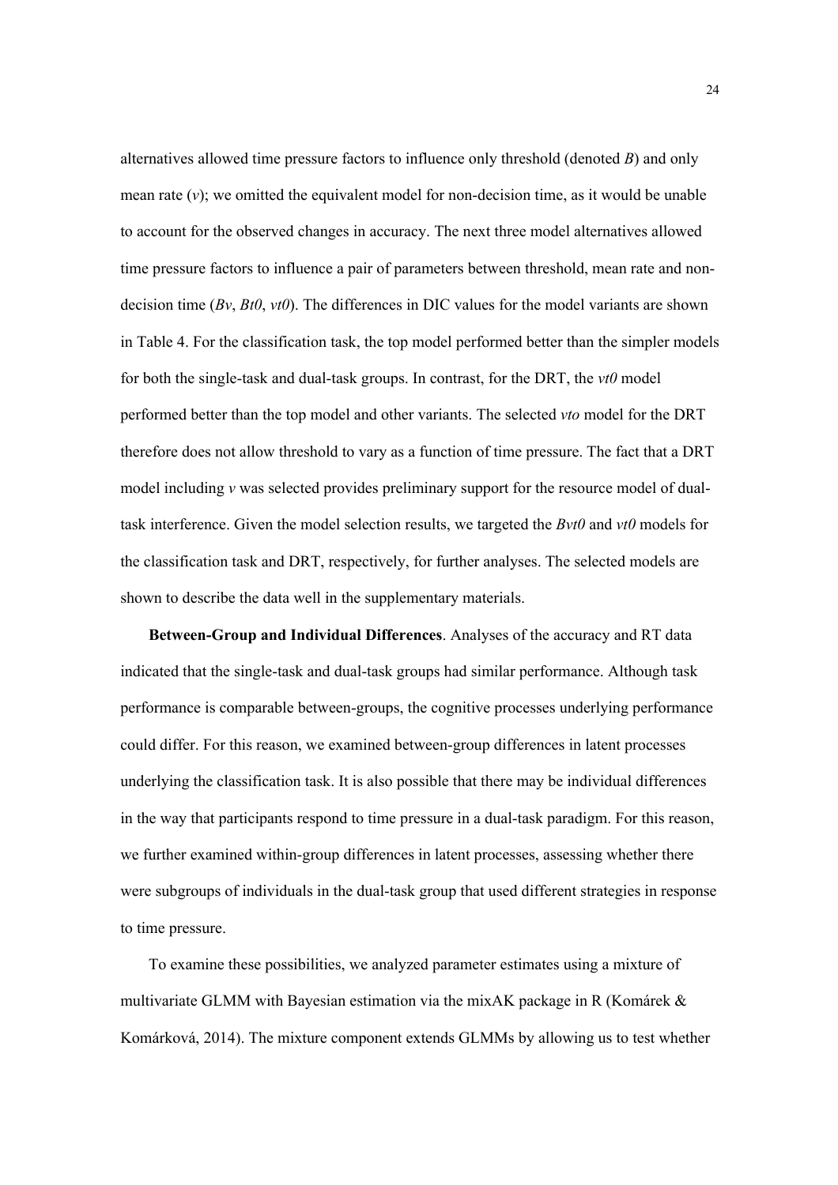alternatives allowed time pressure factors to influence only threshold (denoted *B*) and only mean rate (*v*); we omitted the equivalent model for non-decision time, as it would be unable to account for the observed changes in accuracy. The next three model alternatives allowed time pressure factors to influence a pair of parameters between threshold, mean rate and non-decision time (*Bv*, *Bt0*, *vt0*). The differences in DIC values for the model variants are shown in Table 4. For the classification task, the top model performed better than the simpler models for both the single-task and dual-task groups. In contrast, for the DRT, the *vt0* model performed better than the top model and other variants. The selected *vto* model for the DRT therefore does not allow threshold to vary as a function of time pressure. The fact that a DRT model including *v* was selected provides preliminary support for the resource model of dual-task interference. Given the model selection results, we targeted the *Bvt0* and *vt0* models for the classification task and DRT, respectively, for further analyses. The selected models are shown to describe the data well in the supplementary materials.

**Between-Group and Individual Differences**. Analyses of the accuracy and RT data indicated that the single-task and dual-task groups had similar performance. Although task performance is comparable between-groups, the cognitive processes underlying performance could differ. For this reason, we examined between-group differences in latent processes underlying the classification task. It is also possible that there may be individual differences in the way that participants respond to time pressure in a dual-task paradigm. For this reason, we further examined within-group differences in latent processes, assessing whether there were subgroups of individuals in the dual-task group that used different strategies in response to time pressure.

To examine these possibilities, we analyzed parameter estimates using a mixture of multivariate GLMM with Bayesian estimation via the mixAK package in R (Komárek & Komárková, 2014). The mixture component extends GLMMs by allowing us to test whether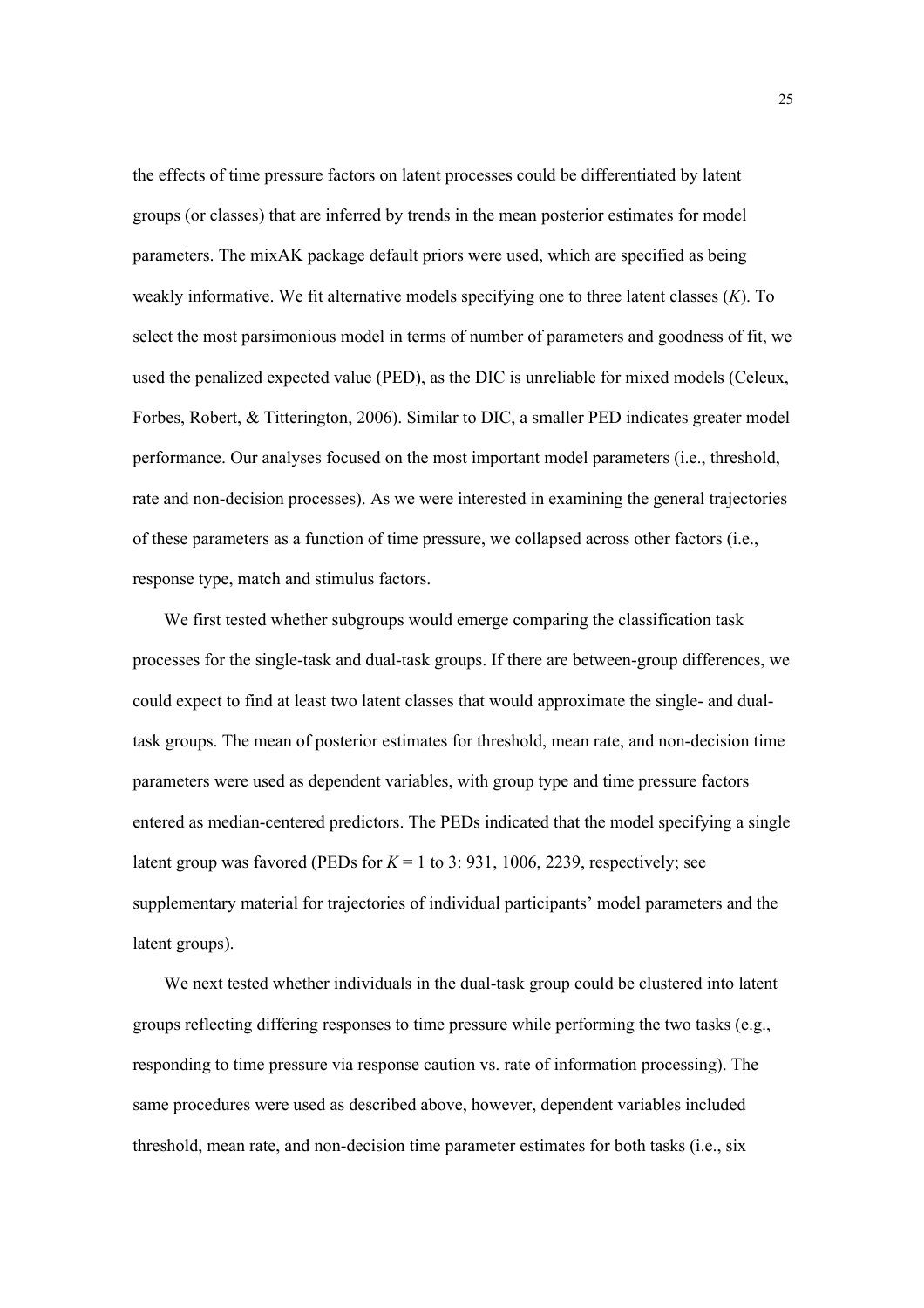the effects of time pressure factors on latent processes could be differentiated by latent groups (or classes) that are inferred by trends in the mean posterior estimates for model parameters. The mixAK package default priors were used, which are specified as being weakly informative. We fit alternative models specifying one to three latent classes (*K*). To select the most parsimonious model in terms of number of parameters and goodness of fit, we used the penalized expected value (PED), as the DIC is unreliable for mixed models (Celeux, Forbes, Robert, & Titterington, 2006). Similar to DIC, a smaller PED indicates greater model performance. Our analyses focused on the most important model parameters (i.e., threshold, rate and non-decision processes). As we were interested in examining the general trajectories of these parameters as a function of time pressure, we collapsed across other factors (i.e., response type, match and stimulus factors.

We first tested whether subgroups would emerge comparing the classification task processes for the single-task and dual-task groups. If there are between-group differences, we could expect to find at least two latent classes that would approximate the single- and dual-task groups. The mean of posterior estimates for threshold, mean rate, and non-decision time parameters were used as dependent variables, with group type and time pressure factors entered as median-centered predictors. The PEDs indicated that the model specifying a single latent group was favored (PEDs for $K = 1$ to 3: 931, 1006, 2239, respectively; see supplementary material for trajectories of individual participants' model parameters and the latent groups).

We next tested whether individuals in the dual-task group could be clustered into latent groups reflecting differing responses to time pressure while performing the two tasks (e.g., responding to time pressure via response caution vs. rate of information processing). The same procedures were used as described above, however, dependent variables included threshold, mean rate, and non-decision time parameter estimates for both tasks (i.e., six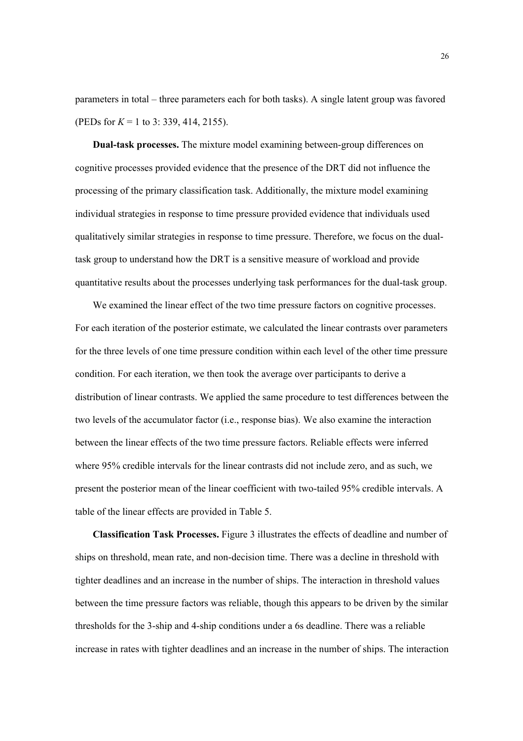parameters in total – three parameters each for both tasks). A single latent group was favored (PEDs for $K$ = 1 to 3: 339, 414, 2155).

**Dual-task processes.** The mixture model examining between-group differences on cognitive processes provided evidence that the presence of the DRT did not influence the processing of the primary classification task. Additionally, the mixture model examining individual strategies in response to time pressure provided evidence that individuals used qualitatively similar strategies in response to time pressure. Therefore, we focus on the dual-task group to understand how the DRT is a sensitive measure of workload and provide quantitative results about the processes underlying task performances for the dual-task group.

We examined the linear effect of the two time pressure factors on cognitive processes. For each iteration of the posterior estimate, we calculated the linear contrasts over parameters for the three levels of one time pressure condition within each level of the other time pressure condition. For each iteration, we then took the average over participants to derive a distribution of linear contrasts. We applied the same procedure to test differences between the two levels of the accumulator factor (i.e., response bias). We also examine the interaction between the linear effects of the two time pressure factors. Reliable effects were inferred where 95% credible intervals for the linear contrasts did not include zero, and as such, we present the posterior mean of the linear coefficient with two-tailed 95% credible intervals. A table of the linear effects are provided in Table 5.

**Classification Task Processes.** Figure 3 illustrates the effects of deadline and number of ships on threshold, mean rate, and non-decision time. There was a decline in threshold with tighter deadlines and an increase in the number of ships. The interaction in threshold values between the time pressure factors was reliable, though this appears to be driven by the similar thresholds for the 3-ship and 4-ship conditions under a 6s deadline. There was a reliable increase in rates with tighter deadlines and an increase in the number of ships. The interaction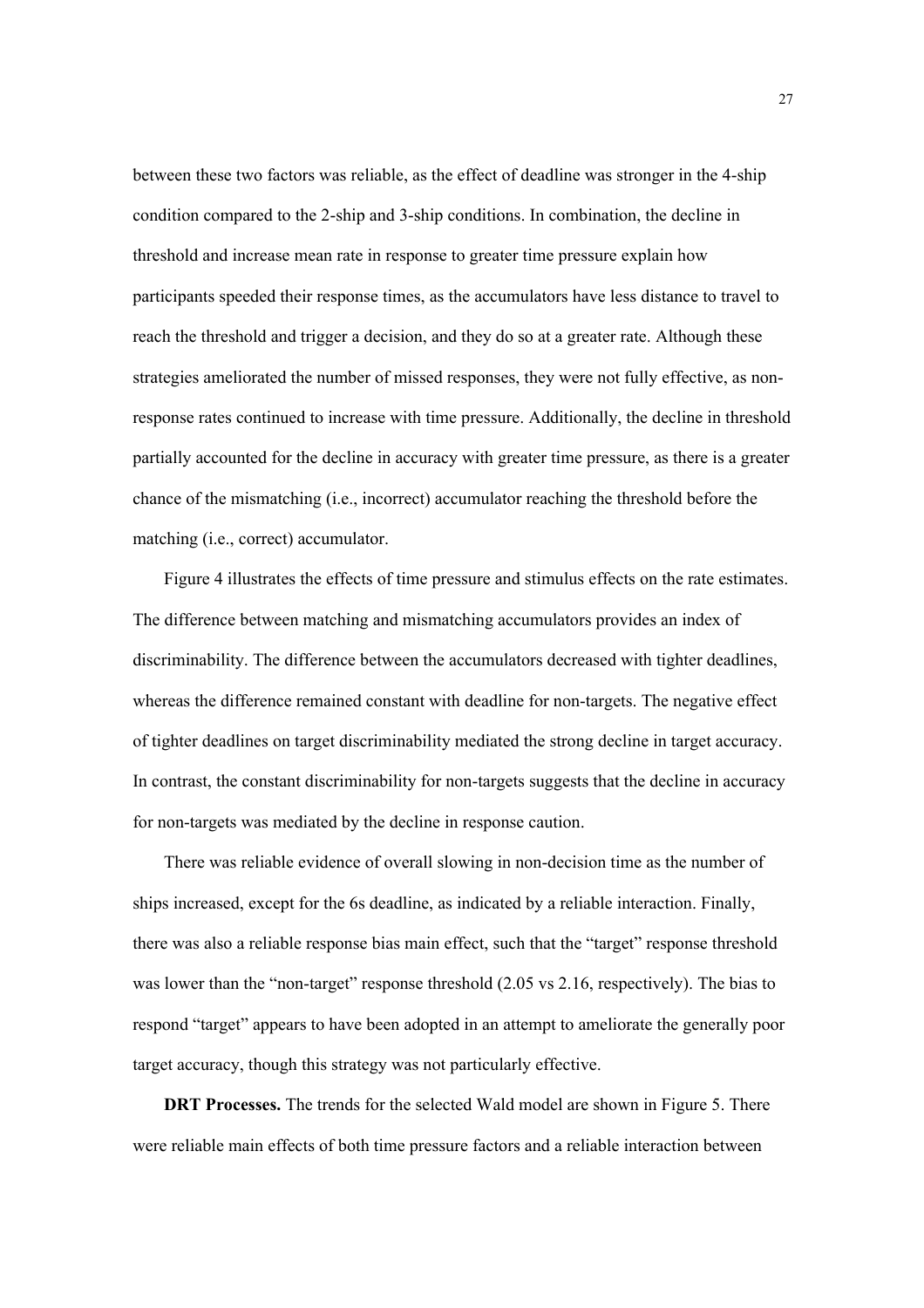between these two factors was reliable, as the effect of deadline was stronger in the 4-ship condition compared to the 2-ship and 3-ship conditions. In combination, the decline in threshold and increase mean rate in response to greater time pressure explain how participants speeded their response times, as the accumulators have less distance to travel to reach the threshold and trigger a decision, and they do so at a greater rate. Although these strategies ameliorated the number of missed responses, they were not fully effective, as non-response rates continued to increase with time pressure. Additionally, the decline in threshold partially accounted for the decline in accuracy with greater time pressure, as there is a greater chance of the mismatching (i.e., incorrect) accumulator reaching the threshold before the matching (i.e., correct) accumulator.

Figure 4 illustrates the effects of time pressure and stimulus effects on the rate estimates. The difference between matching and mismatching accumulators provides an index of discriminability. The difference between the accumulators decreased with tighter deadlines, whereas the difference remained constant with deadline for non-targets. The negative effect of tighter deadlines on target discriminability mediated the strong decline in target accuracy. In contrast, the constant discriminability for non-targets suggests that the decline in accuracy for non-targets was mediated by the decline in response caution.

There was reliable evidence of overall slowing in non-decision time as the number of ships increased, except for the 6s deadline, as indicated by a reliable interaction. Finally, there was also a reliable response bias main effect, such that the "target" response threshold was lower than the "non-target" response threshold (2.05 vs 2.16, respectively). The bias to respond "target" appears to have been adopted in an attempt to ameliorate the generally poor target accuracy, though this strategy was not particularly effective.

**DRT Processes.** The trends for the selected Wald model are shown in Figure 5. There were reliable main effects of both time pressure factors and a reliable interaction between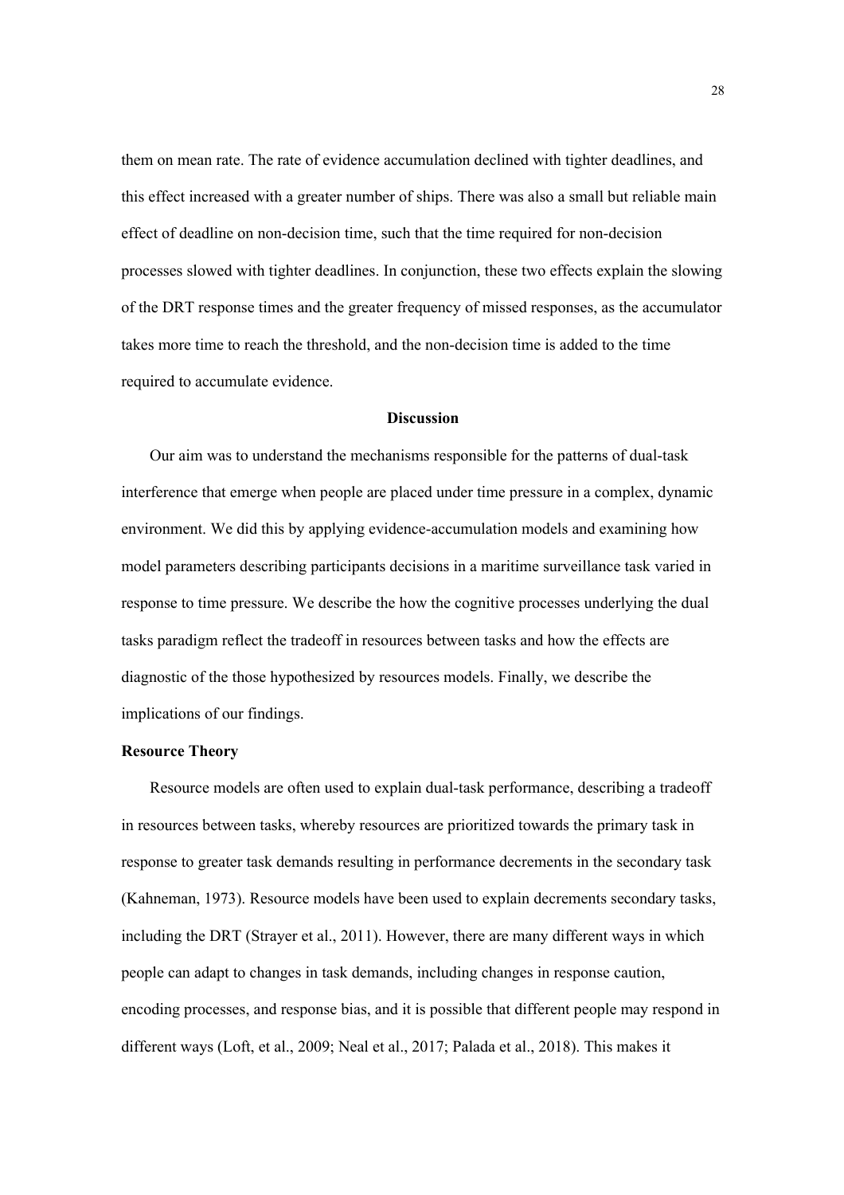them on mean rate. The rate of evidence accumulation declined with tighter deadlines, and this effect increased with a greater number of ships. There was also a small but reliable main effect of deadline on non-decision time, such that the time required for non-decision processes slowed with tighter deadlines. In conjunction, these two effects explain the slowing of the DRT response times and the greater frequency of missed responses, as the accumulator takes more time to reach the threshold, and the non-decision time is added to the time required to accumulate evidence.

## Discussion

Our aim was to understand the mechanisms responsible for the patterns of dual-task interference that emerge when people are placed under time pressure in a complex, dynamic environment. We did this by applying evidence-accumulation models and examining how model parameters describing participants decisions in a maritime surveillance task varied in response to time pressure. We describe the how the cognitive processes underlying the dual tasks paradigm reflect the tradeoff in resources between tasks and how the effects are diagnostic of the those hypothesized by resources models. Finally, we describe the implications of our findings.

### Resource Theory

Resource models are often used to explain dual-task performance, describing a tradeoff in resources between tasks, whereby resources are prioritized towards the primary task in response to greater task demands resulting in performance decrements in the secondary task (Kahneman, 1973). Resource models have been used to explain decrements secondary tasks, including the DRT (Strayer et al., 2011). However, there are many different ways in which people can adapt to changes in task demands, including changes in response caution, encoding processes, and response bias, and it is possible that different people may respond in different ways (Loft, et al., 2009; Neal et al., 2017; Palada et al., 2018). This makes it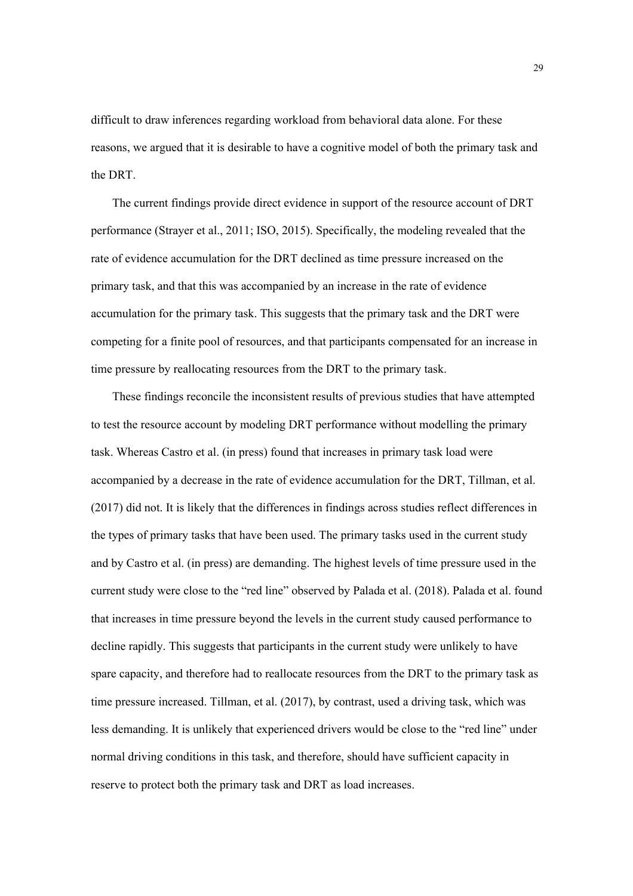difficult to draw inferences regarding workload from behavioral data alone. For these reasons, we argued that it is desirable to have a cognitive model of both the primary task and the DRT.

The current findings provide direct evidence in support of the resource account of DRT performance (Strayer et al., 2011; ISO, 2015). Specifically, the modeling revealed that the rate of evidence accumulation for the DRT declined as time pressure increased on the primary task, and that this was accompanied by an increase in the rate of evidence accumulation for the primary task. This suggests that the primary task and the DRT were competing for a finite pool of resources, and that participants compensated for an increase in time pressure by reallocating resources from the DRT to the primary task.

These findings reconcile the inconsistent results of previous studies that have attempted to test the resource account by modeling DRT performance without modelling the primary task. Whereas Castro et al. (in press) found that increases in primary task load were accompanied by a decrease in the rate of evidence accumulation for the DRT, Tillman, et al. (2017) did not. It is likely that the differences in findings across studies reflect differences in the types of primary tasks that have been used. The primary tasks used in the current study and by Castro et al. (in press) are demanding. The highest levels of time pressure used in the current study were close to the "red line" observed by Palada et al. (2018). Palada et al. found that increases in time pressure beyond the levels in the current study caused performance to decline rapidly. This suggests that participants in the current study were unlikely to have spare capacity, and therefore had to reallocate resources from the DRT to the primary task as time pressure increased. Tillman, et al. (2017), by contrast, used a driving task, which was less demanding. It is unlikely that experienced drivers would be close to the "red line" under normal driving conditions in this task, and therefore, should have sufficient capacity in reserve to protect both the primary task and DRT as load increases.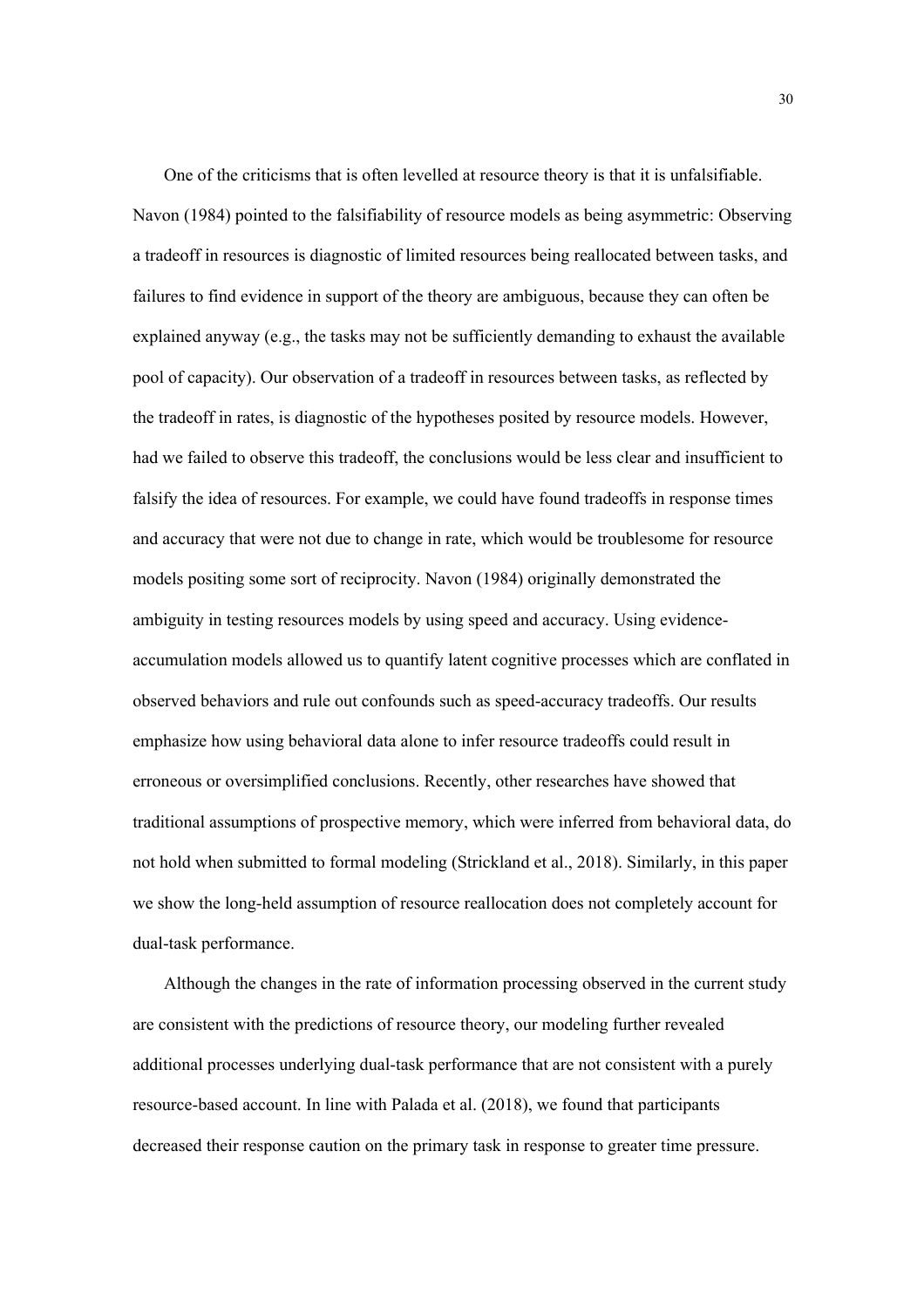One of the criticisms that is often levelled at resource theory is that it is unfalsifiable. Navon (1984) pointed to the falsifiability of resource models as being asymmetric: Observing a tradeoff in resources is diagnostic of limited resources being reallocated between tasks, and failures to find evidence in support of the theory are ambiguous, because they can often be explained anyway (e.g., the tasks may not be sufficiently demanding to exhaust the available pool of capacity). Our observation of a tradeoff in resources between tasks, as reflected by the tradeoff in rates, is diagnostic of the hypotheses posited by resource models. However, had we failed to observe this tradeoff, the conclusions would be less clear and insufficient to falsify the idea of resources. For example, we could have found tradeoffs in response times and accuracy that were not due to change in rate, which would be troublesome for resource models positing some sort of reciprocity. Navon (1984) originally demonstrated the ambiguity in testing resources models by using speed and accuracy. Using evidence-accumulation models allowed us to quantify latent cognitive processes which are conflated in observed behaviors and rule out confounds such as speed-accuracy tradeoffs. Our results emphasize how using behavioral data alone to infer resource tradeoffs could result in erroneous or oversimplified conclusions. Recently, other researches have showed that traditional assumptions of prospective memory, which were inferred from behavioral data, do not hold when submitted to formal modeling (Strickland et al., 2018). Similarly, in this paper we show the long-held assumption of resource reallocation does not completely account for dual-task performance.

Although the changes in the rate of information processing observed in the current study are consistent with the predictions of resource theory, our modeling further revealed additional processes underlying dual-task performance that are not consistent with a purely resource-based account. In line with Palada et al. (2018), we found that participants decreased their response caution on the primary task in response to greater time pressure.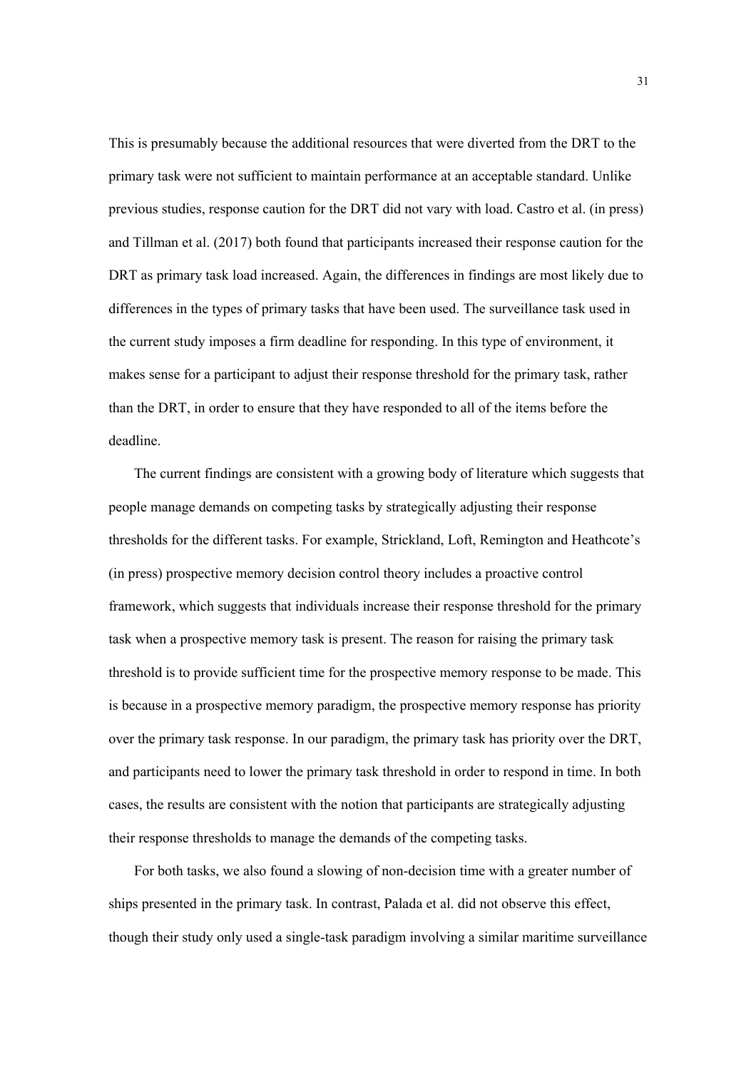This is presumably because the additional resources that were diverted from the DRT to the primary task were not sufficient to maintain performance at an acceptable standard. Unlike previous studies, response caution for the DRT did not vary with load. Castro et al. (in press) and Tillman et al. (2017) both found that participants increased their response caution for the DRT as primary task load increased. Again, the differences in findings are most likely due to differences in the types of primary tasks that have been used. The surveillance task used in the current study imposes a firm deadline for responding. In this type of environment, it makes sense for a participant to adjust their response threshold for the primary task, rather than the DRT, in order to ensure that they have responded to all of the items before the deadline.

The current findings are consistent with a growing body of literature which suggests that people manage demands on competing tasks by strategically adjusting their response thresholds for the different tasks. For example, Strickland, Loft, Remington and Heathcote's (in press) prospective memory decision control theory includes a proactive control framework, which suggests that individuals increase their response threshold for the primary task when a prospective memory task is present. The reason for raising the primary task threshold is to provide sufficient time for the prospective memory response to be made. This is because in a prospective memory paradigm, the prospective memory response has priority over the primary task response. In our paradigm, the primary task has priority over the DRT, and participants need to lower the primary task threshold in order to respond in time. In both cases, the results are consistent with the notion that participants are strategically adjusting their response thresholds to manage the demands of the competing tasks.

For both tasks, we also found a slowing of non-decision time with a greater number of ships presented in the primary task. In contrast, Palada et al. did not observe this effect, though their study only used a single-task paradigm involving a similar maritime surveillance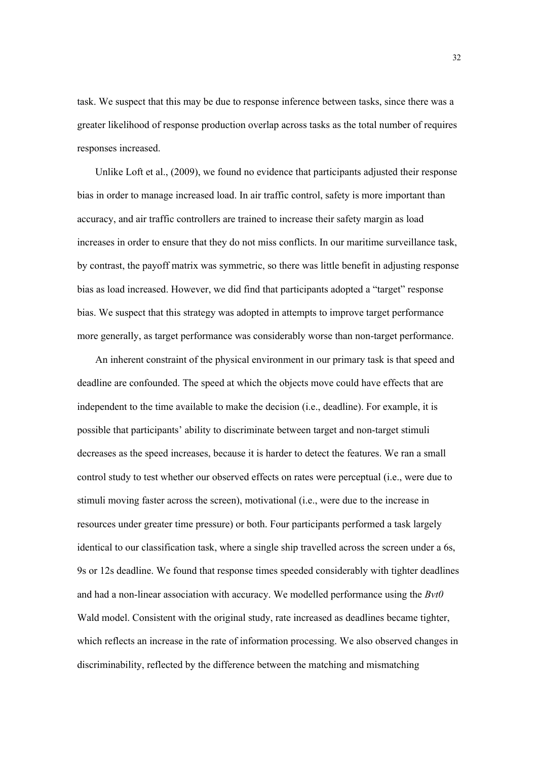task. We suspect that this may be due to response inference between tasks, since there was a greater likelihood of response production overlap across tasks as the total number of requires responses increased.

Unlike Loft et al., (2009), we found no evidence that participants adjusted their response bias in order to manage increased load. In air traffic control, safety is more important than accuracy, and air traffic controllers are trained to increase their safety margin as load increases in order to ensure that they do not miss conflicts. In our maritime surveillance task, by contrast, the payoff matrix was symmetric, so there was little benefit in adjusting response bias as load increased. However, we did find that participants adopted a “target” response bias. We suspect that this strategy was adopted in attempts to improve target performance more generally, as target performance was considerably worse than non-target performance.

An inherent constraint of the physical environment in our primary task is that speed and deadline are confounded. The speed at which the objects move could have effects that are independent to the time available to make the decision (i.e., deadline). For example, it is possible that participants’ ability to discriminate between target and non-target stimuli decreases as the speed increases, because it is harder to detect the features. We ran a small control study to test whether our observed effects on rates were perceptual (i.e., were due to stimuli moving faster across the screen), motivational (i.e., were due to the increase in resources under greater time pressure) or both. Four participants performed a task largely identical to our classification task, where a single ship travelled across the screen under a 6s, 9s or 12s deadline. We found that response times speeded considerably with tighter deadlines and had a non-linear association with accuracy. We modelled performance using the *Bvt0* Wald model. Consistent with the original study, rate increased as deadlines became tighter, which reflects an increase in the rate of information processing. We also observed changes in discriminability, reflected by the difference between the matching and mismatching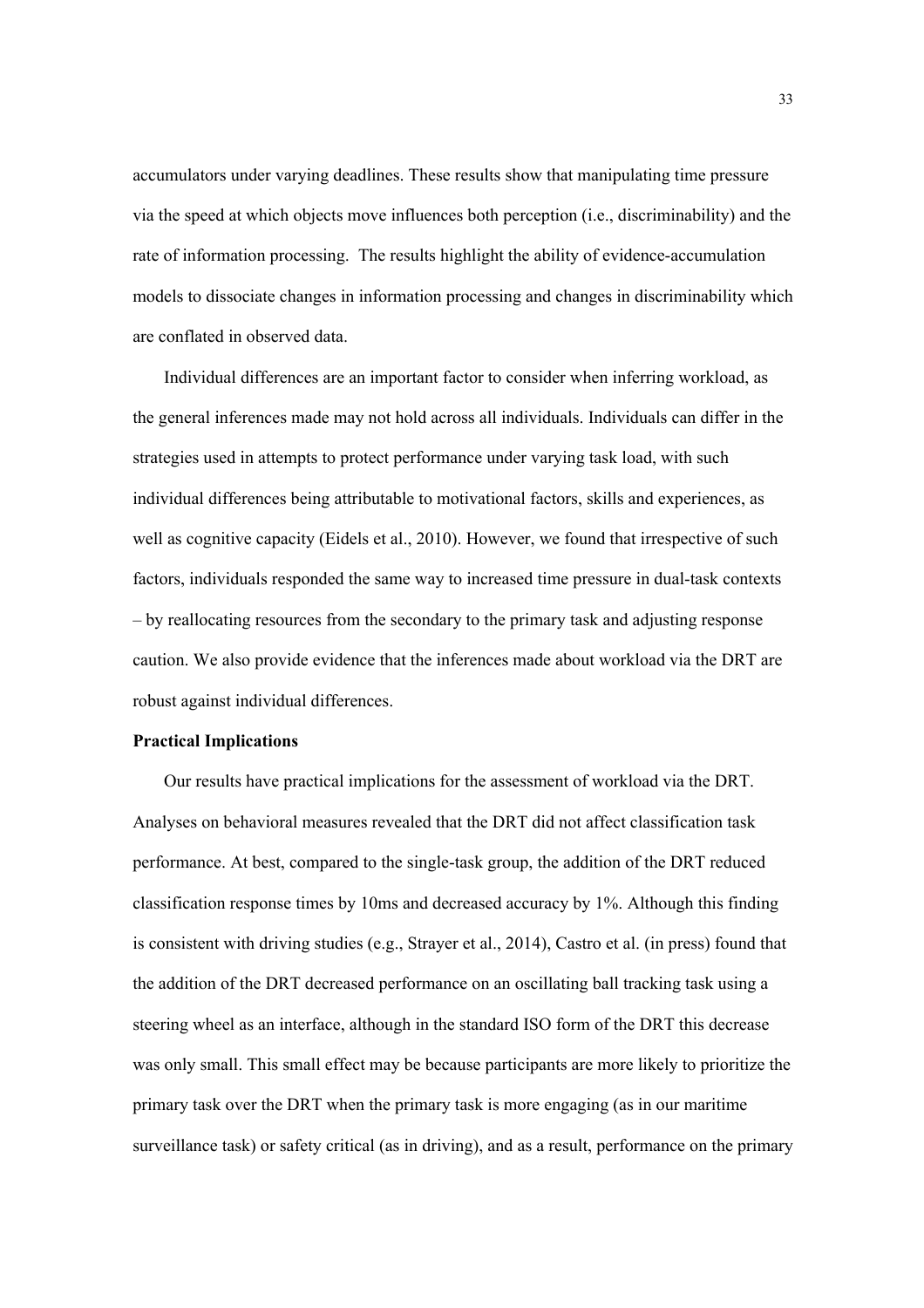accumulators under varying deadlines. These results show that manipulating time pressure via the speed at which objects move influences both perception (i.e., discriminability) and the rate of information processing. The results highlight the ability of evidence-accumulation models to dissociate changes in information processing and changes in discriminability which are conflated in observed data.

Individual differences are an important factor to consider when inferring workload, as the general inferences made may not hold across all individuals. Individuals can differ in the strategies used in attempts to protect performance under varying task load, with such individual differences being attributable to motivational factors, skills and experiences, as well as cognitive capacity (Eidels et al., 2010). However, we found that irrespective of such factors, individuals responded the same way to increased time pressure in dual-task contexts – by reallocating resources from the secondary to the primary task and adjusting response caution. We also provide evidence that the inferences made about workload via the DRT are robust against individual differences.

**Practical Implications**

Our results have practical implications for the assessment of workload via the DRT. Analyses on behavioral measures revealed that the DRT did not affect classification task performance. At best, compared to the single-task group, the addition of the DRT reduced classification response times by 10ms and decreased accuracy by 1%. Although this finding is consistent with driving studies (e.g., Strayer et al., 2014), Castro et al. (in press) found that the addition of the DRT decreased performance on an oscillating ball tracking task using a steering wheel as an interface, although in the standard ISO form of the DRT this decrease was only small. This small effect may be because participants are more likely to prioritize the primary task over the DRT when the primary task is more engaging (as in our maritime surveillance task) or safety critical (as in driving), and as a result, performance on the primary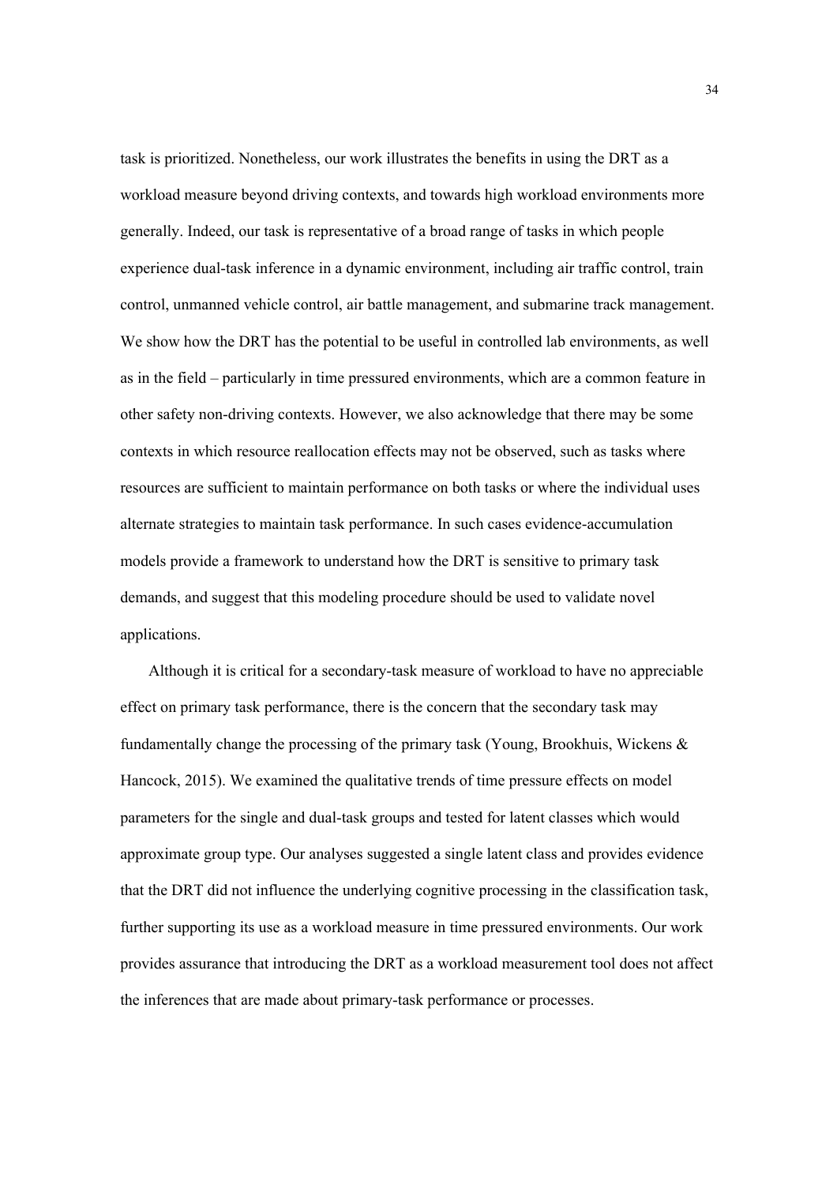task is prioritized. Nonetheless, our work illustrates the benefits in using the DRT as a workload measure beyond driving contexts, and towards high workload environments more generally. Indeed, our task is representative of a broad range of tasks in which people experience dual-task inference in a dynamic environment, including air traffic control, train control, unmanned vehicle control, air battle management, and submarine track management. We show how the DRT has the potential to be useful in controlled lab environments, as well as in the field – particularly in time pressured environments, which are a common feature in other safety non-driving contexts. However, we also acknowledge that there may be some contexts in which resource reallocation effects may not be observed, such as tasks where resources are sufficient to maintain performance on both tasks or where the individual uses alternate strategies to maintain task performance. In such cases evidence-accumulation models provide a framework to understand how the DRT is sensitive to primary task demands, and suggest that this modeling procedure should be used to validate novel applications.

Although it is critical for a secondary-task measure of workload to have no appreciable effect on primary task performance, there is the concern that the secondary task may fundamentally change the processing of the primary task (Young, Brookhuis, Wickens & Hancock, 2015). We examined the qualitative trends of time pressure effects on model parameters for the single and dual-task groups and tested for latent classes which would approximate group type. Our analyses suggested a single latent class and provides evidence that the DRT did not influence the underlying cognitive processing in the classification task, further supporting its use as a workload measure in time pressured environments. Our work provides assurance that introducing the DRT as a workload measurement tool does not affect the inferences that are made about primary-task performance or processes.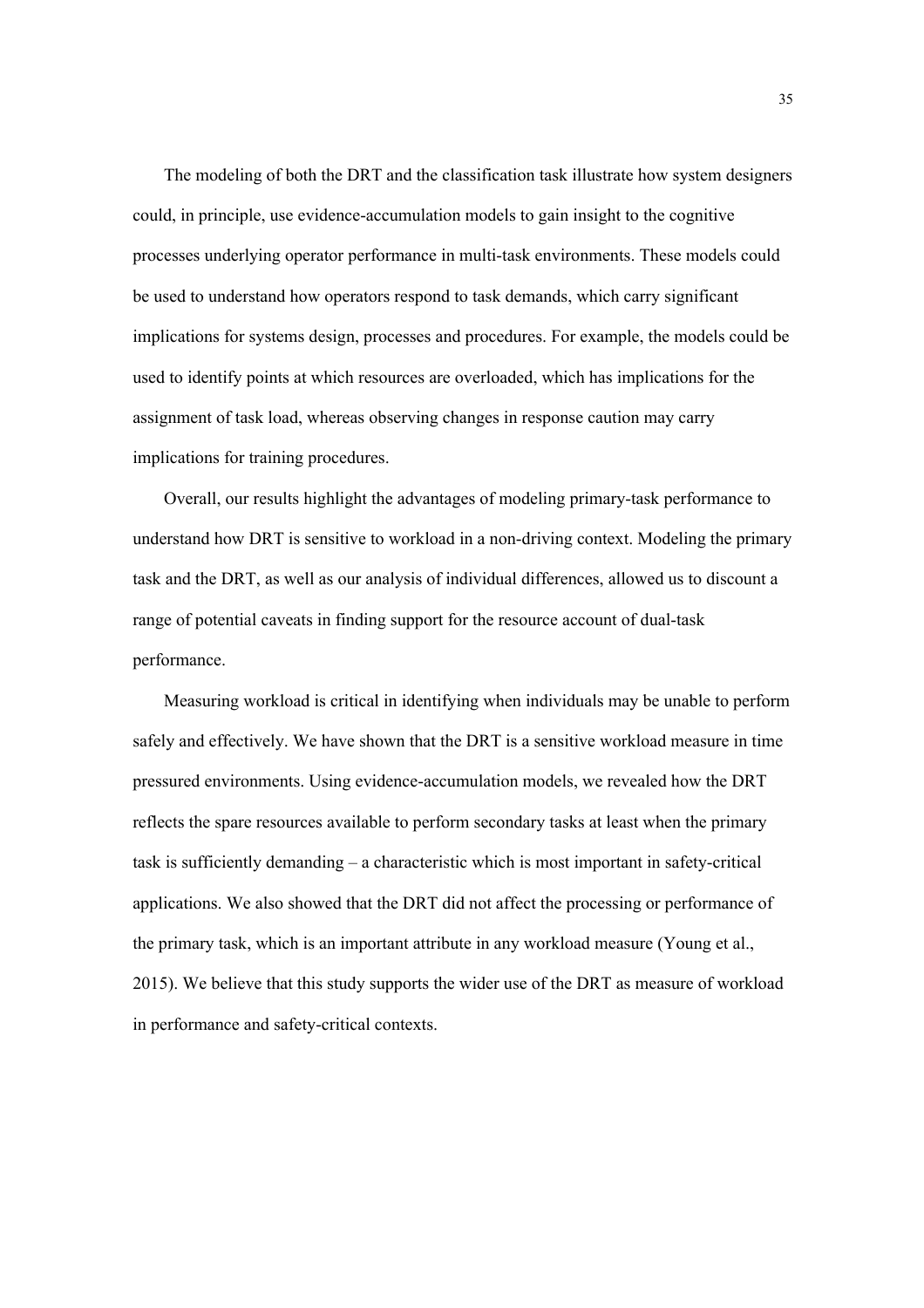The modeling of both the DRT and the classification task illustrate how system designers could, in principle, use evidence-accumulation models to gain insight to the cognitive processes underlying operator performance in multi-task environments. These models could be used to understand how operators respond to task demands, which carry significant implications for systems design, processes and procedures. For example, the models could be used to identify points at which resources are overloaded, which has implications for the assignment of task load, whereas observing changes in response caution may carry implications for training procedures.

Overall, our results highlight the advantages of modeling primary-task performance to understand how DRT is sensitive to workload in a non-driving context. Modeling the primary task and the DRT, as well as our analysis of individual differences, allowed us to discount a range of potential caveats in finding support for the resource account of dual-task performance.

Measuring workload is critical in identifying when individuals may be unable to perform safely and effectively. We have shown that the DRT is a sensitive workload measure in time pressured environments. Using evidence-accumulation models, we revealed how the DRT reflects the spare resources available to perform secondary tasks at least when the primary task is sufficiently demanding – a characteristic which is most important in safety-critical applications. We also showed that the DRT did not affect the processing or performance of the primary task, which is an important attribute in any workload measure (Young et al., 2015). We believe that this study supports the wider use of the DRT as measure of workload in performance and safety-critical contexts.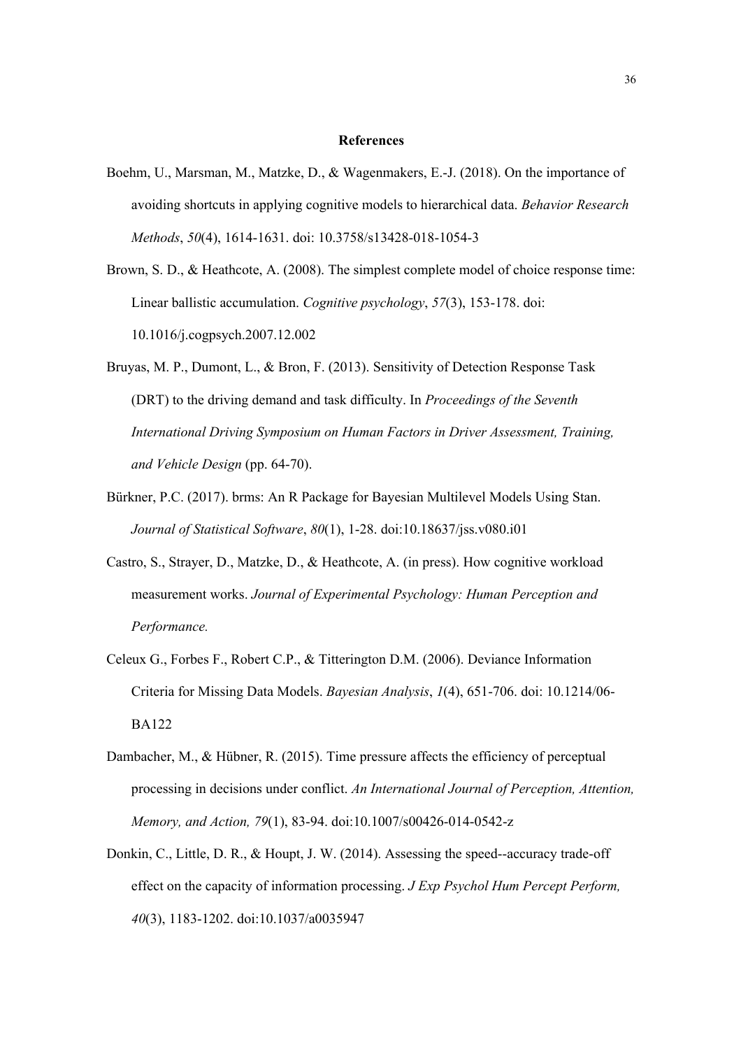# References

Boehm, U., Marsman, M., Matzke, D., & Wagenmakers, E.-J. (2018). On the importance of avoiding shortcuts in applying cognitive models to hierarchical data. *Behavior Research Methods*, *50*(4), 1614-1631. doi: 10.3758/s13428-018-1054-3

Brown, S. D., & Heathcote, A. (2008). The simplest complete model of choice response time: Linear ballistic accumulation. *Cognitive psychology*, *57*(3), 153-178. doi: 10.1016/j.cogpsych.2007.12.002

Bruyas, M. P., Dumont, L., & Bron, F. (2013). Sensitivity of Detection Response Task (DRT) to the driving demand and task difficulty. In *Proceedings of the Seventh International Driving Symposium on Human Factors in Driver Assessment, Training, and Vehicle Design* (pp. 64-70).

Bürkner, P.C. (2017). brms: An R Package for Bayesian Multilevel Models Using Stan. *Journal of Statistical Software*, *80*(1), 1-28. doi:10.18637/jss.v080.i01

Castro, S., Strayer, D., Matzke, D., & Heathcote, A. (in press). How cognitive workload measurement works. *Journal of Experimental Psychology: Human Perception and Performance.*

Celeux G., Forbes F., Robert C.P., & Titterington D.M. (2006). Deviance Information Criteria for Missing Data Models. *Bayesian Analysis*, *1*(4), 651-706. doi: 10.1214/06-BA122

Dambacher, M., & Hübner, R. (2015). Time pressure affects the efficiency of perceptual processing in decisions under conflict. *An International Journal of Perception, Attention, Memory, and Action, 79*(1), 83-94. doi:10.1007/s00426-014-0542-z

Donkin, C., Little, D. R., & Houpt, J. W. (2014). Assessing the speed--accuracy trade-off effect on the capacity of information processing. *J Exp Psychol Hum Percept Perform, 40*(3), 1183-1202. doi:10.1037/a0035947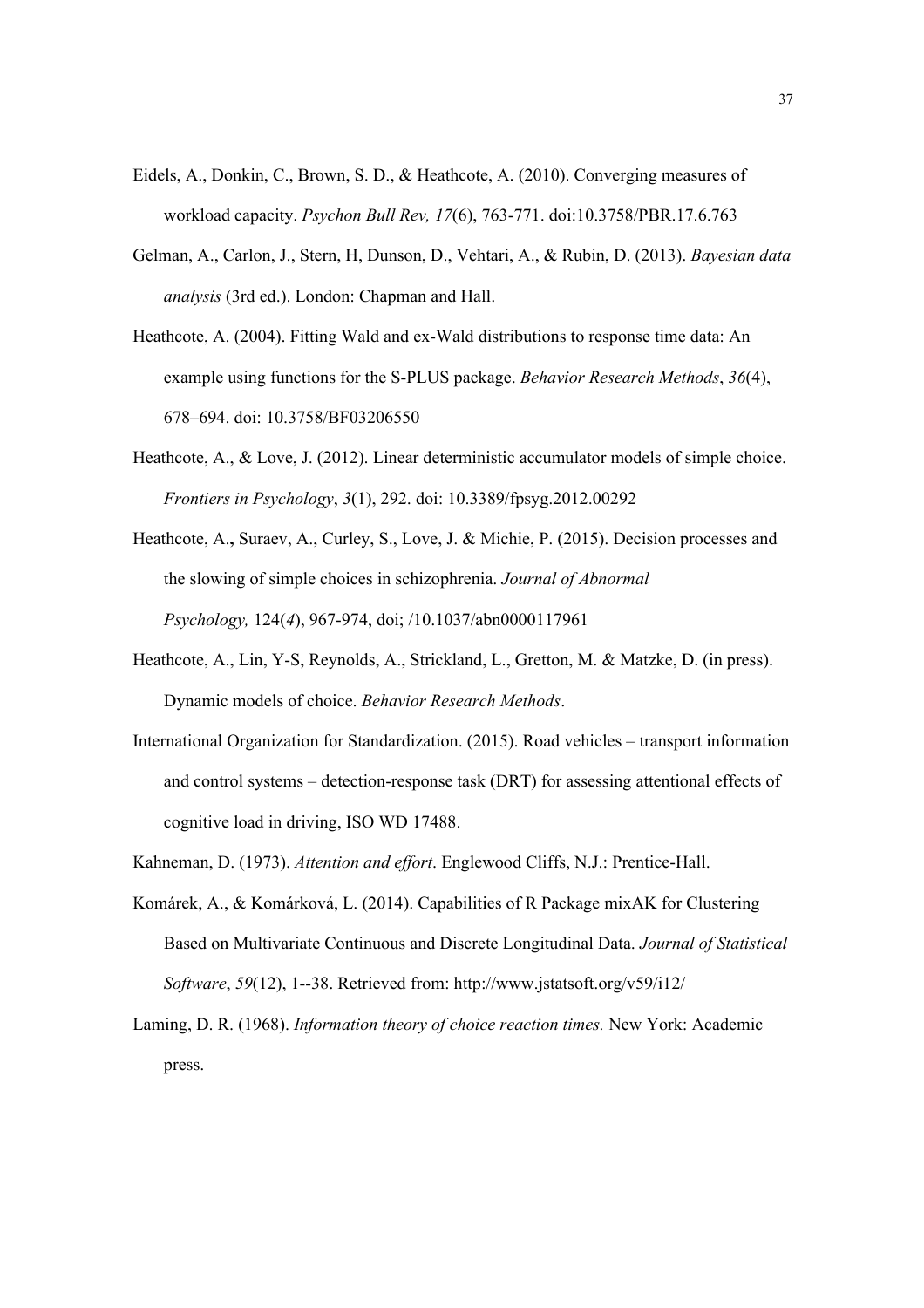Eidels, A., Donkin, C., Brown, S. D., & Heathcote, A. (2010). Converging measures of workload capacity. *Psychon Bull Rev, 17*(6), 763-771. doi:10.3758/PBR.17.6.763

Gelman, A., Carlon, J., Stern, H, Dunson, D., Vehtari, A., & Rubin, D. (2013). *Bayesian data analysis* (3rd ed.). London: Chapman and Hall.

Heathcote, A. (2004). Fitting Wald and ex-Wald distributions to response time data: An example using functions for the S-PLUS package. *Behavior Research Methods*, *36*(4), 678–694. doi: 10.3758/BF03206550

Heathcote, A., & Love, J. (2012). Linear deterministic accumulator models of simple choice. *Frontiers in Psychology*, *3*(1), 292. doi: 10.3389/fpsyg.2012.00292

Heathcote, A.**,** Suraev, A., Curley, S., Love, J. & Michie, P. (2015). Decision processes and the slowing of simple choices in schizophrenia. *Journal of Abnormal Psychology,* 124(*4*), 967-974, doi; /10.1037/abn0000117961

Heathcote, A., Lin, Y-S, Reynolds, A., Strickland, L., Gretton, M. & Matzke, D. (in press). Dynamic models of choice. *Behavior Research Methods*.

International Organization for Standardization. (2015). Road vehicles – transport information and control systems – detection-response task (DRT) for assessing attentional effects of cognitive load in driving, ISO WD 17488.

Kahneman, D. (1973). *Attention and effort*. Englewood Cliffs, N.J.: Prentice-Hall.

Komárek, A., & Komárková, L. (2014). Capabilities of R Package mixAK for Clustering Based on Multivariate Continuous and Discrete Longitudinal Data. *Journal of Statistical Software*, *59*(12), 1--38. Retrieved from: http://www.jstatsoft.org/v59/i12/

Laming, D. R. (1968). *Information theory of choice reaction times.* New York: Academic press.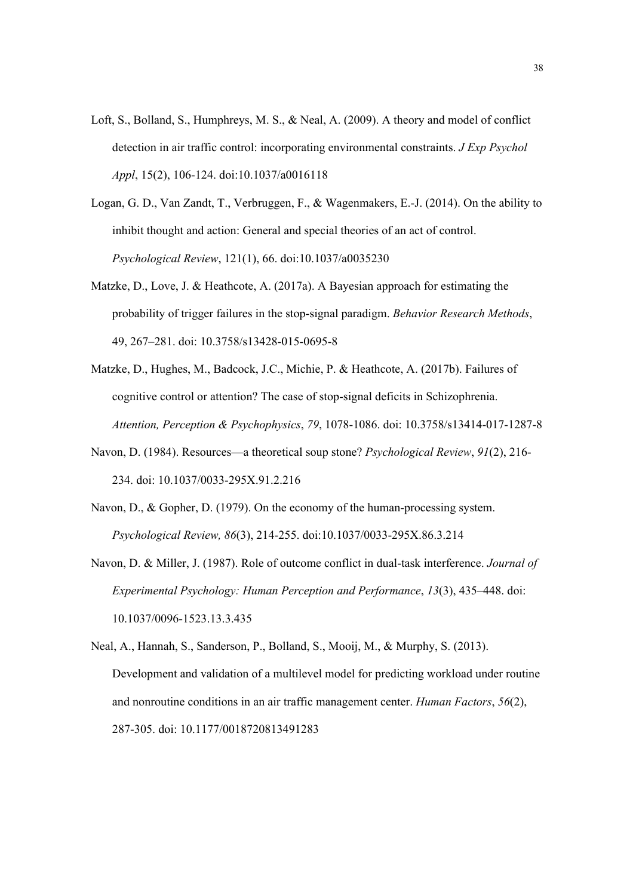Loft, S., Bolland, S., Humphreys, M. S., & Neal, A. (2009). A theory and model of conflict detection in air traffic control: incorporating environmental constraints. *J Exp Psychol Appl*, 15(2), 106-124. doi:10.1037/a0016118

Logan, G. D., Van Zandt, T., Verbruggen, F., & Wagenmakers, E.-J. (2014). On the ability to inhibit thought and action: General and special theories of an act of control. *Psychological Review*, 121(1), 66. doi:10.1037/a0035230

Matzke, D., Love, J. & Heathcote, A. (2017a). A Bayesian approach for estimating the probability of trigger failures in the stop-signal paradigm. *Behavior Research Methods*, 49, 267–281. doi: 10.3758/s13428-015-0695-8

Matzke, D., Hughes, M., Badcock, J.C., Michie, P. & Heathcote, A. (2017b). Failures of cognitive control or attention? The case of stop-signal deficits in Schizophrenia. *Attention, Perception & Psychophysics*, *79*, 1078-1086. doi: 10.3758/s13414-017-1287-8

Navon, D. (1984). Resources—a theoretical soup stone? *Psychological Review*, *91*(2), 216-234. doi: 10.1037/0033-295X.91.2.216

Navon, D., & Gopher, D. (1979). On the economy of the human-processing system. *Psychological Review, 86*(3), 214-255. doi:10.1037/0033-295X.86.3.214

Navon, D. & Miller, J. (1987). Role of outcome conflict in dual-task interference. *Journal of Experimental Psychology: Human Perception and Performance*, *13*(3), 435–448. doi: 10.1037/0096-1523.13.3.435

Neal, A., Hannah, S., Sanderson, P., Bolland, S., Mooij, M., & Murphy, S. (2013). Development and validation of a multilevel model for predicting workload under routine and nonroutine conditions in an air traffic management center. *Human Factors*, *56*(2), 287-305. doi: 10.1177/0018720813491283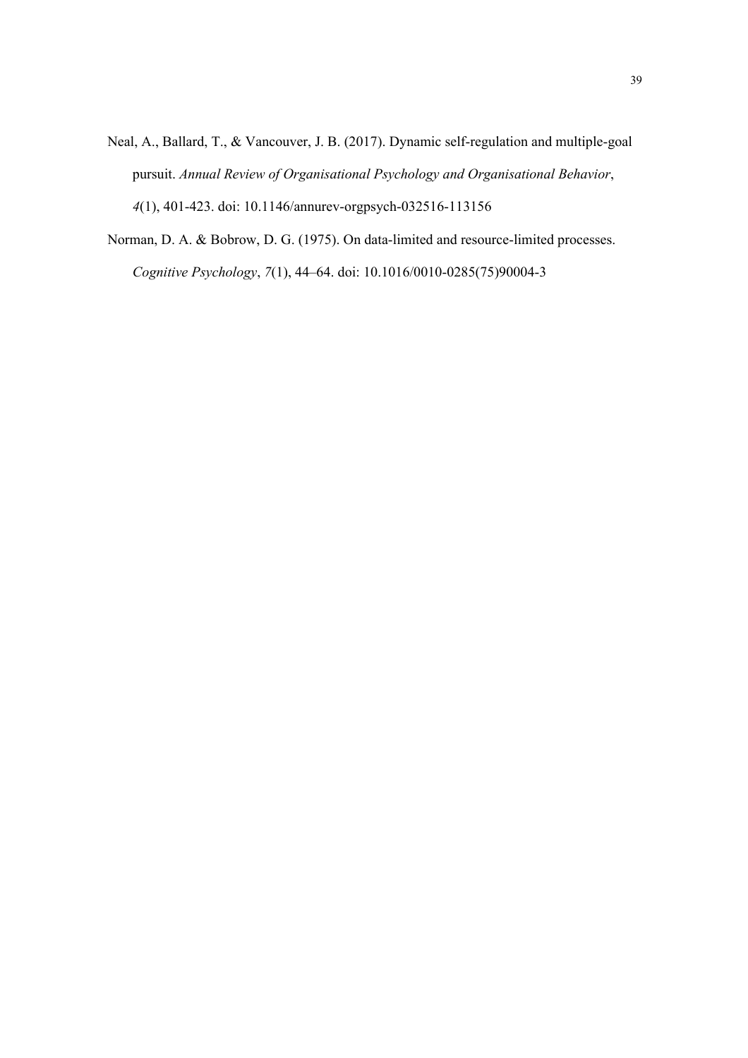Neal, A., Ballard, T., & Vancouver, J. B. (2017). Dynamic self-regulation and multiple-goal pursuit. *Annual Review of Organisational Psychology and Organisational Behavior*, *4*(1), 401-423. doi: 10.1146/annurev-orgpsych-032516-113156

Norman, D. A. & Bobrow, D. G. (1975). On data-limited and resource-limited processes. *Cognitive Psychology*, *7*(1), 44–64. doi: 10.1016/0010-0285(75)90004-3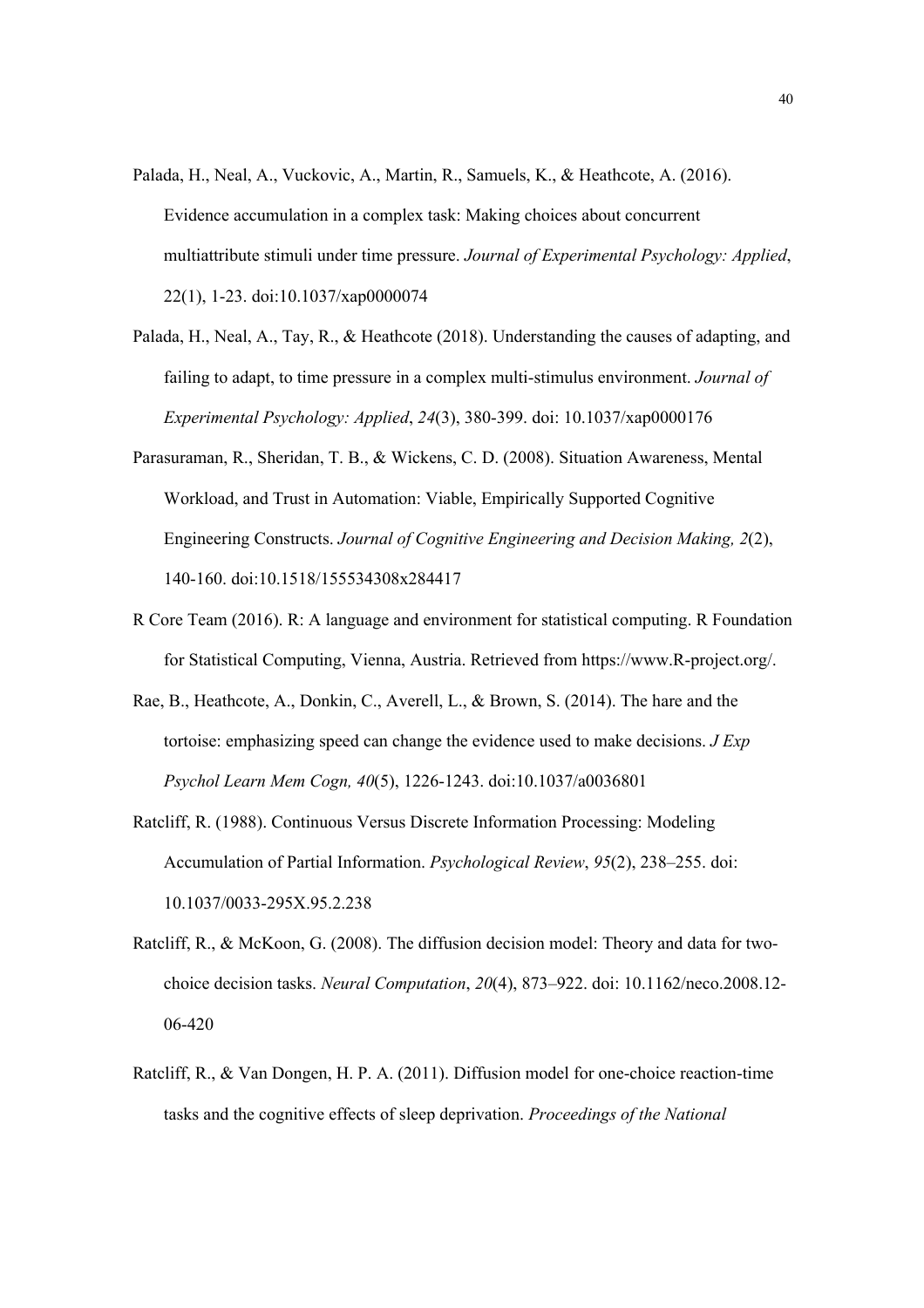Palada, H., Neal, A., Vuckovic, A., Martin, R., Samuels, K., & Heathcote, A. (2016). Evidence accumulation in a complex task: Making choices about concurrent multiattribute stimuli under time pressure. *Journal of Experimental Psychology: Applied*, 22(1), 1-23. doi:10.1037/xap0000074

Palada, H., Neal, A., Tay, R., & Heathcote (2018). Understanding the causes of adapting, and failing to adapt, to time pressure in a complex multi-stimulus environment. *Journal of Experimental Psychology: Applied*, *24*(3), 380-399. doi: 10.1037/xap0000176

Parasuraman, R., Sheridan, T. B., & Wickens, C. D. (2008). Situation Awareness, Mental Workload, and Trust in Automation: Viable, Empirically Supported Cognitive Engineering Constructs. *Journal of Cognitive Engineering and Decision Making, 2*(2), 140-160. doi:10.1518/155534308x284417

R Core Team (2016). R: A language and environment for statistical computing. R Foundation for Statistical Computing, Vienna, Austria. Retrieved from https://www.R-project.org/.

Rae, B., Heathcote, A., Donkin, C., Averell, L., & Brown, S. (2014). The hare and the tortoise: emphasizing speed can change the evidence used to make decisions. *J Exp Psychol Learn Mem Cogn, 40*(5), 1226-1243. doi:10.1037/a0036801

Ratcliff, R. (1988). Continuous Versus Discrete Information Processing: Modeling Accumulation of Partial Information. *Psychological Review*, *95*(2), 238–255. doi: 10.1037/0033-295X.95.2.238

Ratcliff, R., & McKoon, G. (2008). The diffusion decision model: Theory and data for two-choice decision tasks. *Neural Computation*, *20*(4), 873–922. doi: 10.1162/neco.2008.12-06-420

Ratcliff, R., & Van Dongen, H. P. A. (2011). Diffusion model for one-choice reaction-time tasks and the cognitive effects of sleep deprivation. *Proceedings of the National*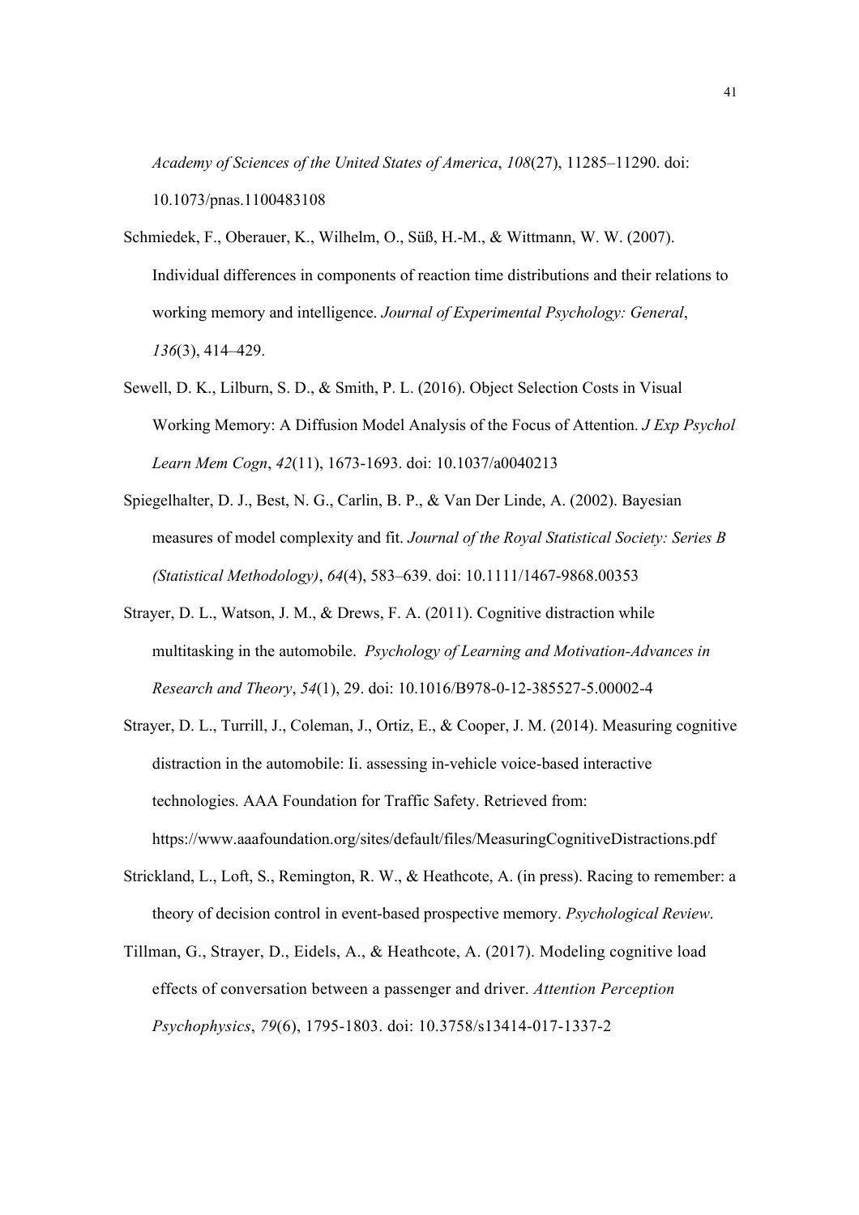*Academy of Sciences of the United States of America*, *108*(27), 11285–11290. doi: 10.1073/pnas.1100483108

Schmiedek, F., Oberauer, K., Wilhelm, O., Süß, H.-M., & Wittmann, W. W. (2007). Individual differences in components of reaction time distributions and their relations to working memory and intelligence. *Journal of Experimental Psychology: General*, *136*(3), 414–429.

Sewell, D. K., Lilburn, S. D., & Smith, P. L. (2016). Object Selection Costs in Visual Working Memory: A Diffusion Model Analysis of the Focus of Attention. *J Exp Psychol Learn Mem Cogn*, *42*(11), 1673-1693. doi: 10.1037/a0040213

Spiegelhalter, D. J., Best, N. G., Carlin, B. P., & Van Der Linde, A. (2002). Bayesian measures of model complexity and fit. *Journal of the Royal Statistical Society: Series B (Statistical Methodology)*, *64*(4), 583–639. doi: 10.1111/1467-9868.00353

Strayer, D. L., Watson, J. M., & Drews, F. A. (2011). Cognitive distraction while multitasking in the automobile. *Psychology of Learning and Motivation-Advances in Research and Theory*, *54*(1), 29. doi: 10.1016/B978-0-12-385527-5.00002-4

Strayer, D. L., Turrill, J., Coleman, J., Ortiz, E., & Cooper, J. M. (2014). Measuring cognitive distraction in the automobile: Ii. assessing in-vehicle voice-based interactive technologies. AAA Foundation for Traffic Safety. Retrieved from: https://www.aaafoundation.org/sites/default/files/MeasuringCognitiveDistractions.pdf

Strickland, L., Loft, S., Remington, R. W., & Heathcote, A. (in press). Racing to remember: a theory of decision control in event-based prospective memory. *Psychological Review*.

Tillman, G., Strayer, D., Eidels, A., & Heathcote, A. (2017). Modeling cognitive load effects of conversation between a passenger and driver. *Attention Perception Psychophysics*, *79*(6), 1795-1803. doi: 10.3758/s13414-017-1337-2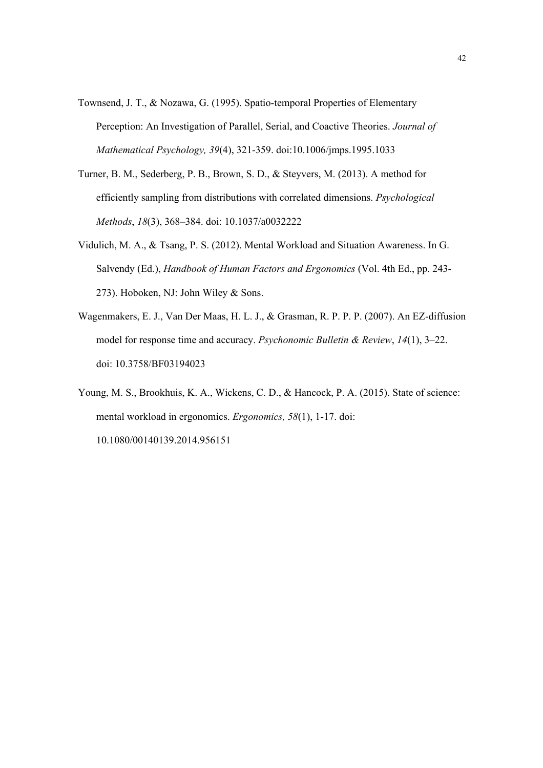Townsend, J. T., & Nozawa, G. (1995). Spatio-temporal Properties of Elementary Perception: An Investigation of Parallel, Serial, and Coactive Theories. *Journal of Mathematical Psychology, 39*(4), 321-359. doi:10.1006/jmps.1995.1033

Turner, B. M., Sederberg, P. B., Brown, S. D., & Steyvers, M. (2013). A method for efficiently sampling from distributions with correlated dimensions. *Psychological Methods*, *18*(3), 368–384. doi: 10.1037/a0032222

Vidulich, M. A., & Tsang, P. S. (2012). Mental Workload and Situation Awareness. In G. Salvendy (Ed.), *Handbook of Human Factors and Ergonomics* (Vol. 4th Ed., pp. 243-273). Hoboken, NJ: John Wiley & Sons.

Wagenmakers, E. J., Van Der Maas, H. L. J., & Grasman, R. P. P. P. (2007). An EZ-diffusion model for response time and accuracy. *Psychonomic Bulletin & Review*, *14*(1), 3–22. doi: 10.3758/BF03194023

Young, M. S., Brookhuis, K. A., Wickens, C. D., & Hancock, P. A. (2015). State of science: mental workload in ergonomics. *Ergonomics, 58*(1), 1-17. doi: 10.1080/00140139.2014.956151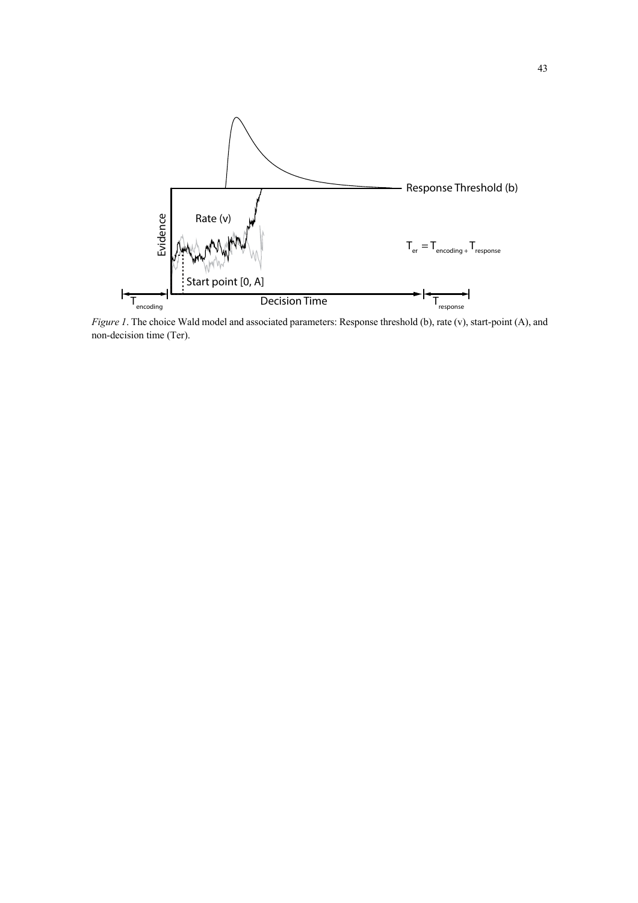*Figure 1*. The choice Wald model and associated parameters: Response threshold (b), rate (v), start-point (A), and non-decision time (Ter).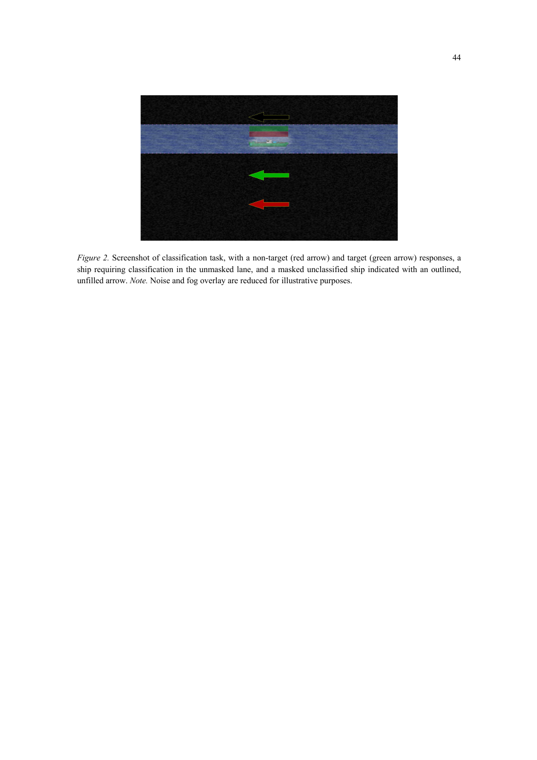*Figure 2.* Screenshot of classification task, with a non-target (red arrow) and target (green arrow) responses, a ship requiring classification in the unmasked lane, and a masked unclassified ship indicated with an outlined, unfilled arrow. *Note.* Noise and fog overlay are reduced for illustrative purposes.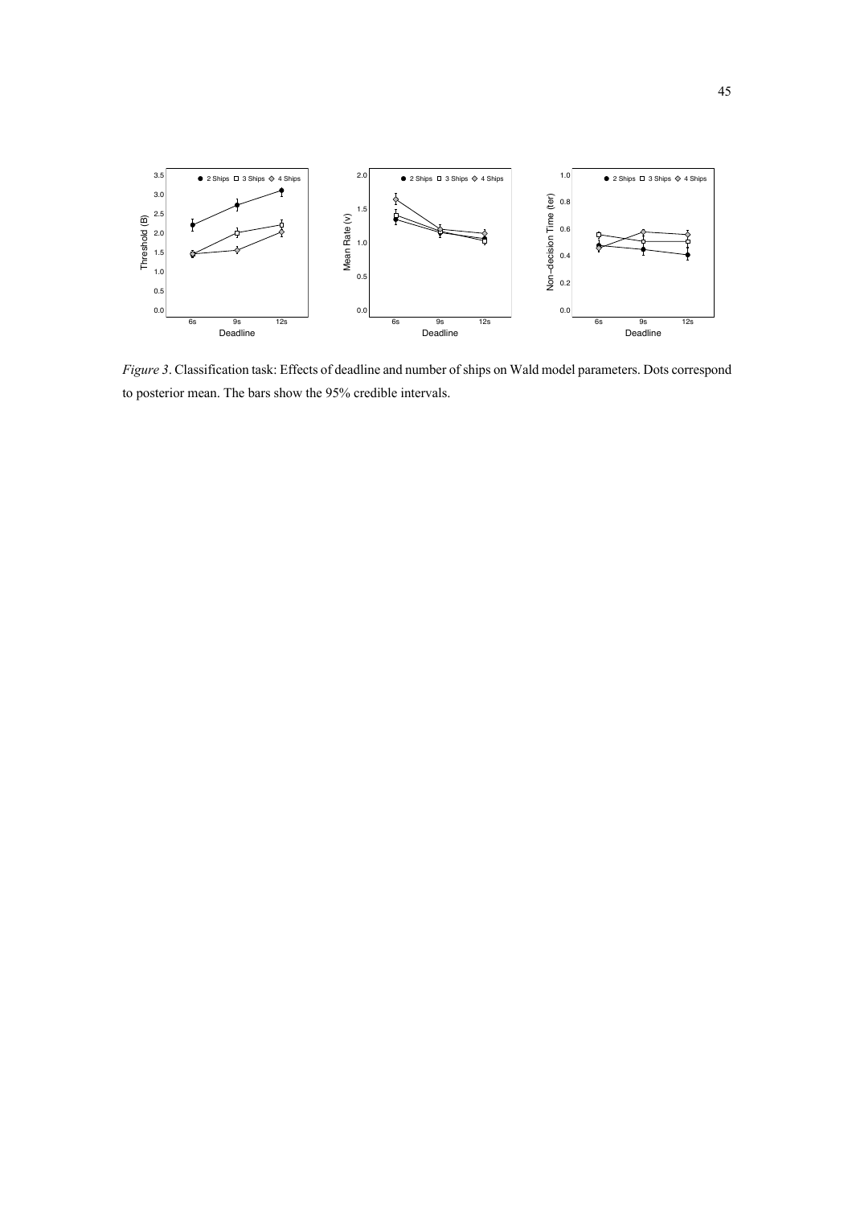*Figure 3*. Classification task: Effects of deadline and number of ships on Wald model parameters. Dots correspond to posterior mean. The bars show the 95% credible intervals.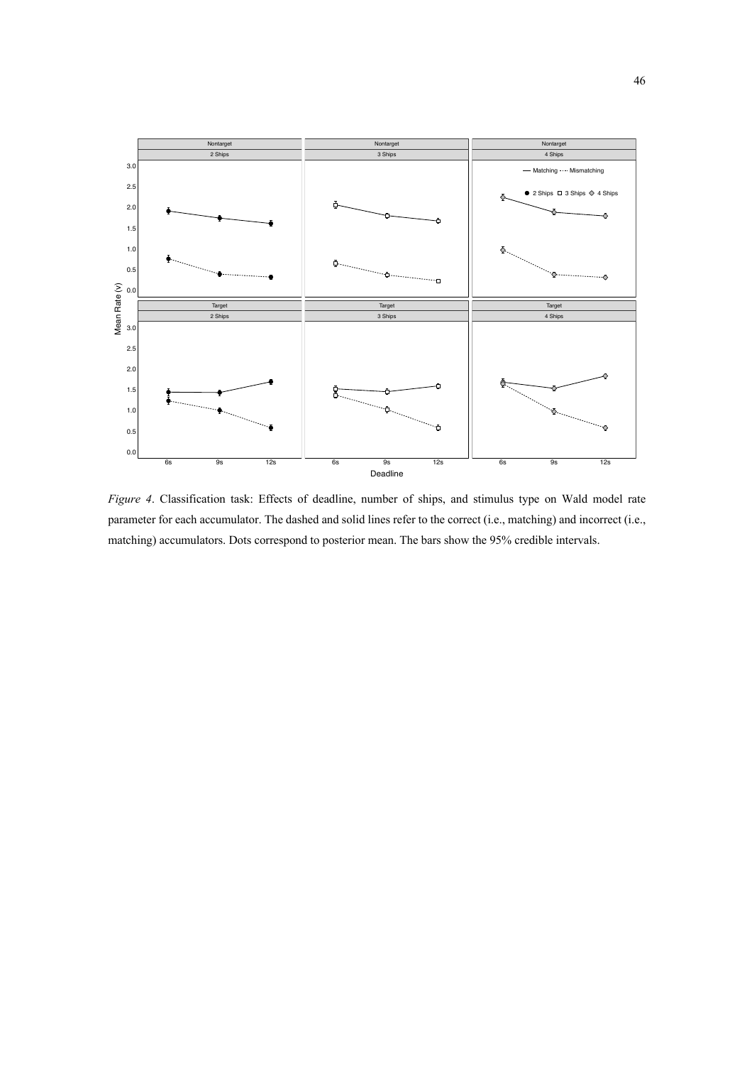*Figure 4*. Classification task: Effects of deadline, number of ships, and stimulus type on Wald model rate parameter for each accumulator. The dashed and solid lines refer to the correct (i.e., matching) and incorrect (i.e., matching) accumulators. Dots correspond to posterior mean. The bars show the 95% credible intervals.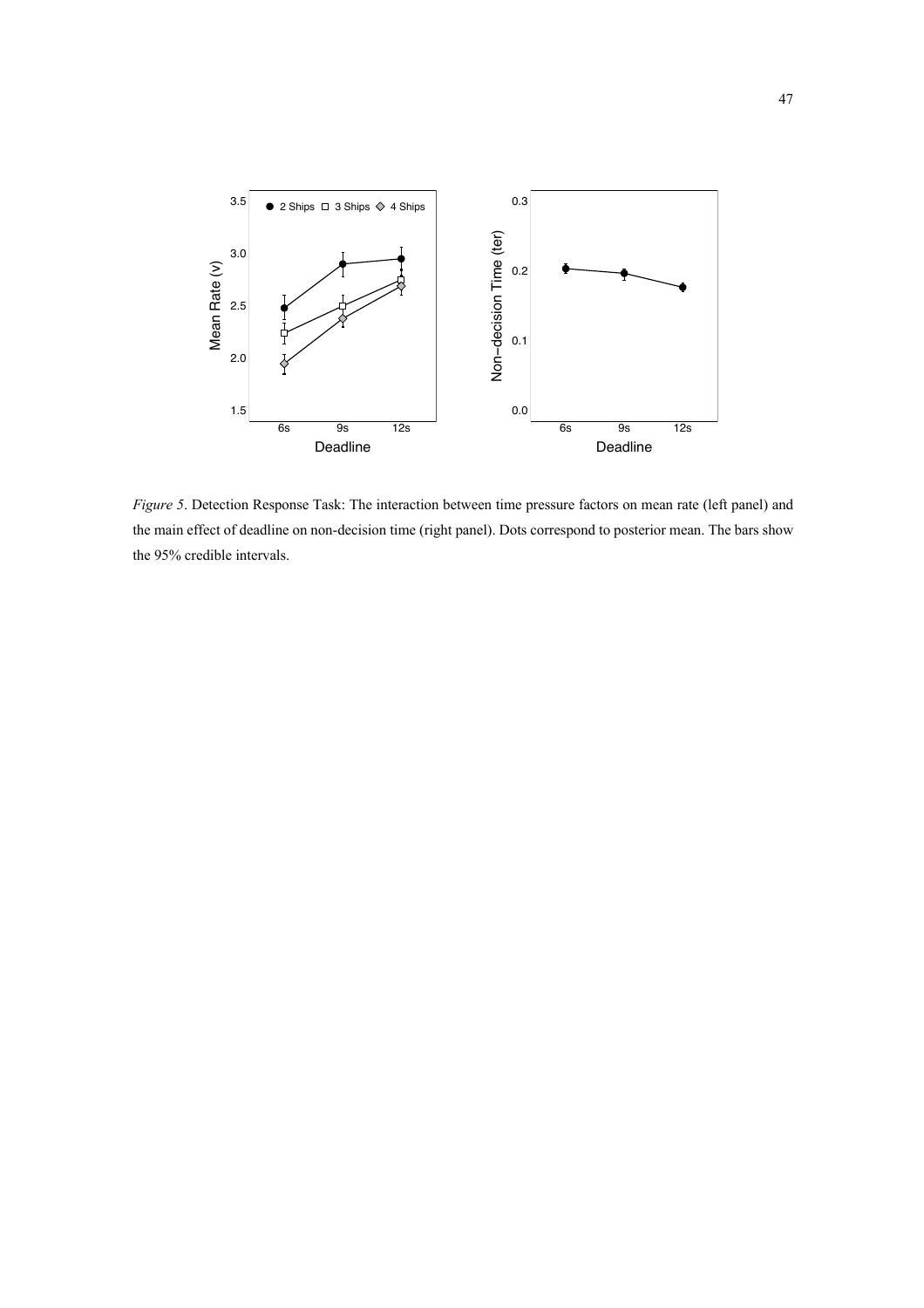*Figure 5*. Detection Response Task: The interaction between time pressure factors on mean rate (left panel) and the main effect of deadline on non-decision time (right panel). Dots correspond to posterior mean. The bars show the 95% credible intervals.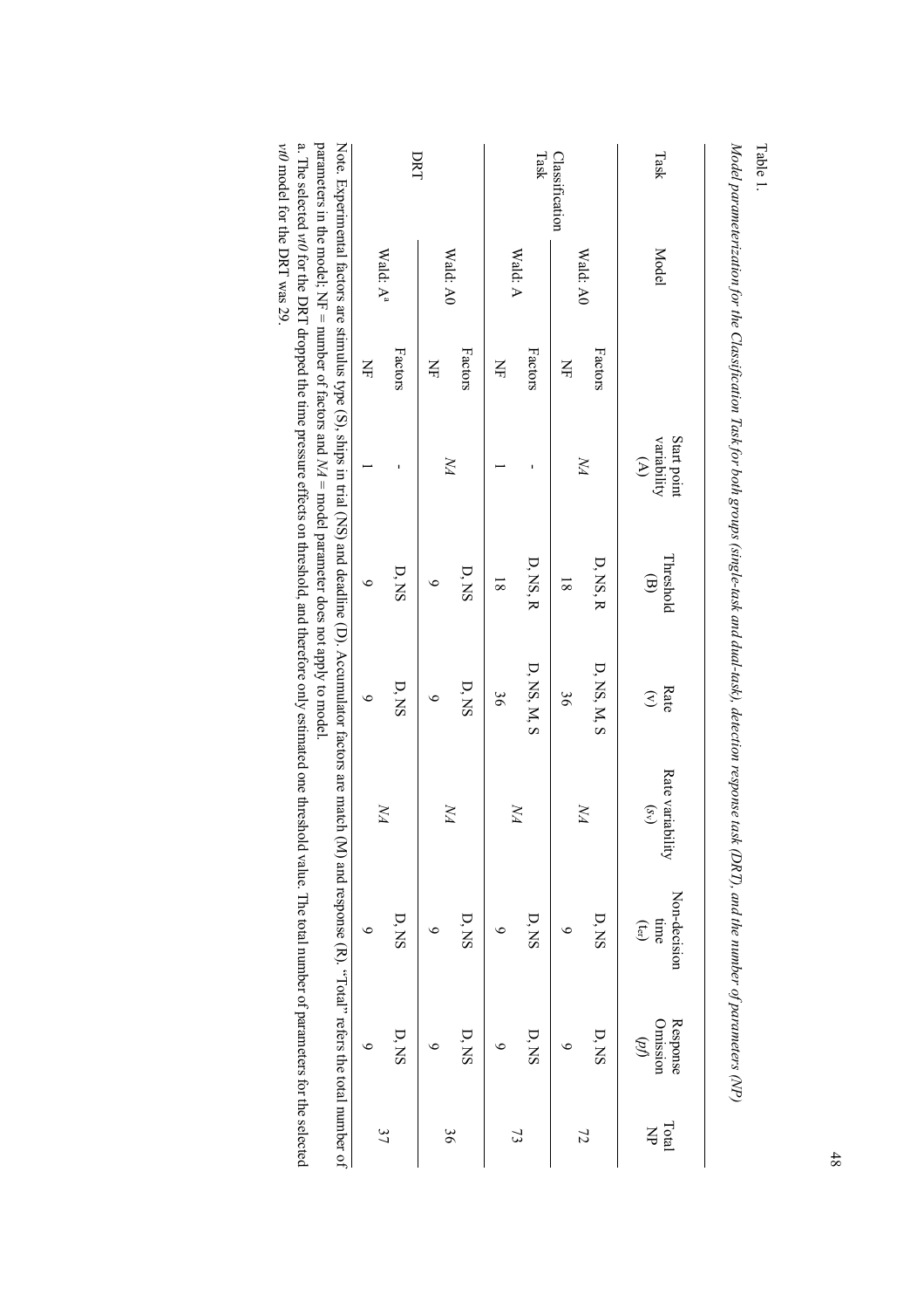Table 1.

*Model parameterization for the Classification Task for both groups (single-task and dual-task), detection response task (DRT), and the number of parameters (NP)*

| Task | Model | | Start point variability (A) | Threshold (B) | Rate (v) | Rate variability ($s_v$) | Non-decision time ($t_{er}$) | Response Omission (*pf*) | Total NP |
|---|---|---|---|---|---|---|---|---|---|
| Classification Task | Wald: A0 | Factors | *NA* | D, NS, R | D, NS, M, S | *NA* | D, NS | D, NS | |
| | | NF | | 18 | 36 | | 9 | 9 | 72 |
| | Wald: A | Factors | - | D, NS, R | D, NS, M, S | *NA* | D, NS | D, NS | |
| | | NF | 1 | 18 | 36 | | 9 | 9 | 73 |
| DRT | Wald: A0 | Factors | *NA* | D, NS | D, NS | *NA* | D, NS | D, NS | |
| | | NF | | 9 | 9 | | 9 | 9 | 36 |
| | Wald: A[a] | Factors | - | D, NS | D, NS | *NA* | D, NS | D, NS | |
| | | NF | 1 | 9 | 9 | | 9 | 9 | 37 |

Note. Experimental factors are stimulus type (S), ships in trial (NS) and deadline (D). Accumulator factors are match (M) and response (R). "Total" refers the total number of parameters in the model; NF = number of factors and *NA* = model parameter does not apply to model.

a. The selected *vt0* for the DRT dropped the time pressure effects on threshold, and therefore only estimated one threshold value. The total number of parameters for the selected *vt0* model for the DRT was 29.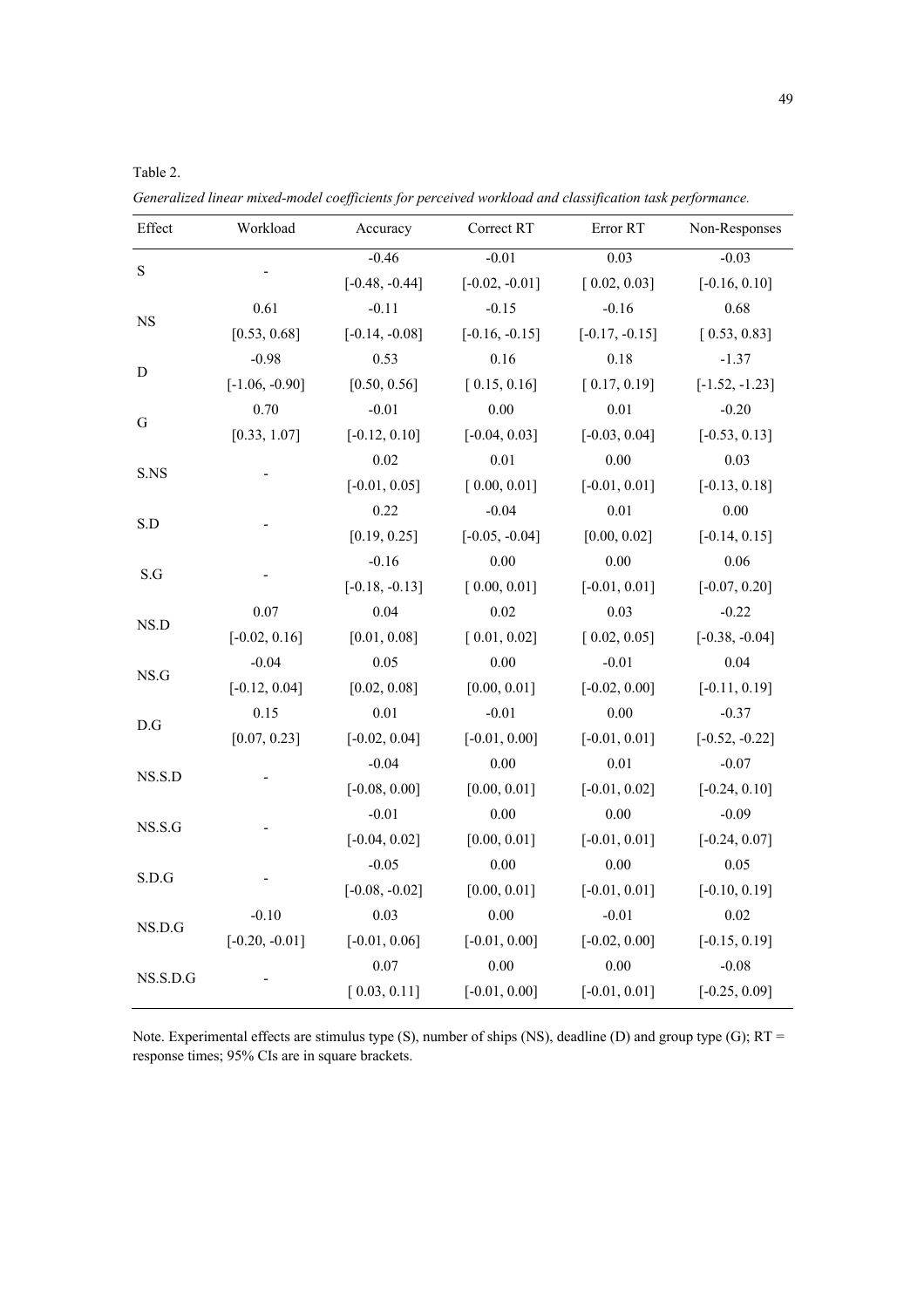Table 2.

*Generalized linear mixed-model coefficients for perceived workload and classification task performance.*

| Effect | Workload | Accuracy | Correct RT | Error RT | Non-Responses |
|---|---|---|---|---|---|
| S | - | -0.46 | -0.01 | 0.03 | -0.03 |
| | | [-0.48, -0.44] | [-0.02, -0.01] | [ 0.02, 0.03] | [-0.16, 0.10] |
| NS | 0.61 | -0.11 | -0.15 | -0.16 | 0.68 |
| | [0.53, 0.68] | [-0.14, -0.08] | [-0.16, -0.15] | [-0.17, -0.15] | [ 0.53, 0.83] |
| D | -0.98 | 0.53 | 0.16 | 0.18 | -1.37 |
| | [-1.06, -0.90] | [0.50, 0.56] | [ 0.15, 0.16] | [ 0.17, 0.19] | [-1.52, -1.23] |
| G | 0.70 | -0.01 | 0.00 | 0.01 | -0.20 |
| | [0.33, 1.07] | [-0.12, 0.10] | [-0.04, 0.03] | [-0.03, 0.04] | [-0.53, 0.13] |
| S.NS | - | 0.02 | 0.01 | 0.00 | 0.03 |
| | | [-0.01, 0.05] | [ 0.00, 0.01] | [-0.01, 0.01] | [-0.13, 0.18] |
| S.D | - | 0.22 | -0.04 | 0.01 | 0.00 |
| | | [0.19, 0.25] | [-0.05, -0.04] | [0.00, 0.02] | [-0.14, 0.15] |
| S.G | - | -0.16 | 0.00 | 0.00 | 0.06 |
| | | [-0.18, -0.13] | [ 0.00, 0.01] | [-0.01, 0.01] | [-0.07, 0.20] |
| NS.D | 0.07 | 0.04 | 0.02 | 0.03 | -0.22 |
| | [-0.02, 0.16] | [0.01, 0.08] | [ 0.01, 0.02] | [ 0.02, 0.05] | [-0.38, -0.04] |
| NS.G | -0.04 | 0.05 | 0.00 | -0.01 | 0.04 |
| | [-0.12, 0.04] | [0.02, 0.08] | [0.00, 0.01] | [-0.02, 0.00] | [-0.11, 0.19] |
| D.G | 0.15 | 0.01 | -0.01 | 0.00 | -0.37 |
| | [0.07, 0.23] | [-0.02, 0.04] | [-0.01, 0.00] | [-0.01, 0.01] | [-0.52, -0.22] |
| NS.S.D | - | -0.04 | 0.00 | 0.01 | -0.07 |
| | | [-0.08, 0.00] | [0.00, 0.01] | [-0.01, 0.02] | [-0.24, 0.10] |
| NS.S.G | - | -0.01 | 0.00 | 0.00 | -0.09 |
| | | [-0.04, 0.02] | [0.00, 0.01] | [-0.01, 0.01] | [-0.24, 0.07] |
| S.D.G | - | -0.05 | 0.00 | 0.00 | 0.05 |
| | | [-0.08, -0.02] | [0.00, 0.01] | [-0.01, 0.01] | [-0.10, 0.19] |
| NS.D.G | -0.10 | 0.03 | 0.00 | -0.01 | 0.02 |
| | [-0.20, -0.01] | [-0.01, 0.06] | [-0.01, 0.00] | [-0.02, 0.00] | [-0.15, 0.19] |
| NS.S.D.G | - | 0.07 | 0.00 | 0.00 | -0.08 |
| | | [ 0.03, 0.11] | [-0.01, 0.00] | [-0.01, 0.01] | [-0.25, 0.09] |

Note. Experimental effects are stimulus type (S), number of ships (NS), deadline (D) and group type (G); RT = response times; 95% CIs are in square brackets.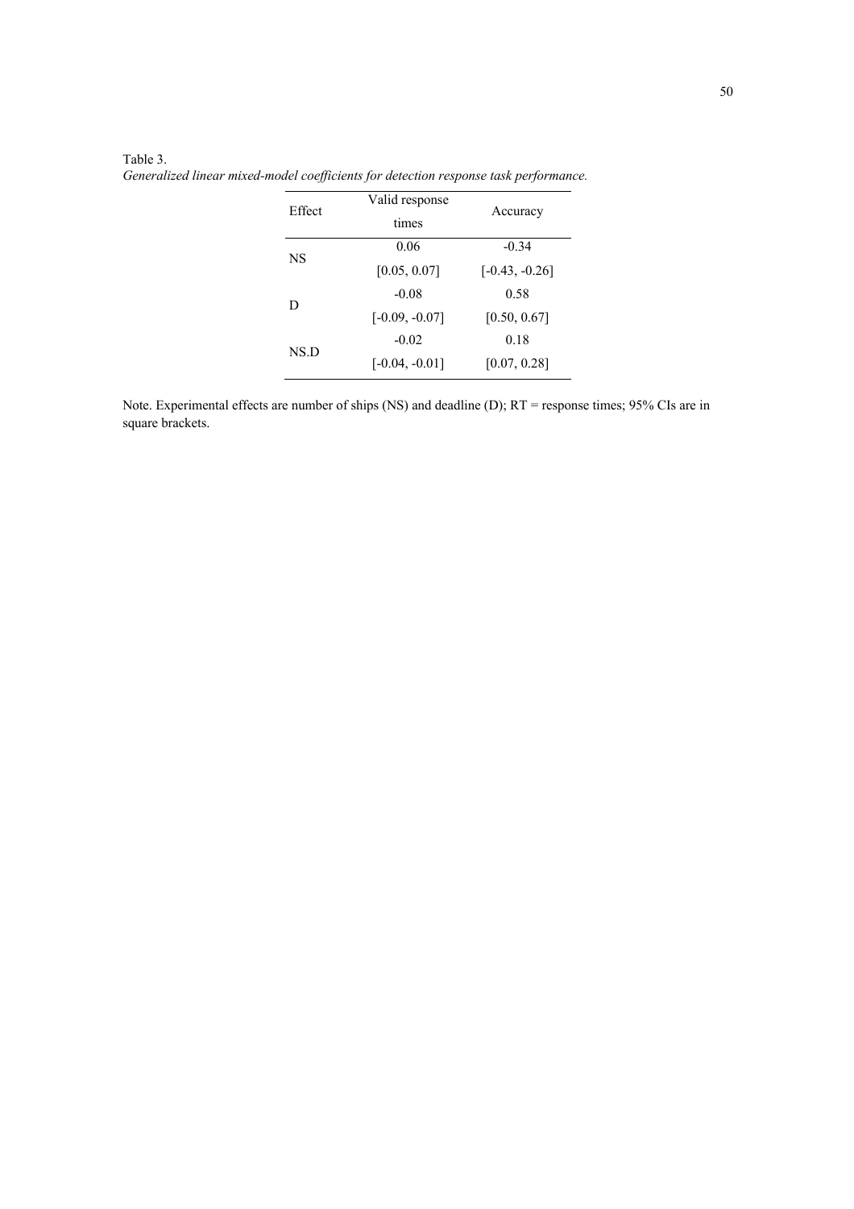Table 3.

*Generalized linear mixed-model coefficients for detection response task performance.*

| Effect | Valid response times | Accuracy |
|---|---|---|
| NS | 0.06<br>[0.05, 0.07] | -0.34<br>[-0.43, -0.26] |
| D | -0.08<br>[-0.09, -0.07] | 0.58<br>[0.50, 0.67] |
| NS.D | -0.02<br>[-0.04, -0.01] | 0.18<br>[0.07, 0.28] |

Note. Experimental effects are number of ships (NS) and deadline (D); RT = response times; 95% CIs are in square brackets.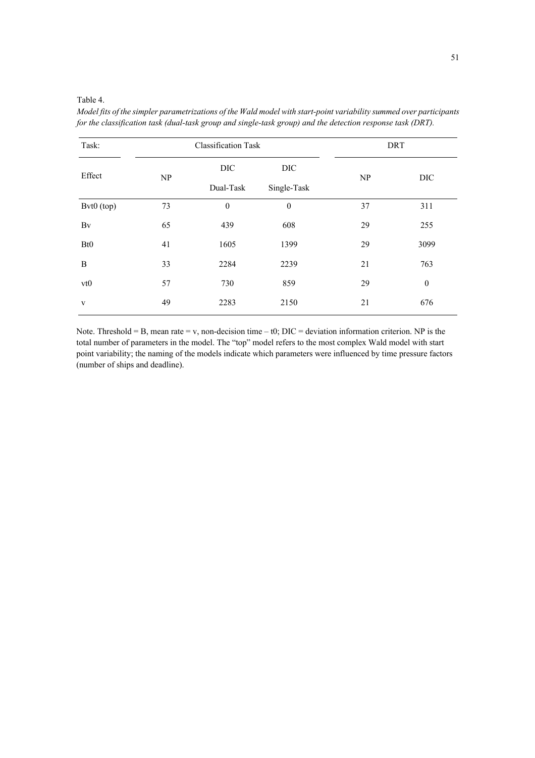Table 4.

*Model fits of the simpler parametrizations of the Wald model with start-point variability summed over participants for the classification task (dual-task group and single-task group) and the detection response task (DRT).*

| Task: | Classification Task | | | DRT | |
|---|---|---|---|---|---|
| Effect | NP | DIC Dual-Task | DIC Single-Task | NP | DIC |
| Bvt0 (top) | 73 | 0 | 0 | 37 | 311 |
| Bv | 65 | 439 | 608 | 29 | 255 |
| Bt0 | 41 | 1605 | 1399 | 29 | 3099 |
| B | 33 | 2284 | 2239 | 21 | 763 |
| vt0 | 57 | 730 | 859 | 29 | 0 |
| v | 49 | 2283 | 2150 | 21 | 676 |

Note. Threshold = B, mean rate = v, non-decision time – t0; DIC = deviation information criterion. NP is the total number of parameters in the model. The "top" model refers to the most complex Wald model with start point variability; the naming of the models indicate which parameters were influenced by time pressure factors (number of ships and deadline).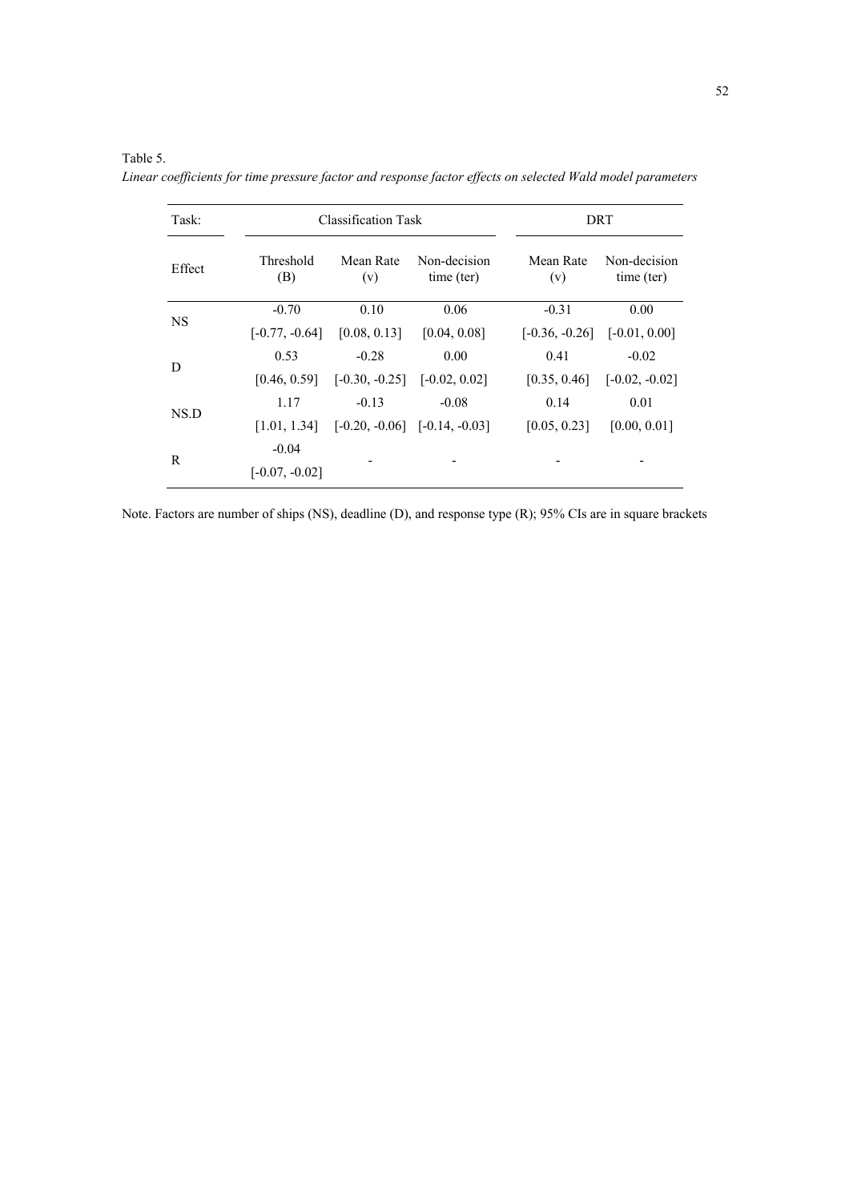Table 5.

*Linear coefficients for time pressure factor and response factor effects on selected Wald model parameters*

| Task: | Classification Task | | | DRT | |
|---|---|---|---|---|---|
| Effect | Threshold (B) | Mean Rate (v) | Non-decision time (ter) | Mean Rate (v) | Non-decision time (ter) |
| NS | -0.70 | 0.10 | 0.06 | -0.31 | 0.00 |
| | [-0.77, -0.64] | [0.08, 0.13] | [0.04, 0.08] | [-0.36, -0.26] | [-0.01, 0.00] |
| D | 0.53 | -0.28 | 0.00 | 0.41 | -0.02 |
| | [0.46, 0.59] | [-0.30, -0.25] | [-0.02, 0.02] | [0.35, 0.46] | [-0.02, -0.02] |
| NS.D | 1.17 | -0.13 | -0.08 | 0.14 | 0.01 |
| | [1.01, 1.34] | [-0.20, -0.06] | [-0.14, -0.03] | [0.05, 0.23] | [0.00, 0.01] |
| R | -0.04 | - | - | - | - |
| | [-0.07, -0.02] | | | | |

Note. Factors are number of ships (NS), deadline (D), and response type (R); 95% CIs are in square brackets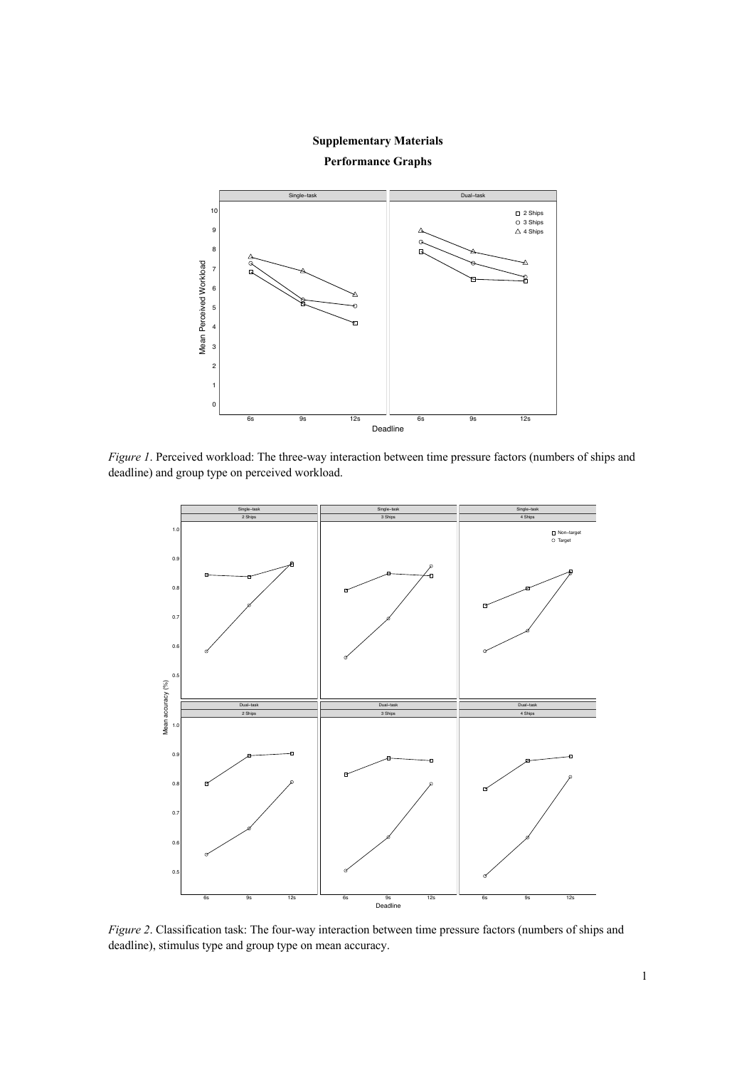**Supplementary Materials**

**Performance Graphs**

*Figure 1*. Perceived workload: The three-way interaction between time pressure factors (numbers of ships and deadline) and group type on perceived workload.

*Figure 2*. Classification task: The four-way interaction between time pressure factors (numbers of ships and deadline), stimulus type and group type on mean accuracy.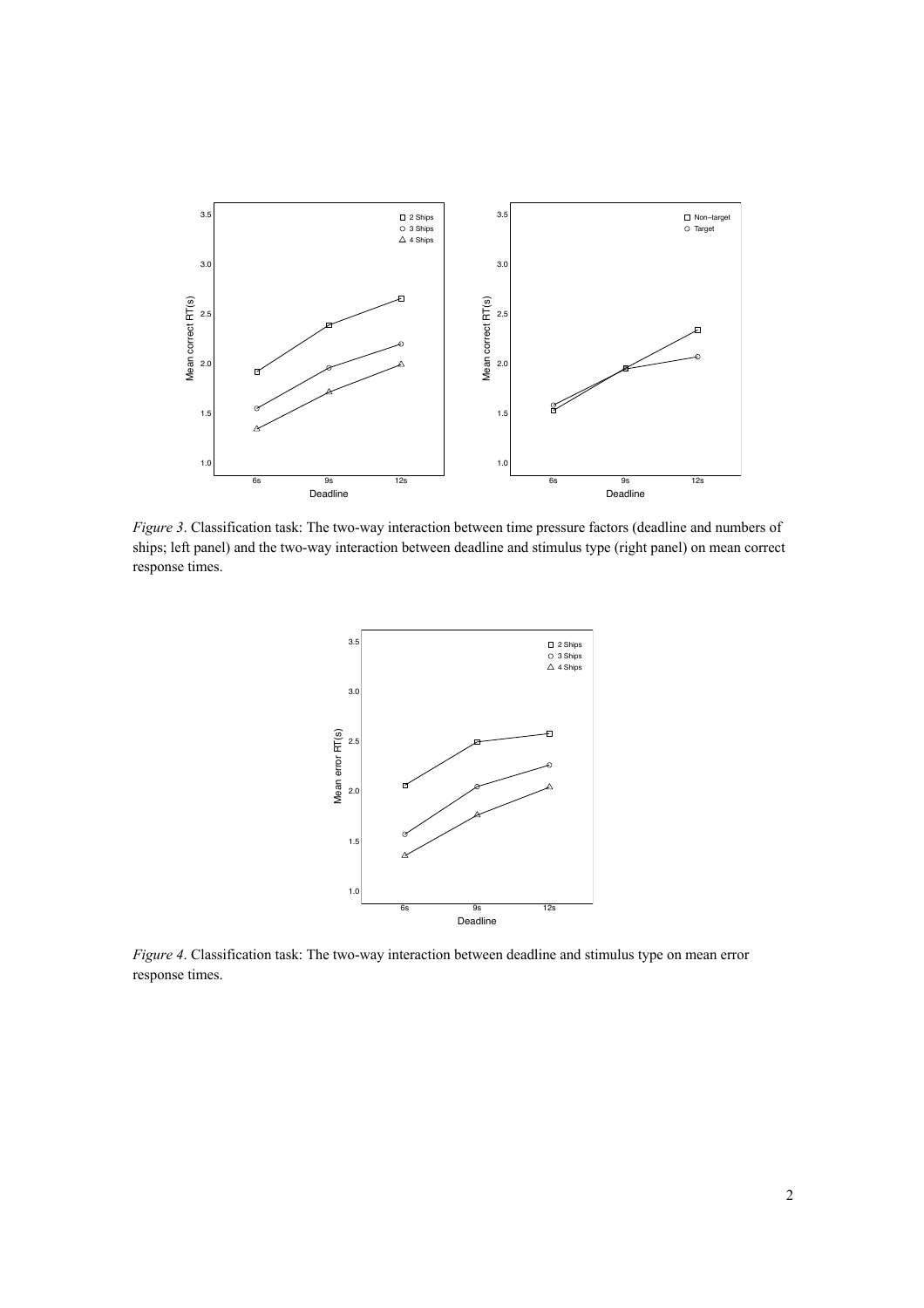*Figure 3*. Classification task: The two-way interaction between time pressure factors (deadline and numbers of ships; left panel) and the two-way interaction between deadline and stimulus type (right panel) on mean correct response times.

*Figure 4*. Classification task: The two-way interaction between deadline and stimulus type on mean error response times.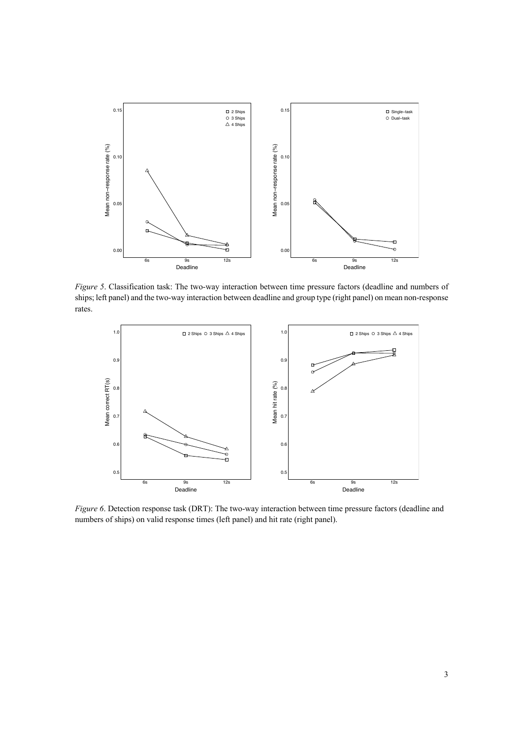*Figure 5*. Classification task: The two-way interaction between time pressure factors (deadline and numbers of ships; left panel) and the two-way interaction between deadline and group type (right panel) on mean non-response rates.

*Figure 6*. Detection response task (DRT): The two-way interaction between time pressure factors (deadline and numbers of ships) on valid response times (left panel) and hit rate (right panel).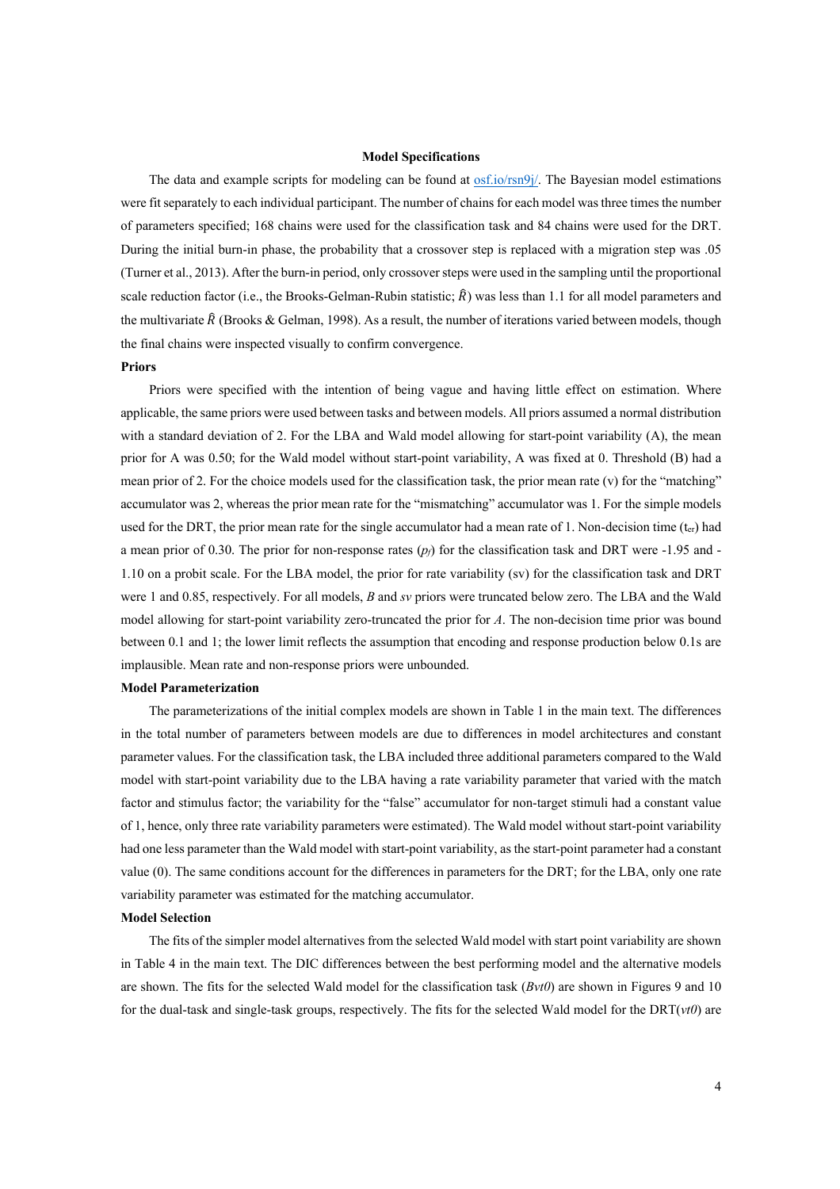## Model Specifications

The data and example scripts for modeling can be found at osf.io/rsn9j/. The Bayesian model estimations were fit separately to each individual participant. The number of chains for each model was three times the number of parameters specified; 168 chains were used for the classification task and 84 chains were used for the DRT. During the initial burn-in phase, the probability that a crossover step is replaced with a migration step was .05 (Turner et al., 2013). After the burn-in period, only crossover steps were used in the sampling until the proportional scale reduction factor (i.e., the Brooks-Gelman-Rubin statistic; $\hat{R}$) was less than 1.1 for all model parameters and the multivariate $\hat{R}$ (Brooks & Gelman, 1998). As a result, the number of iterations varied between models, though the final chains were inspected visually to confirm convergence.

### Priors

Priors were specified with the intention of being vague and having little effect on estimation. Where applicable, the same priors were used between tasks and between models. All priors assumed a normal distribution with a standard deviation of 2. For the LBA and Wald model allowing for start-point variability (A), the mean prior for A was 0.50; for the Wald model without start-point variability, A was fixed at 0. Threshold (B) had a mean prior of 2. For the choice models used for the classification task, the prior mean rate (v) for the "matching" accumulator was 2, whereas the prior mean rate for the "mismatching" accumulator was 1. For the simple models used for the DRT, the prior mean rate for the single accumulator had a mean rate of 1. Non-decision time ($t_{er}$) had a mean prior of 0.30. The prior for non-response rates ($p_f$) for the classification task and DRT were -1.95 and -1.10 on a probit scale. For the LBA model, the prior for rate variability (sv) for the classification task and DRT were 1 and 0.85, respectively. For all models, *B* and *sv* priors were truncated below zero. The LBA and the Wald model allowing for start-point variability zero-truncated the prior for *A*. The non-decision time prior was bound between 0.1 and 1; the lower limit reflects the assumption that encoding and response production below 0.1s are implausible. Mean rate and non-response priors were unbounded.

### Model Parameterization

The parameterizations of the initial complex models are shown in Table 1 in the main text. The differences in the total number of parameters between models are due to differences in model architectures and constant parameter values. For the classification task, the LBA included three additional parameters compared to the Wald model with start-point variability due to the LBA having a rate variability parameter that varied with the match factor and stimulus factor; the variability for the "false" accumulator for non-target stimuli had a constant value of 1, hence, only three rate variability parameters were estimated). The Wald model without start-point variability had one less parameter than the Wald model with start-point variability, as the start-point parameter had a constant value (0). The same conditions account for the differences in parameters for the DRT; for the LBA, only one rate variability parameter was estimated for the matching accumulator.

### Model Selection

The fits of the simpler model alternatives from the selected Wald model with start point variability are shown in Table 4 in the main text. The DIC differences between the best performing model and the alternative models are shown. The fits for the selected Wald model for the classification task (*Bvt0*) are shown in Figures 9 and 10 for the dual-task and single-task groups, respectively. The fits for the selected Wald model for the DRT(*vt0*) are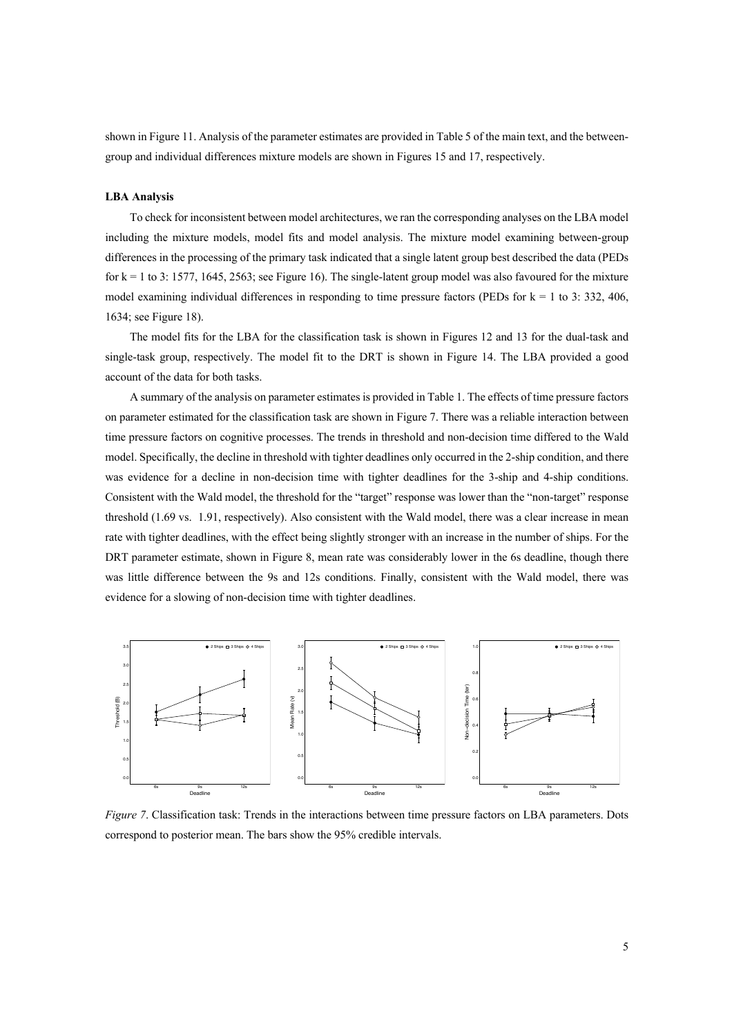shown in Figure 11. Analysis of the parameter estimates are provided in Table 5 of the main text, and the between-group and individual differences mixture models are shown in Figures 15 and 17, respectively.

### LBA Analysis

To check for inconsistent between model architectures, we ran the corresponding analyses on the LBA model including the mixture models, model fits and model analysis. The mixture model examining between-group differences in the processing of the primary task indicated that a single latent group best described the data (PEDs for $k = 1$ to 3: 1577, 1645, 2563; see Figure 16). The single-latent group model was also favoured for the mixture model examining individual differences in responding to time pressure factors (PEDs for $k = 1$ to 3: 332, 406, 1634; see Figure 18).

The model fits for the LBA for the classification task is shown in Figures 12 and 13 for the dual-task and single-task group, respectively. The model fit to the DRT is shown in Figure 14. The LBA provided a good account of the data for both tasks.

A summary of the analysis on parameter estimates is provided in Table 1. The effects of time pressure factors on parameter estimated for the classification task are shown in Figure 7. There was a reliable interaction between time pressure factors on cognitive processes. The trends in threshold and non-decision time differed to the Wald model. Specifically, the decline in threshold with tighter deadlines only occurred in the 2-ship condition, and there was evidence for a decline in non-decision time with tighter deadlines for the 3-ship and 4-ship conditions. Consistent with the Wald model, the threshold for the "target" response was lower than the "non-target" response threshold (1.69 vs. 1.91, respectively). Also consistent with the Wald model, there was a clear increase in mean rate with tighter deadlines, with the effect being slightly stronger with an increase in the number of ships. For the DRT parameter estimate, shown in Figure 8, mean rate was considerably lower in the 6s deadline, though there was little difference between the 9s and 12s conditions. Finally, consistent with the Wald model, there was evidence for a slowing of non-decision time with tighter deadlines.

*Figure 7*. Classification task: Trends in the interactions between time pressure factors on LBA parameters. Dots correspond to posterior mean. The bars show the 95% credible intervals.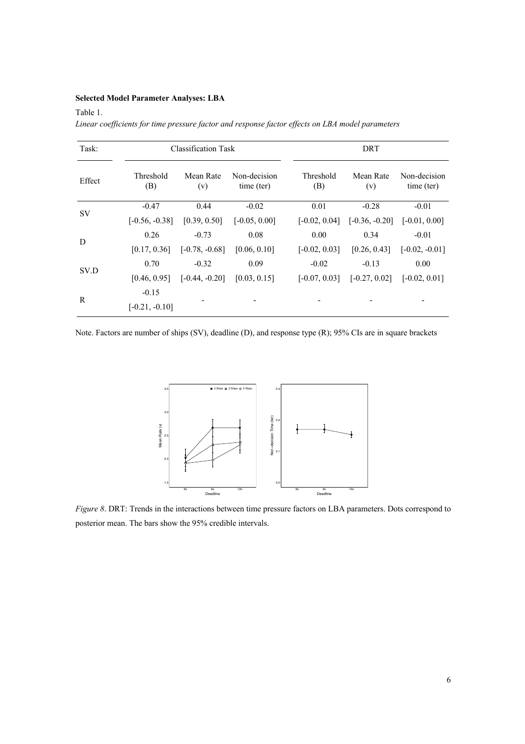**Selected Model Parameter Analyses: LBA**

Table 1.

*Linear coefficients for time pressure factor and response factor effects on LBA model parameters*

| Task: | Classification Task | | | DRT | | |
|---|---|---|---|---|---|---|
| Effect | Threshold (B) | Mean Rate (v) | Non-decision time (ter) | Threshold (B) | Mean Rate (v) | Non-decision time (ter) |
| SV | -0.47 | 0.44 | -0.02 | 0.01 | -0.28 | -0.01 |
| | [-0.56, -0.38] | [0.39, 0.50] | [-0.05, 0.00] | [-0.02, 0.04] | [-0.36, -0.20] | [-0.01, 0.00] |
| D | 0.26 | -0.73 | 0.08 | 0.00 | 0.34 | -0.01 |
| | [0.17, 0.36] | [-0.78, -0.68] | [0.06, 0.10] | [-0.02, 0.03] | [0.26, 0.43] | [-0.02, -0.01] |
| SV.D | 0.70 | -0.32 | 0.09 | -0.02 | -0.13 | 0.00 |
| | [0.46, 0.95] | [-0.44, -0.20] | [0.03, 0.15] | [-0.07, 0.03] | [-0.27, 0.02] | [-0.02, 0.01] |
| R | -0.15 | - | - | - | - | - |
| | [-0.21, -0.10] | | | | | |

Note. Factors are number of ships (SV), deadline (D), and response type (R); 95% CIs are in square brackets

*Figure 8*. DRT: Trends in the interactions between time pressure factors on LBA parameters. Dots correspond to posterior mean. The bars show the 95% credible intervals.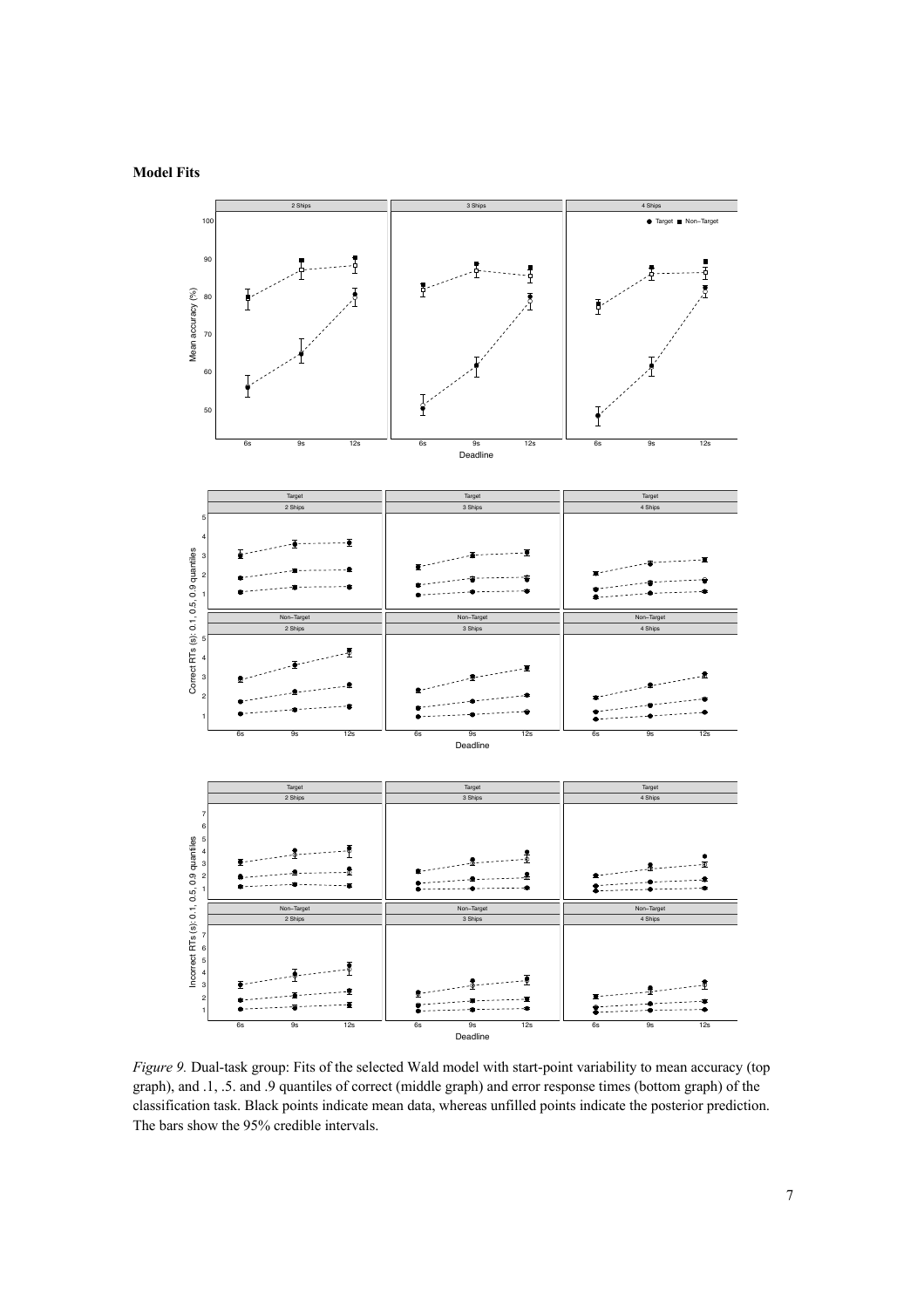**Model Fits**

*Figure 9.* Dual-task group: Fits of the selected Wald model with start-point variability to mean accuracy (top graph), and .1, .5. and .9 quantiles of correct (middle graph) and error response times (bottom graph) of the classification task. Black points indicate mean data, whereas unfilled points indicate the posterior prediction. The bars show the 95% credible intervals.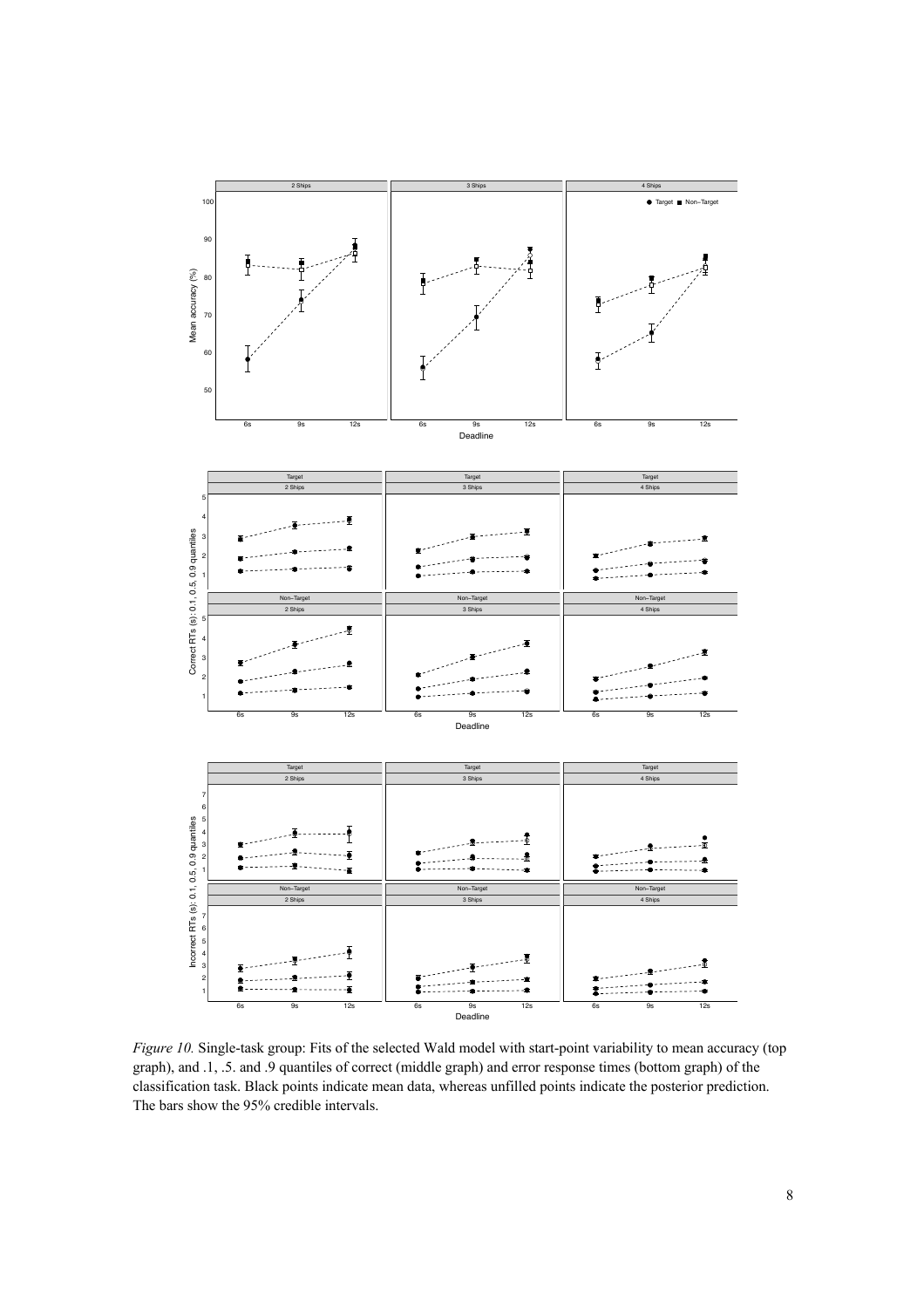*Figure 10.* Single-task group: Fits of the selected Wald model with start-point variability to mean accuracy (top graph), and .1, .5. and .9 quantiles of correct (middle graph) and error response times (bottom graph) of the classification task. Black points indicate mean data, whereas unfilled points indicate the posterior prediction. The bars show the 95% credible intervals.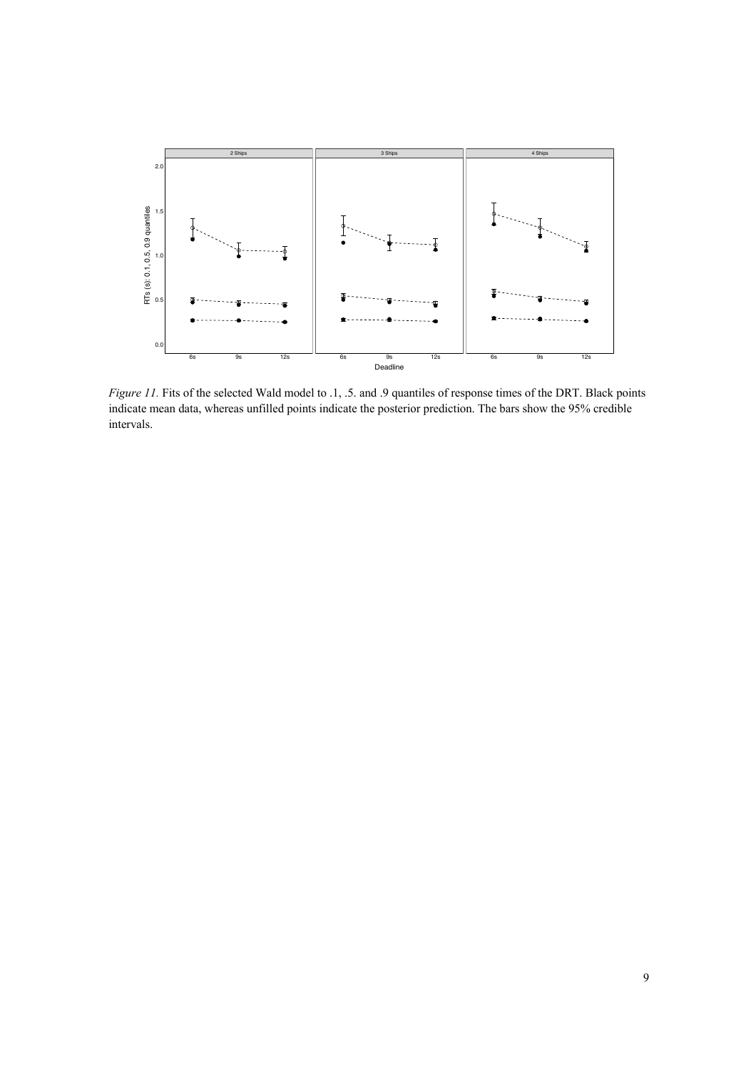*Figure 11.* Fits of the selected Wald model to .1, .5. and .9 quantiles of response times of the DRT. Black points indicate mean data, whereas unfilled points indicate the posterior prediction. The bars show the 95% credible intervals.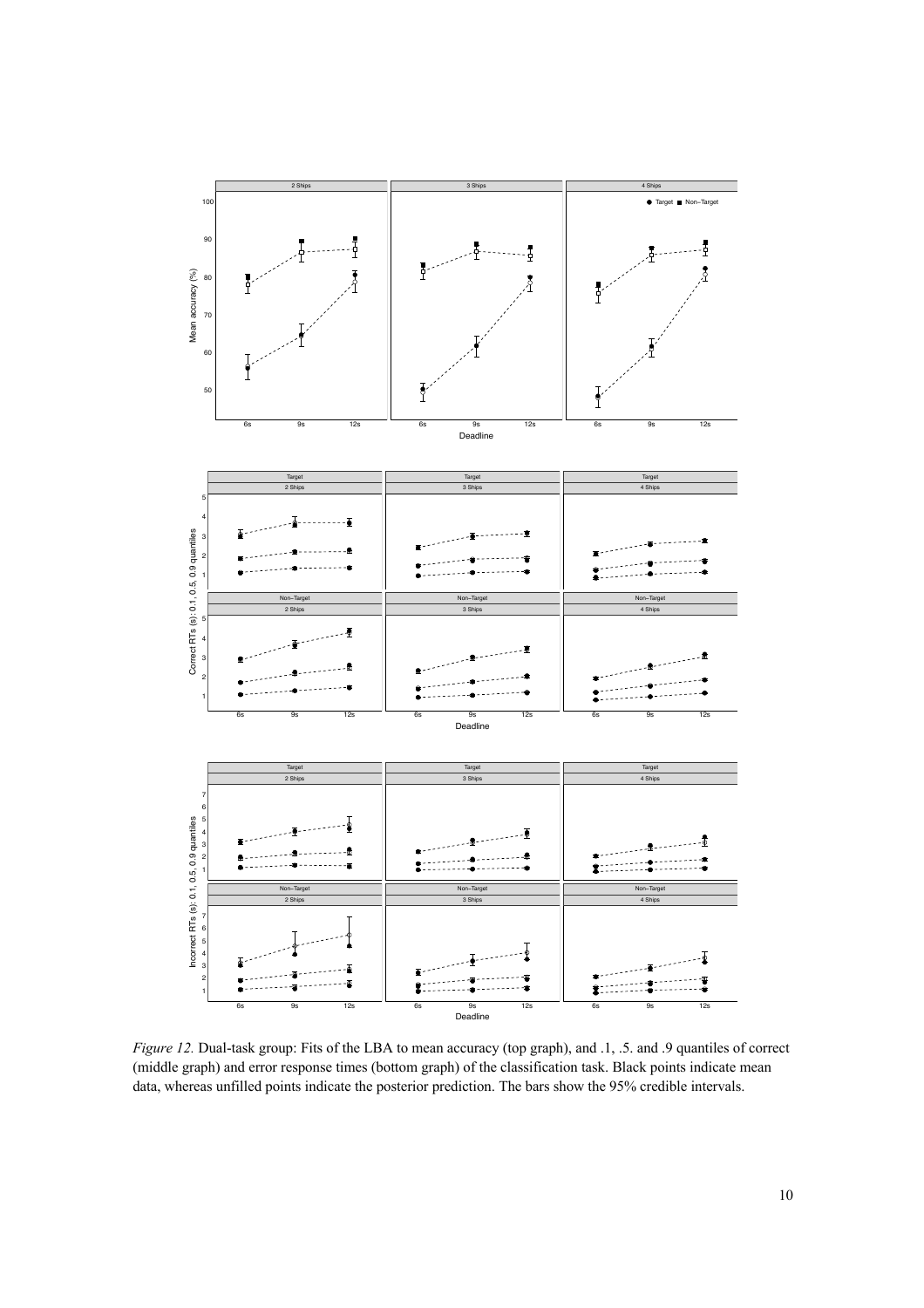*Figure 12.* Dual-task group: Fits of the LBA to mean accuracy (top graph), and .1, .5. and .9 quantiles of correct (middle graph) and error response times (bottom graph) of the classification task. Black points indicate mean data, whereas unfilled points indicate the posterior prediction. The bars show the 95% credible intervals.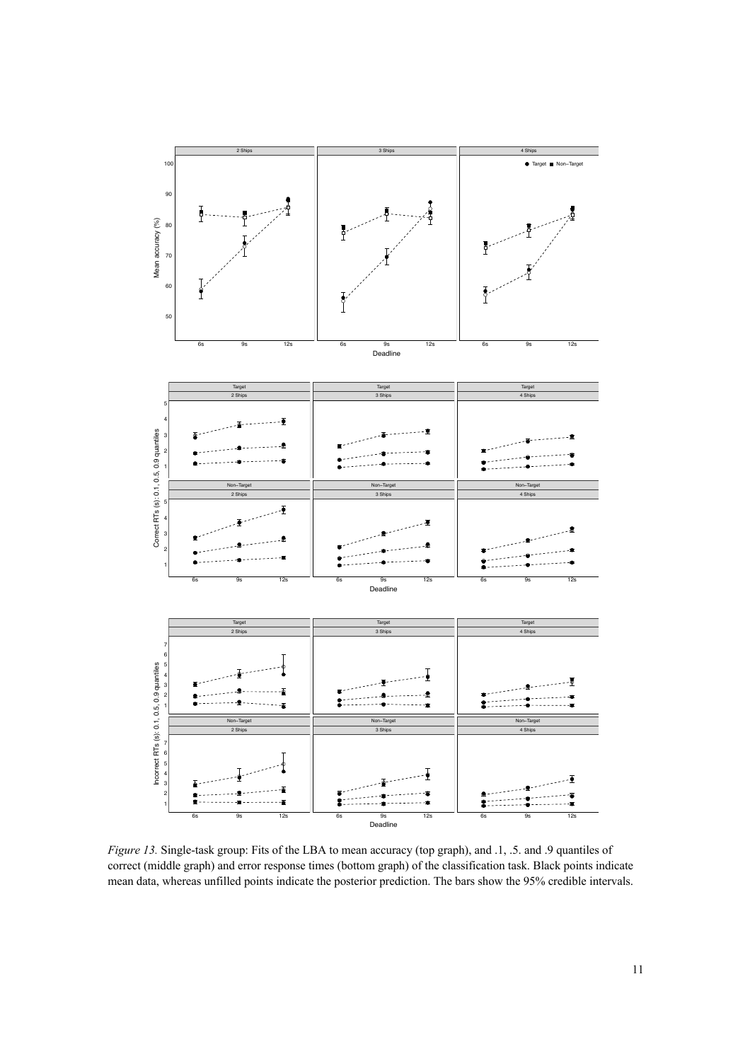*Figure 13.* Single-task group: Fits of the LBA to mean accuracy (top graph), and .1, .5. and .9 quantiles of correct (middle graph) and error response times (bottom graph) of the classification task. Black points indicate mean data, whereas unfilled points indicate the posterior prediction. The bars show the 95% credible intervals.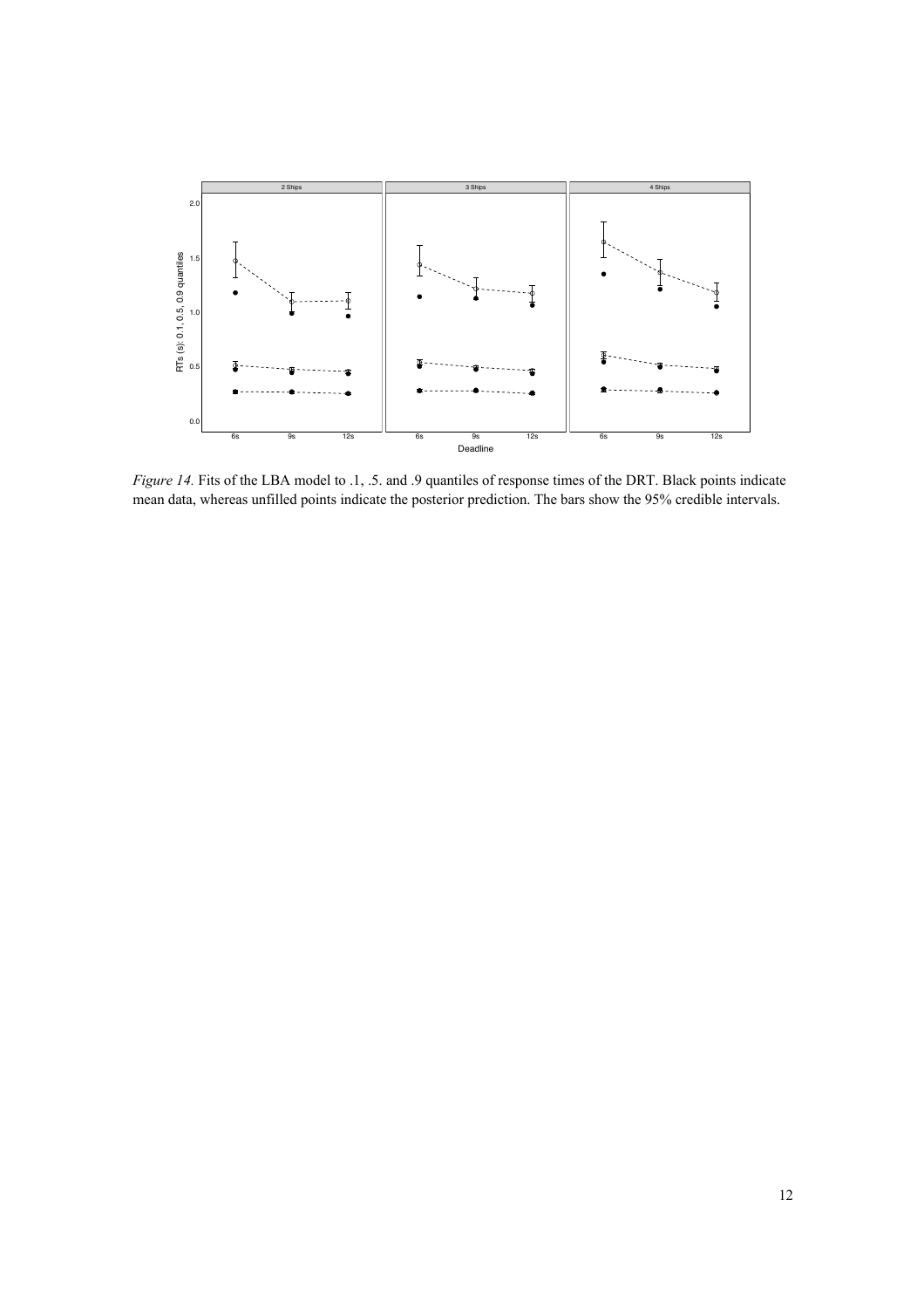*Figure 14.* Fits of the LBA model to .1, .5. and .9 quantiles of response times of the DRT. Black points indicate mean data, whereas unfilled points indicate the posterior prediction. The bars show the 95% credible intervals.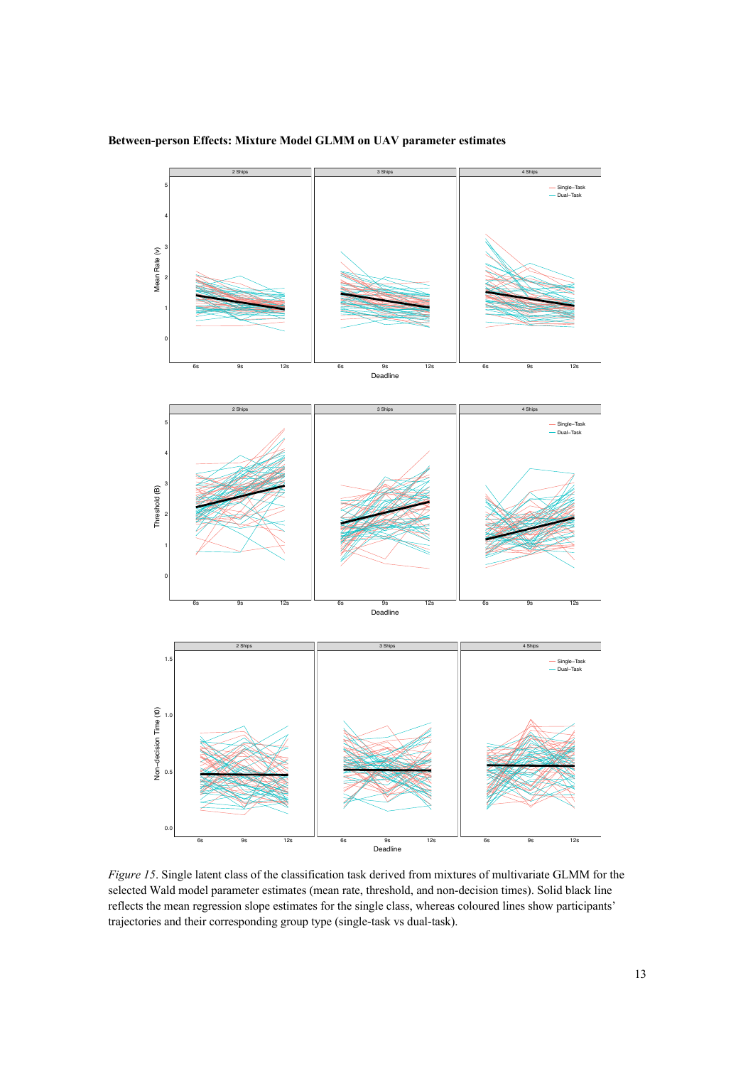**Between-person Effects: Mixture Model GLMM on UAV parameter estimates**

*Figure 15*. Single latent class of the classification task derived from mixtures of multivariate GLMM for the selected Wald model parameter estimates (mean rate, threshold, and non-decision times). Solid black line reflects the mean regression slope estimates for the single class, whereas coloured lines show participants' trajectories and their corresponding group type (single-task vs dual-task).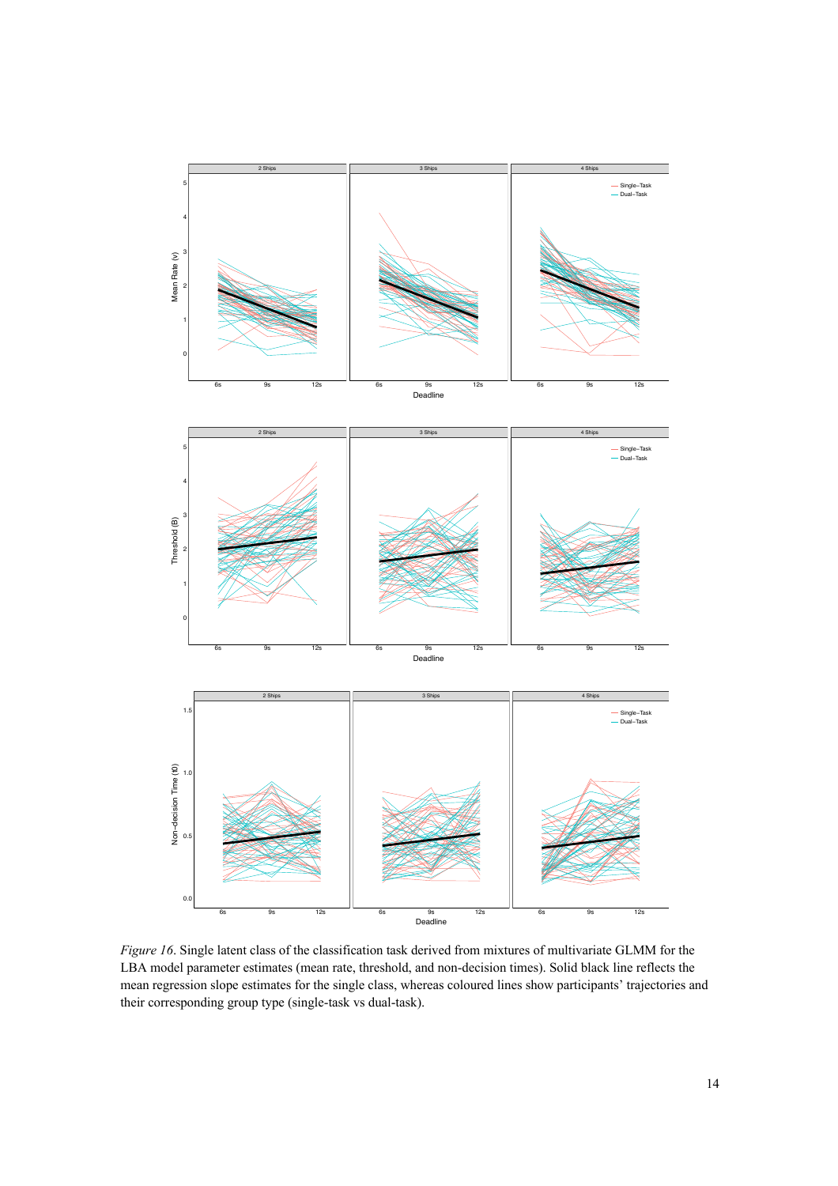*Figure 16*. Single latent class of the classification task derived from mixtures of multivariate GLMM for the LBA model parameter estimates (mean rate, threshold, and non-decision times). Solid black line reflects the mean regression slope estimates for the single class, whereas coloured lines show participants' trajectories and their corresponding group type (single-task vs dual-task).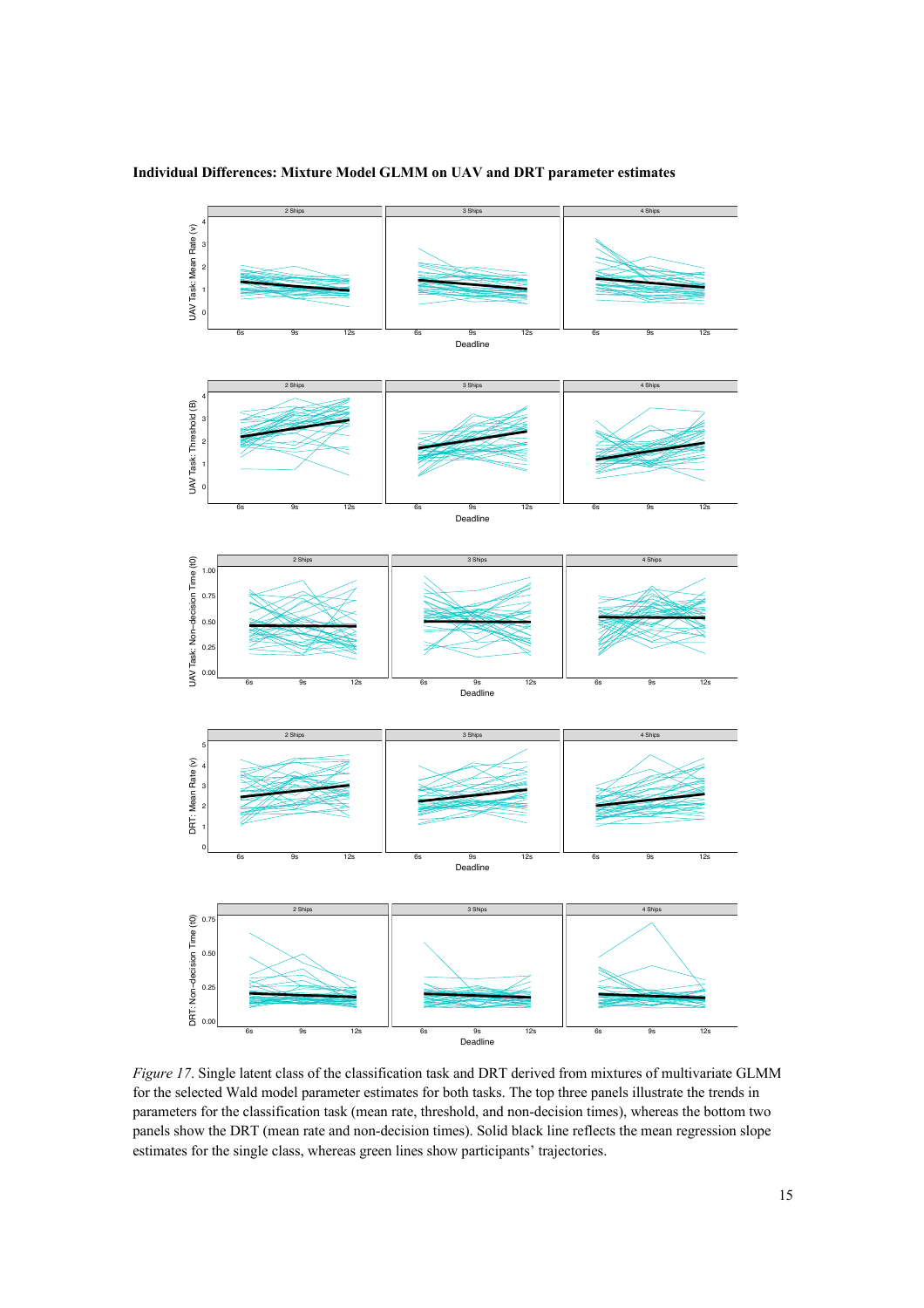**Individual Differences: Mixture Model GLMM on UAV and DRT parameter estimates**

*Figure 17*. Single latent class of the classification task and DRT derived from mixtures of multivariate GLMM for the selected Wald model parameter estimates for both tasks. The top three panels illustrate the trends in parameters for the classification task (mean rate, threshold, and non-decision times), whereas the bottom two panels show the DRT (mean rate and non-decision times). Solid black line reflects the mean regression slope estimates for the single class, whereas green lines show participants' trajectories.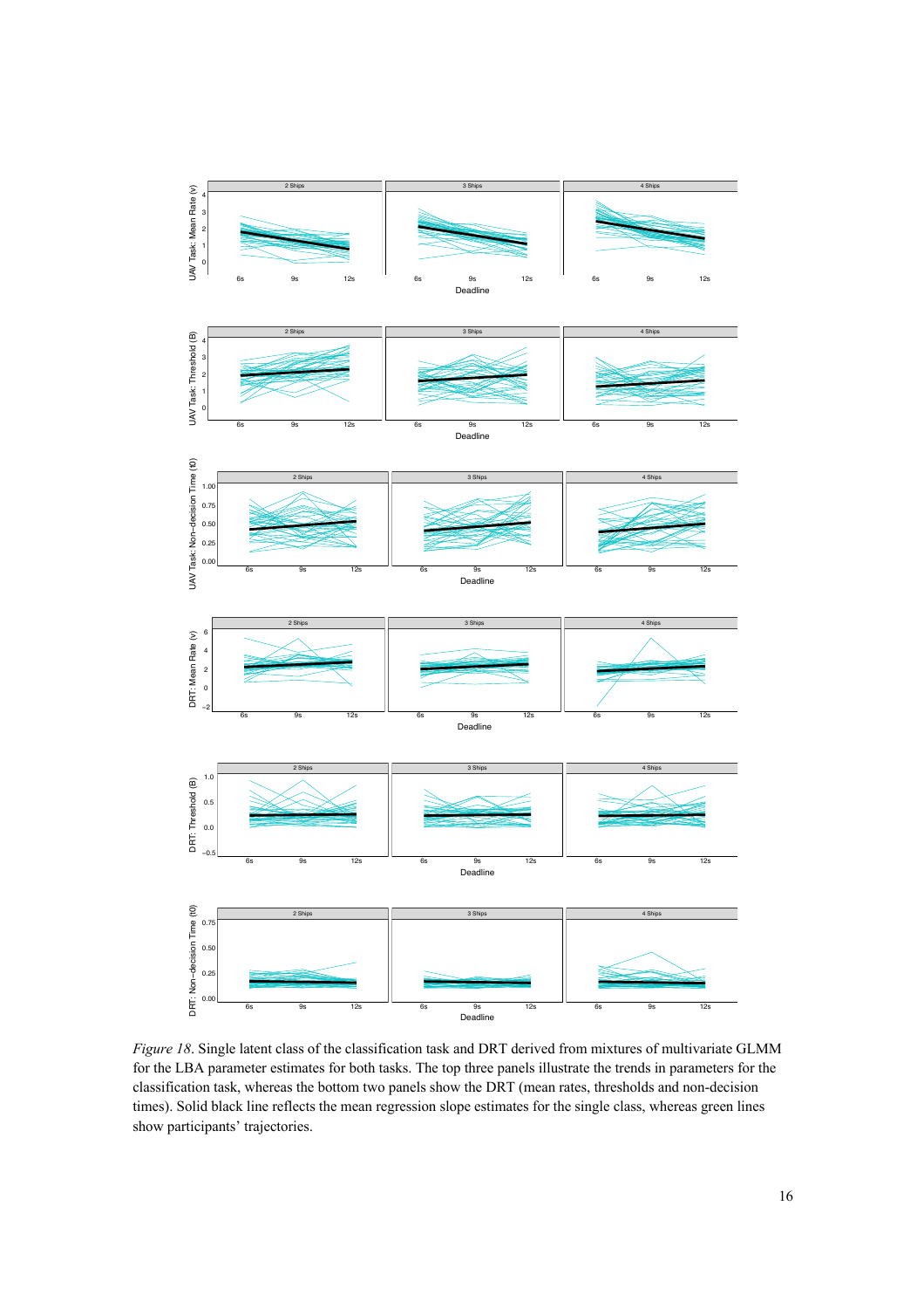2 Ships

3 Ships

4 Ships

UAV Task: Mean Rate (v)

4
3
2
1
0

6s 9s 12s

Deadline

2 Ships

3 Ships

4 Ships

UAV Task: Threshold (B)

4
3
2
1
0

6s 9s 12s

Deadline

2 Ships

3 Ships

4 Ships

UAV Task: Non−decision Time (t0)

1.00
0.75
0.50
0.25
0.00

6s 9s 12s

Deadline

2 Ships

3 Ships

4 Ships

DRT: Mean Rate (v)

6
4
2
0
−2

6s 9s 12s

Deadline

2 Ships

3 Ships

4 Ships

DRT: Threshold (B)

1.0
0.5
0.0
−0.5

6s 9s 12s

Deadline

2 Ships

3 Ships

4 Ships

DRT: Non−decision Time (t0)

0.75
0.50
0.25
0.00

6s 9s 12s

Deadline

*Figure 18*. Single latent class of the classification task and DRT derived from mixtures of multivariate GLMM for the LBA parameter estimates for both tasks. The top three panels illustrate the trends in parameters for the classification task, whereas the bottom two panels show the DRT (mean rates, thresholds and non-decision times). Solid black line reflects the mean regression slope estimates for the single class, whereas green lines show participants' trajectories.